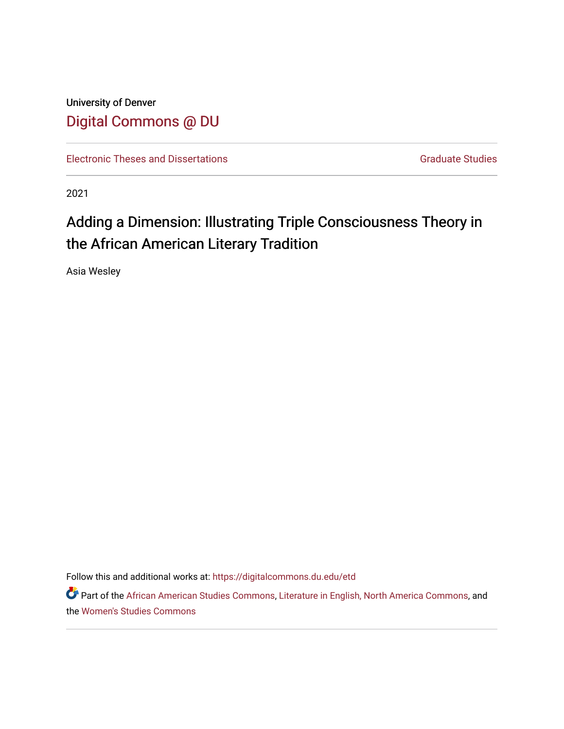University of Denver

Digital Commons @ DU

Electronic Theses and Dissertations

Graduate Studies

2021

# Adding a Dimension: Illustrating Triple Consciousness Theory in the African American Literary Tradition

Asia Wesley

Follow this and additional works at: https://digitalcommons.du.edu/etd

Part of the African American Studies Commons, Literature in English, North America Commons, and the Women's Studies Commons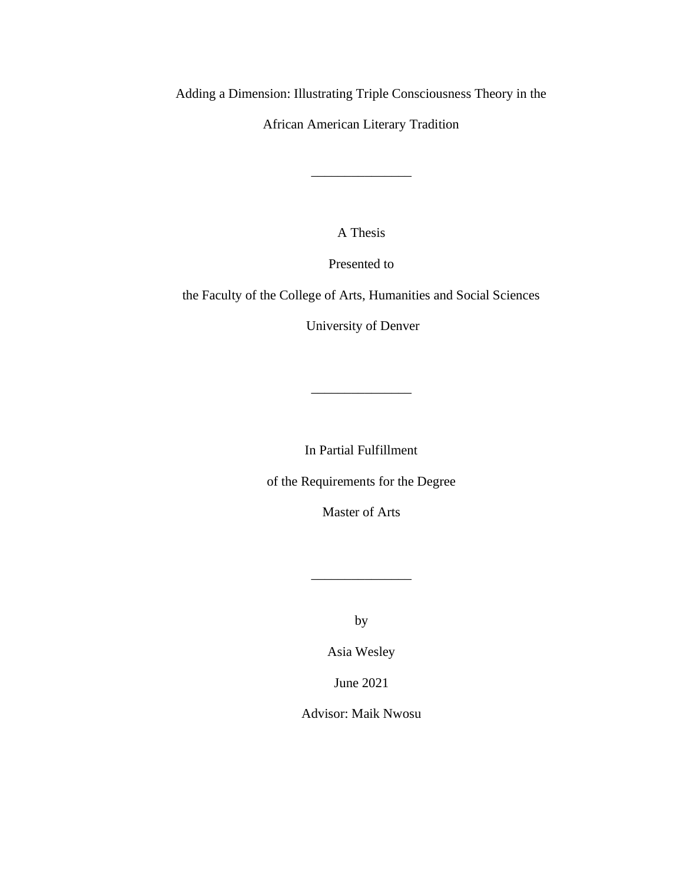Adding a Dimension: Illustrating Triple Consciousness Theory in the

African American Literary Tradition

---

A Thesis

Presented to

the Faculty of the College of Arts, Humanities and Social Sciences

University of Denver

---

In Partial Fulfillment

of the Requirements for the Degree

Master of Arts

---

by

Asia Wesley

June 2021

Advisor: Maik Nwosu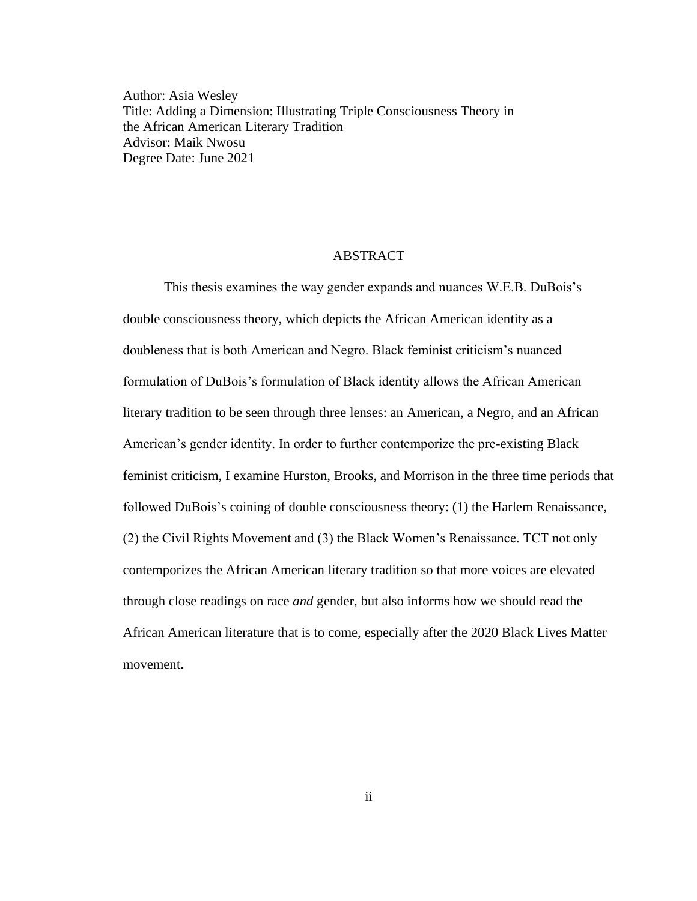Author: Asia Wesley
Title: Adding a Dimension: Illustrating Triple Consciousness Theory in the African American Literary Tradition
Advisor: Maik Nwosu
Degree Date: June 2021

## ABSTRACT

This thesis examines the way gender expands and nuances W.E.B. DuBois's double consciousness theory, which depicts the African American identity as a doubleness that is both American and Negro. Black feminist criticism's nuanced formulation of DuBois's formulation of Black identity allows the African American literary tradition to be seen through three lenses: an American, a Negro, and an African American's gender identity. In order to further contemporize the pre-existing Black feminist criticism, I examine Hurston, Brooks, and Morrison in the three time periods that followed DuBois's coining of double consciousness theory: (1) the Harlem Renaissance, (2) the Civil Rights Movement and (3) the Black Women's Renaissance. TCT not only contemporizes the African American literary tradition so that more voices are elevated through close readings on race *and* gender, but also informs how we should read the African American literature that is to come, especially after the 2020 Black Lives Matter movement.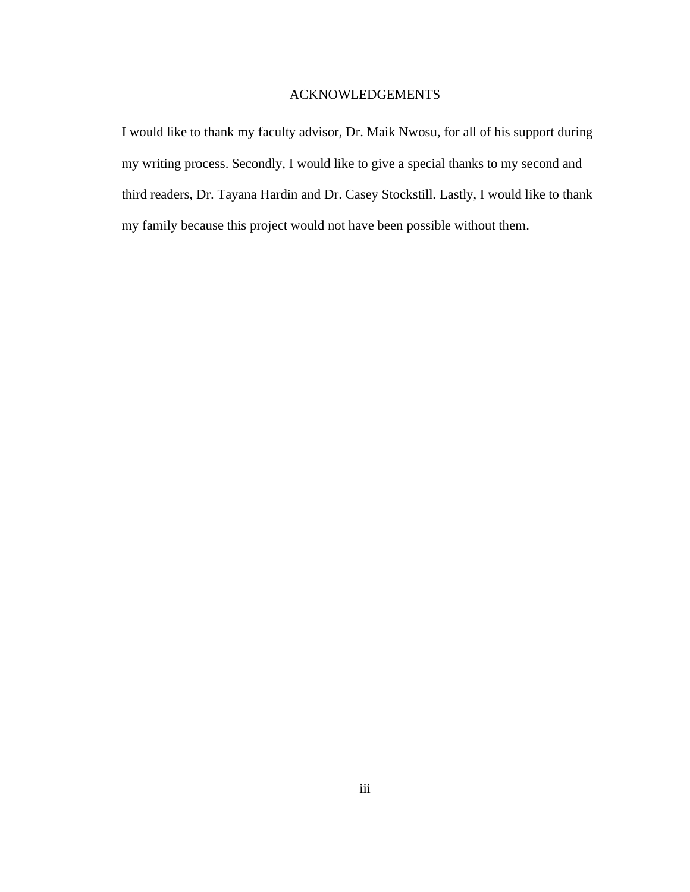# ACKNOWLEDGEMENTS

I would like to thank my faculty advisor, Dr. Maik Nwosu, for all of his support during my writing process. Secondly, I would like to give a special thanks to my second and third readers, Dr. Tayana Hardin and Dr. Casey Stockstill. Lastly, I would like to thank my family because this project would not have been possible without them.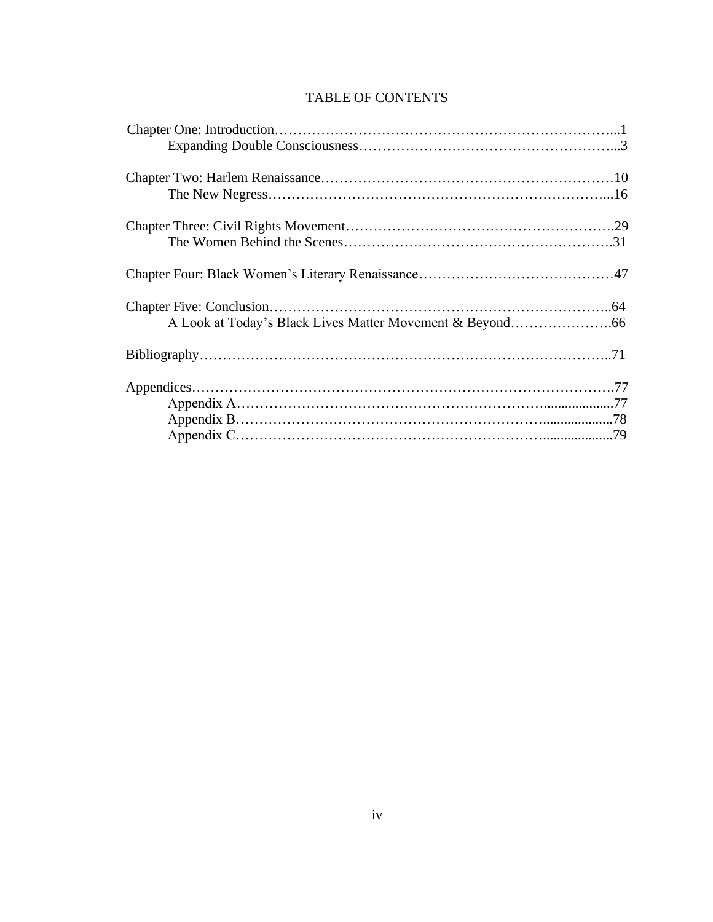# TABLE OF CONTENTS

Chapter One: Introduction……………………………………………………………...1
  Expanding Double Consciousness………………………………………………...3

Chapter Two: Harlem Renaissance……………………………………………………10
  The New Negress………………………………………………………………...16

Chapter Three: Civil Rights Movement……………………………………………….29
  The Women Behind the Scenes…………………………………………………..31

Chapter Four: Black Women's Literary Renaissance……………………………………47

Chapter Five: Conclusion……………………………………………………………...64
  A Look at Today's Black Lives Matter Movement & Beyond………………….66

Bibliography…………………………………………………………………………...71

Appendices……………………………………………………………………………77
  Appendix A………………………………………………………..................77
  Appendix B………………………………………………………..................78
  Appendix C………………………………………………………..................79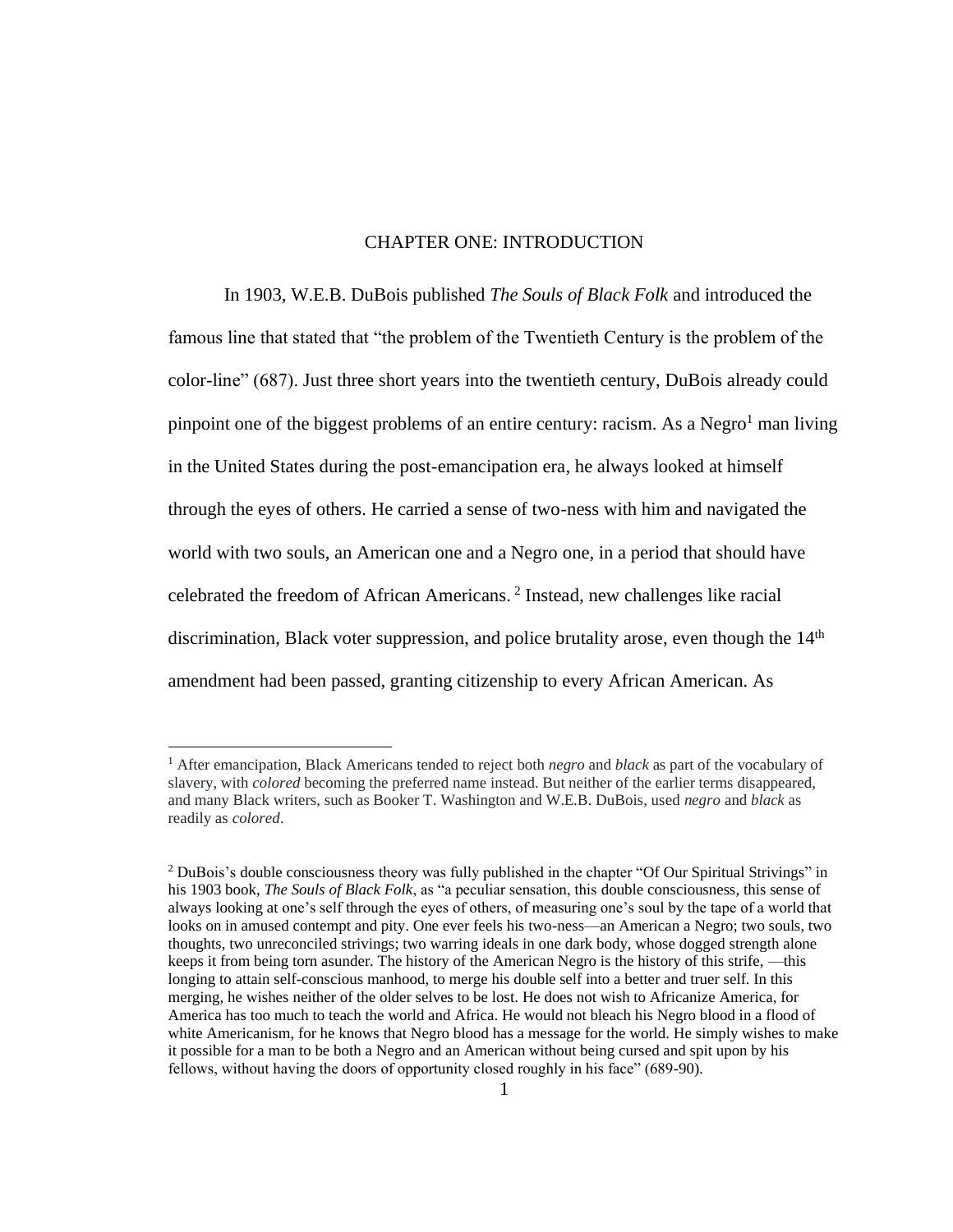# CHAPTER ONE: INTRODUCTION

In 1903, W.E.B. DuBois published *The Souls of Black Folk* and introduced the famous line that stated that "the problem of the Twentieth Century is the problem of the color-line" (687). Just three short years into the twentieth century, DuBois already could pinpoint one of the biggest problems of an entire century: racism. As a Negro[1] man living in the United States during the post-emancipation era, he always looked at himself through the eyes of others. He carried a sense of two-ness with him and navigated the world with two souls, an American one and a Negro one, in a period that should have celebrated the freedom of African Americans. [2] Instead, new challenges like racial discrimination, Black voter suppression, and police brutality arose, even though the 14th amendment had been passed, granting citizenship to every African American. As

[1] After emancipation, Black Americans tended to reject both *negro* and *black* as part of the vocabulary of slavery, with *colored* becoming the preferred name instead. But neither of the earlier terms disappeared, and many Black writers, such as Booker T. Washington and W.E.B. DuBois, used *negro* and *black* as readily as *colored*.

[2] DuBois's double consciousness theory was fully published in the chapter "Of Our Spiritual Strivings" in his 1903 book, *The Souls of Black Folk*, as "a peculiar sensation, this double consciousness, this sense of always looking at one's self through the eyes of others, of measuring one's soul by the tape of a world that looks on in amused contempt and pity. One ever feels his two-ness—an American a Negro; two souls, two thoughts, two unreconciled strivings; two warring ideals in one dark body, whose dogged strength alone keeps it from being torn asunder. The history of the American Negro is the history of this strife, —this longing to attain self-conscious manhood, to merge his double self into a better and truer self. In this merging, he wishes neither of the older selves to be lost. He does not wish to Africanize America, for America has too much to teach the world and Africa. He would not bleach his Negro blood in a flood of white Americanism, for he knows that Negro blood has a message for the world. He simply wishes to make it possible for a man to be both a Negro and an American without being cursed and spit upon by his fellows, without having the doors of opportunity closed roughly in his face" (689-90).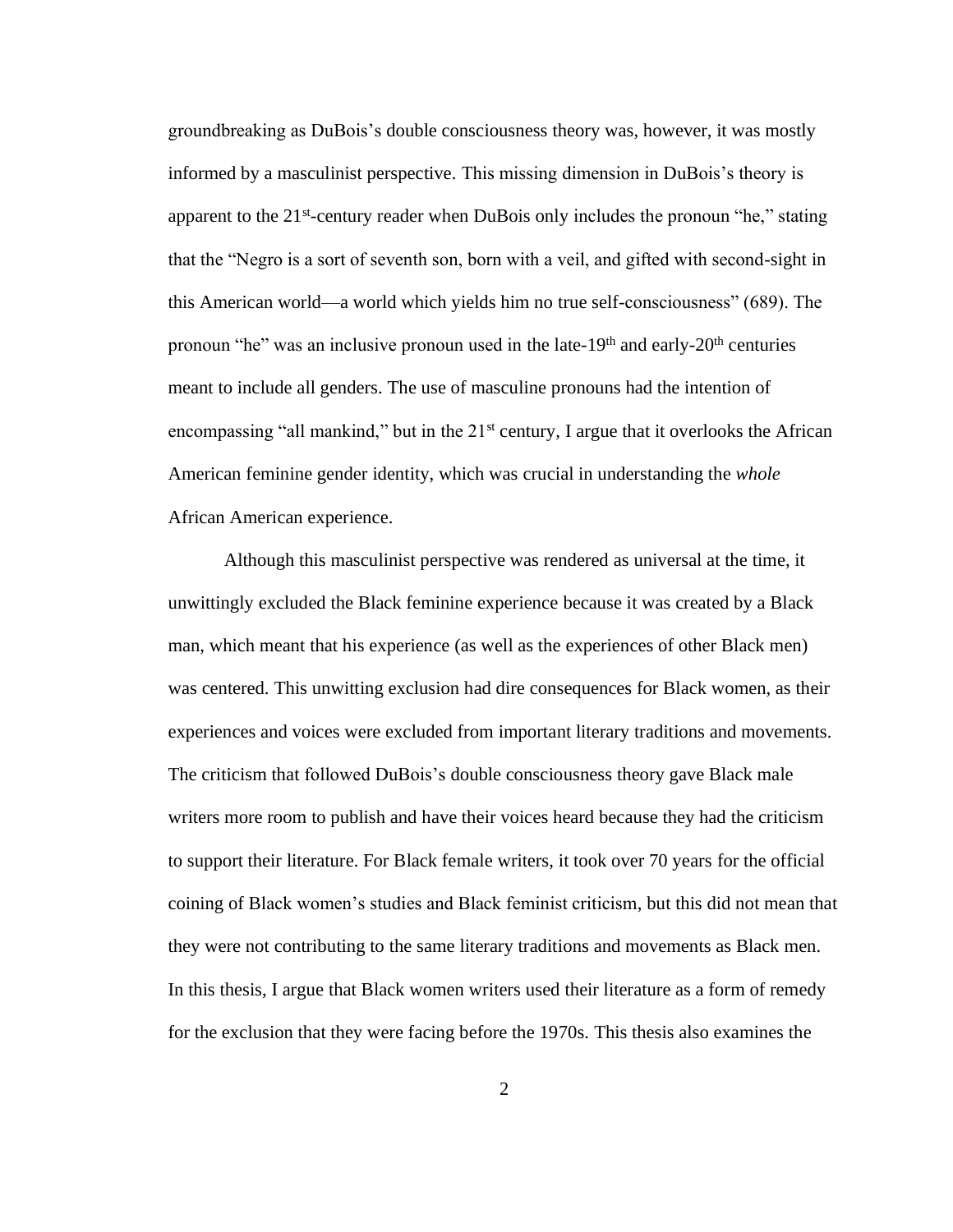groundbreaking as DuBois's double consciousness theory was, however, it was mostly informed by a masculinist perspective. This missing dimension in DuBois's theory is apparent to the 21st-century reader when DuBois only includes the pronoun "he," stating that the "Negro is a sort of seventh son, born with a veil, and gifted with second-sight in this American world—a world which yields him no true self-consciousness" (689). The pronoun "he" was an inclusive pronoun used in the late-19th and early-20th centuries meant to include all genders. The use of masculine pronouns had the intention of encompassing "all mankind," but in the 21st century, I argue that it overlooks the African American feminine gender identity, which was crucial in understanding the *whole* African American experience.

Although this masculinist perspective was rendered as universal at the time, it unwittingly excluded the Black feminine experience because it was created by a Black man, which meant that his experience (as well as the experiences of other Black men) was centered. This unwitting exclusion had dire consequences for Black women, as their experiences and voices were excluded from important literary traditions and movements. The criticism that followed DuBois's double consciousness theory gave Black male writers more room to publish and have their voices heard because they had the criticism to support their literature. For Black female writers, it took over 70 years for the official coining of Black women's studies and Black feminist criticism, but this did not mean that they were not contributing to the same literary traditions and movements as Black men. In this thesis, I argue that Black women writers used their literature as a form of remedy for the exclusion that they were facing before the 1970s. This thesis also examines the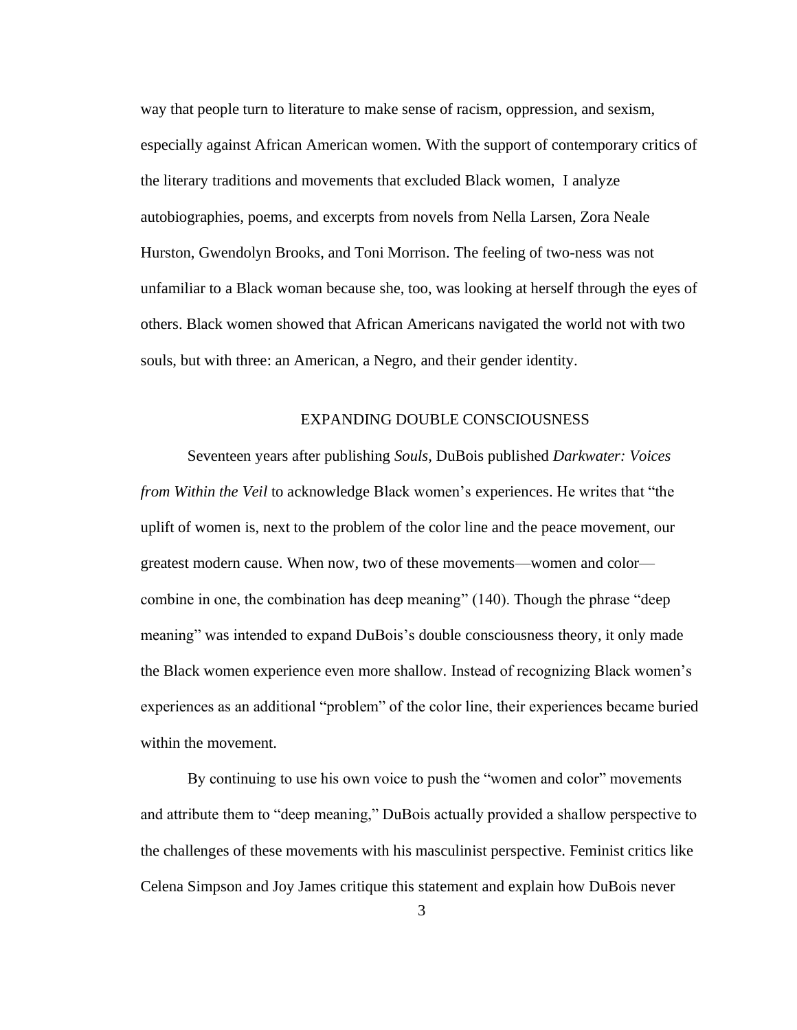way that people turn to literature to make sense of racism, oppression, and sexism, especially against African American women. With the support of contemporary critics of the literary traditions and movements that excluded Black women, I analyze autobiographies, poems, and excerpts from novels from Nella Larsen, Zora Neale Hurston, Gwendolyn Brooks, and Toni Morrison. The feeling of two-ness was not unfamiliar to a Black woman because she, too, was looking at herself through the eyes of others. Black women showed that African Americans navigated the world not with two souls, but with three: an American, a Negro, and their gender identity.

## EXPANDING DOUBLE CONSCIOUSNESS

Seventeen years after publishing *Souls*, DuBois published *Darkwater: Voices from Within the Veil* to acknowledge Black women's experiences. He writes that "the uplift of women is, next to the problem of the color line and the peace movement, our greatest modern cause. When now, two of these movements—women and color—combine in one, the combination has deep meaning" (140). Though the phrase "deep meaning" was intended to expand DuBois's double consciousness theory, it only made the Black women experience even more shallow. Instead of recognizing Black women's experiences as an additional "problem" of the color line, their experiences became buried within the movement.

By continuing to use his own voice to push the "women and color" movements and attribute them to "deep meaning," DuBois actually provided a shallow perspective to the challenges of these movements with his masculinist perspective. Feminist critics like Celena Simpson and Joy James critique this statement and explain how DuBois never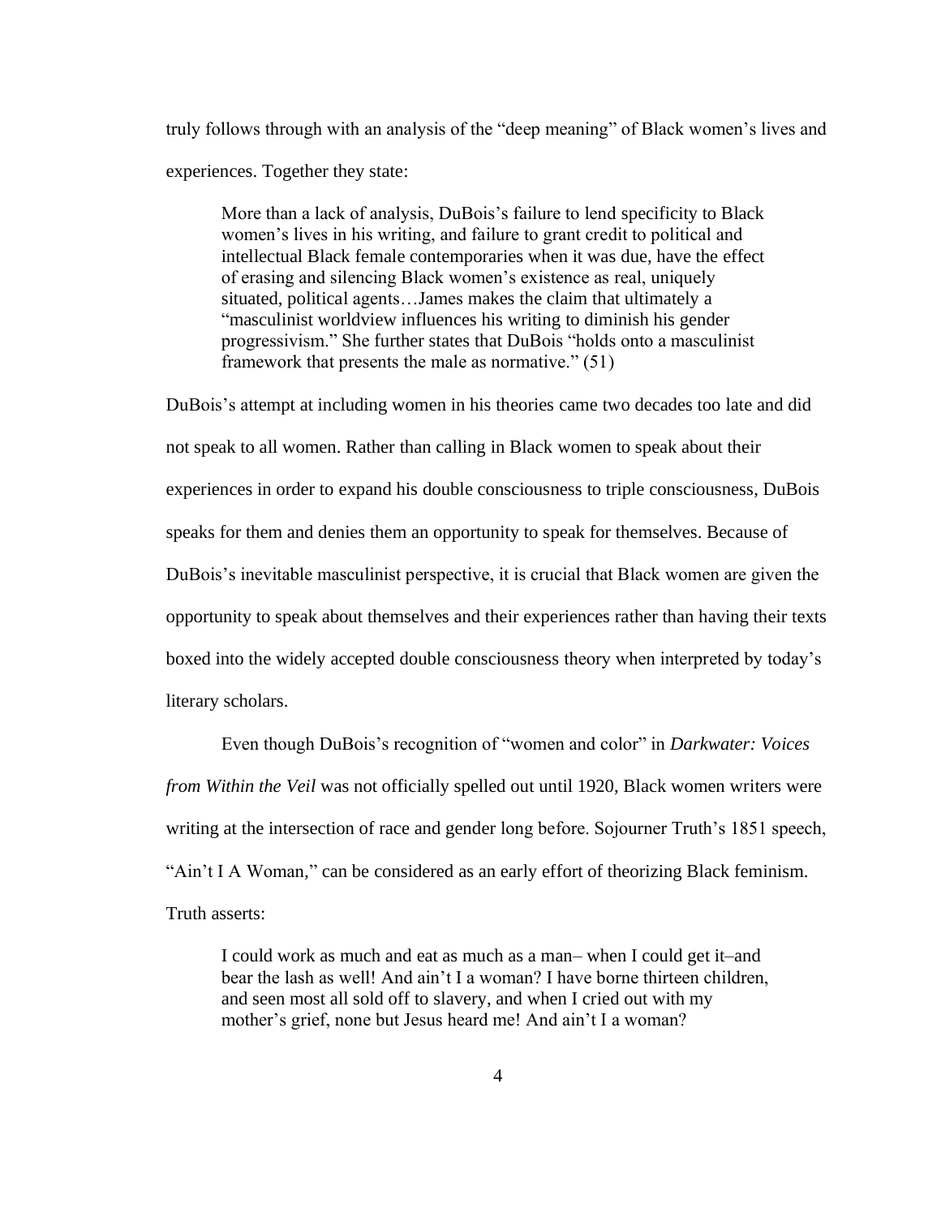truly follows through with an analysis of the "deep meaning" of Black women's lives and experiences. Together they state:

> More than a lack of analysis, DuBois's failure to lend specificity to Black women's lives in his writing, and failure to grant credit to political and intellectual Black female contemporaries when it was due, have the effect of erasing and silencing Black women's existence as real, uniquely situated, political agents…James makes the claim that ultimately a "masculinist worldview influences his writing to diminish his gender progressivism." She further states that DuBois "holds onto a masculinist framework that presents the male as normative." (51)

DuBois's attempt at including women in his theories came two decades too late and did not speak to all women. Rather than calling in Black women to speak about their experiences in order to expand his double consciousness to triple consciousness, DuBois speaks for them and denies them an opportunity to speak for themselves. Because of DuBois's inevitable masculinist perspective, it is crucial that Black women are given the opportunity to speak about themselves and their experiences rather than having their texts boxed into the widely accepted double consciousness theory when interpreted by today's literary scholars.

Even though DuBois's recognition of "women and color" in *Darkwater: Voices from Within the Veil* was not officially spelled out until 1920, Black women writers were writing at the intersection of race and gender long before. Sojourner Truth's 1851 speech, "Ain't I A Woman," can be considered as an early effort of theorizing Black feminism. Truth asserts:

> I could work as much and eat as much as a man– when I could get it–and bear the lash as well! And ain't I a woman? I have borne thirteen children, and seen most all sold off to slavery, and when I cried out with my mother's grief, none but Jesus heard me! And ain't I a woman?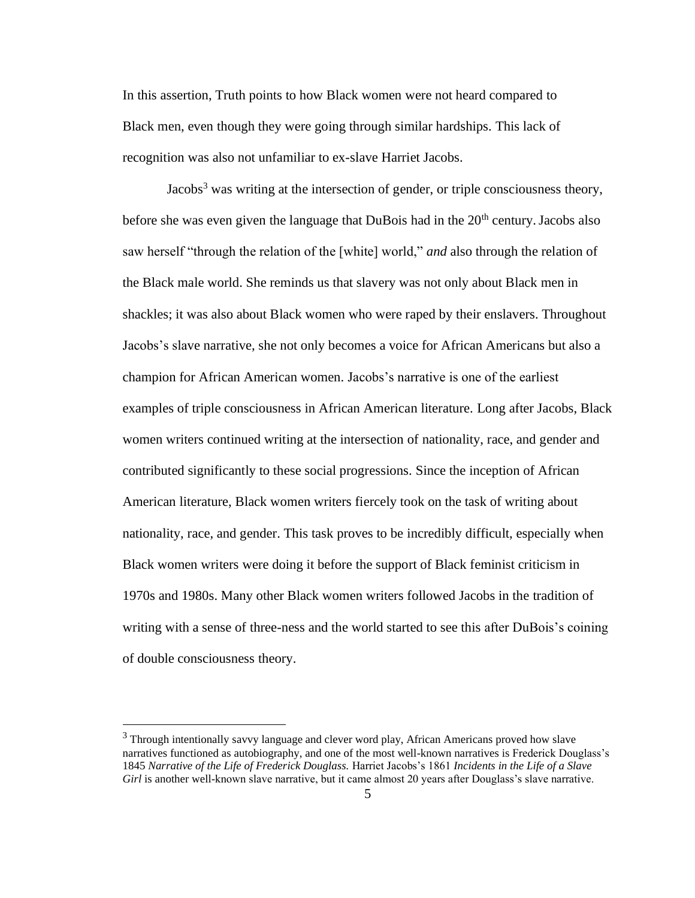In this assertion, Truth points to how Black women were not heard compared to Black men, even though they were going through similar hardships. This lack of recognition was also not unfamiliar to ex-slave Harriet Jacobs.

Jacobs[3] was writing at the intersection of gender, or triple consciousness theory, before she was even given the language that DuBois had in the 20th century. Jacobs also saw herself "through the relation of the [white] world," *and* also through the relation of the Black male world. She reminds us that slavery was not only about Black men in shackles; it was also about Black women who were raped by their enslavers. Throughout Jacobs's slave narrative, she not only becomes a voice for African Americans but also a champion for African American women. Jacobs's narrative is one of the earliest examples of triple consciousness in African American literature. Long after Jacobs, Black women writers continued writing at the intersection of nationality, race, and gender and contributed significantly to these social progressions. Since the inception of African American literature, Black women writers fiercely took on the task of writing about nationality, race, and gender. This task proves to be incredibly difficult, especially when Black women writers were doing it before the support of Black feminist criticism in 1970s and 1980s. Many other Black women writers followed Jacobs in the tradition of writing with a sense of three-ness and the world started to see this after DuBois's coining of double consciousness theory.

---

[3] Through intentionally savvy language and clever word play, African Americans proved how slave narratives functioned as autobiography, and one of the most well-known narratives is Frederick Douglass's 1845 *Narrative of the Life of Frederick Douglass.* Harriet Jacobs's 1861 *Incidents in the Life of a Slave Girl* is another well-known slave narrative, but it came almost 20 years after Douglass's slave narrative.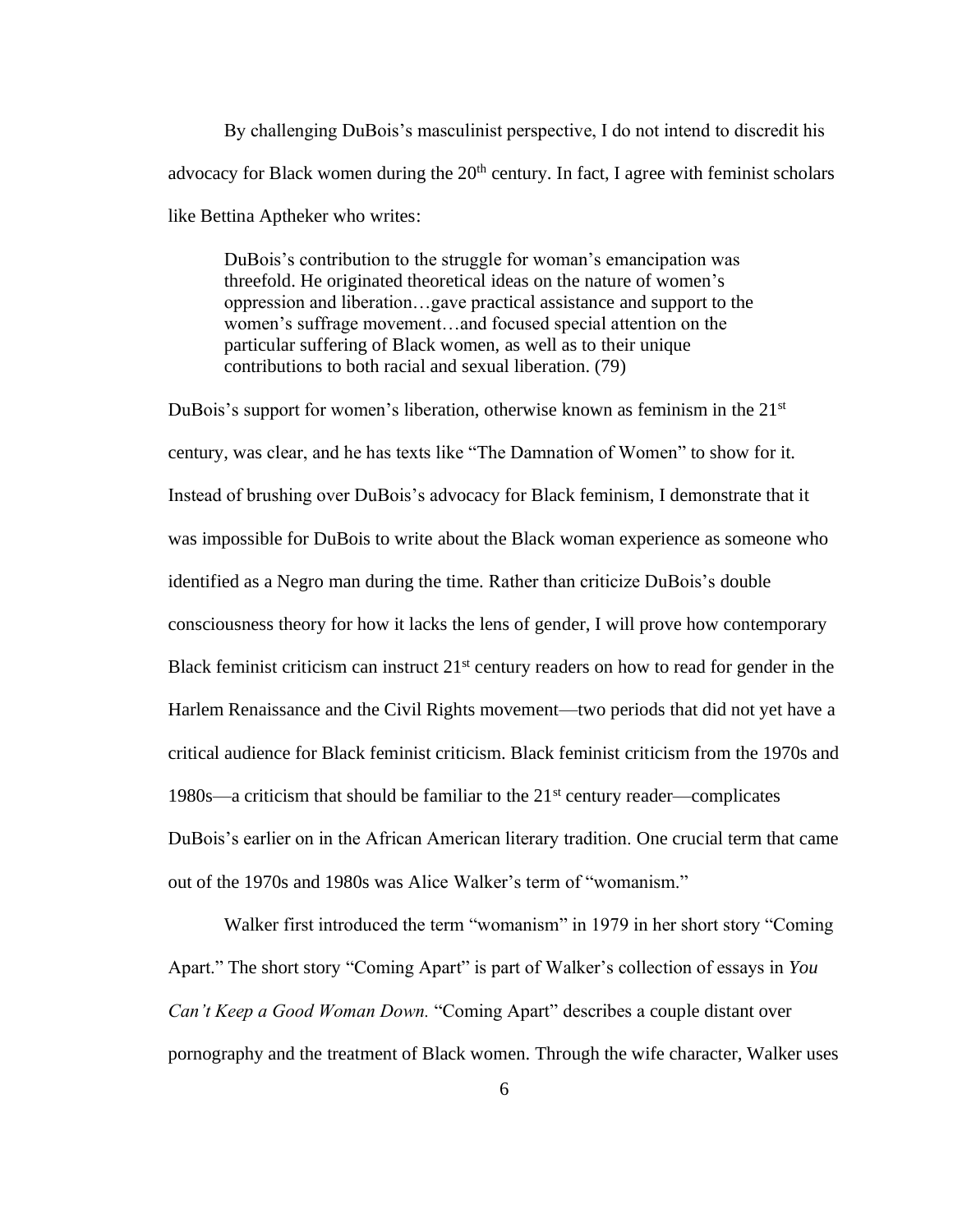By challenging DuBois's masculinist perspective, I do not intend to discredit his advocacy for Black women during the 20th century. In fact, I agree with feminist scholars like Bettina Aptheker who writes:

> DuBois's contribution to the struggle for woman's emancipation was threefold. He originated theoretical ideas on the nature of women's oppression and liberation…gave practical assistance and support to the women's suffrage movement…and focused special attention on the particular suffering of Black women, as well as to their unique contributions to both racial and sexual liberation. (79)

DuBois's support for women's liberation, otherwise known as feminism in the 21st century, was clear, and he has texts like "The Damnation of Women" to show for it. Instead of brushing over DuBois's advocacy for Black feminism, I demonstrate that it was impossible for DuBois to write about the Black woman experience as someone who identified as a Negro man during the time. Rather than criticize DuBois's double consciousness theory for how it lacks the lens of gender, I will prove how contemporary Black feminist criticism can instruct 21st century readers on how to read for gender in the Harlem Renaissance and the Civil Rights movement—two periods that did not yet have a critical audience for Black feminist criticism. Black feminist criticism from the 1970s and 1980s—a criticism that should be familiar to the 21st century reader—complicates DuBois's earlier on in the African American literary tradition. One crucial term that came out of the 1970s and 1980s was Alice Walker's term of "womanism."

Walker first introduced the term "womanism" in 1979 in her short story "Coming Apart." The short story "Coming Apart" is part of Walker's collection of essays in *You Can't Keep a Good Woman Down.* "Coming Apart" describes a couple distant over pornography and the treatment of Black women. Through the wife character, Walker uses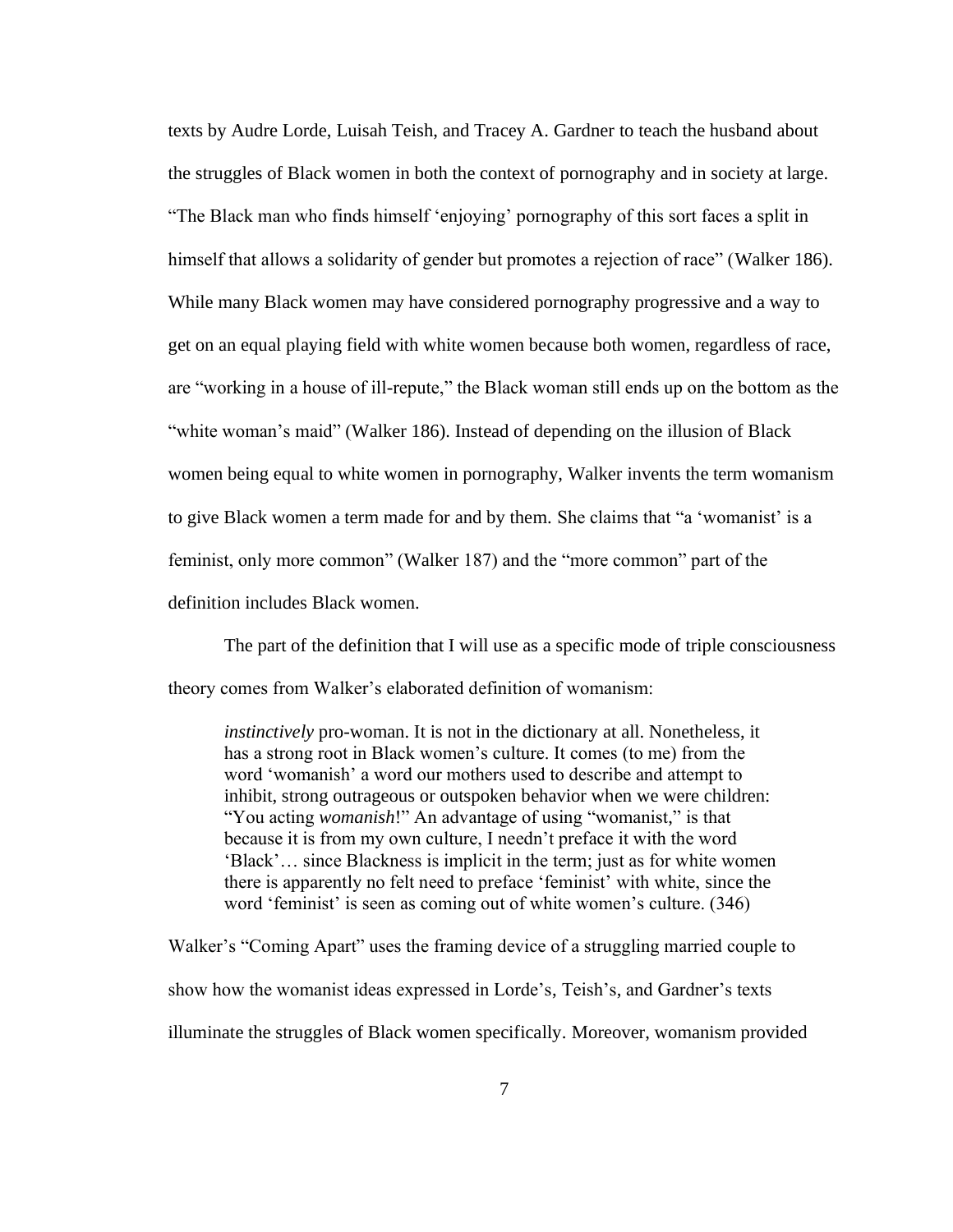texts by Audre Lorde, Luisah Teish, and Tracey A. Gardner to teach the husband about the struggles of Black women in both the context of pornography and in society at large. "The Black man who finds himself 'enjoying' pornography of this sort faces a split in himself that allows a solidarity of gender but promotes a rejection of race" (Walker 186). While many Black women may have considered pornography progressive and a way to get on an equal playing field with white women because both women, regardless of race, are "working in a house of ill-repute," the Black woman still ends up on the bottom as the "white woman's maid" (Walker 186). Instead of depending on the illusion of Black women being equal to white women in pornography, Walker invents the term womanism to give Black women a term made for and by them. She claims that "a 'womanist' is a feminist, only more common" (Walker 187) and the "more common" part of the definition includes Black women.

The part of the definition that I will use as a specific mode of triple consciousness theory comes from Walker's elaborated definition of womanism:

> *instinctively* pro-woman. It is not in the dictionary at all. Nonetheless, it has a strong root in Black women's culture. It comes (to me) from the word 'womanish' a word our mothers used to describe and attempt to inhibit, strong outrageous or outspoken behavior when we were children: "You acting *womanish*!" An advantage of using "womanist," is that because it is from my own culture, I needn't preface it with the word 'Black'… since Blackness is implicit in the term; just as for white women there is apparently no felt need to preface 'feminist' with white, since the word 'feminist' is seen as coming out of white women's culture. (346)

Walker's "Coming Apart" uses the framing device of a struggling married couple to show how the womanist ideas expressed in Lorde's, Teish's, and Gardner's texts illuminate the struggles of Black women specifically. Moreover, womanism provided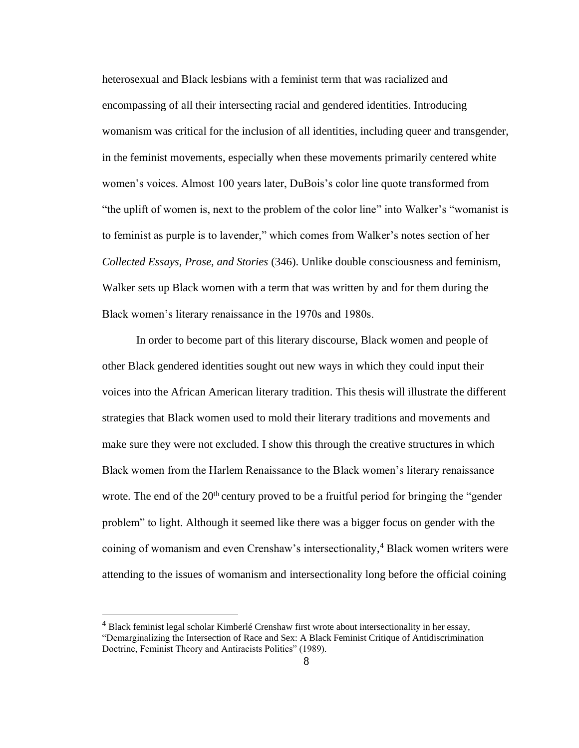heterosexual and Black lesbians with a feminist term that was racialized and encompassing of all their intersecting racial and gendered identities. Introducing womanism was critical for the inclusion of all identities, including queer and transgender, in the feminist movements, especially when these movements primarily centered white women's voices. Almost 100 years later, DuBois's color line quote transformed from "the uplift of women is, next to the problem of the color line" into Walker's "womanist is to feminist as purple is to lavender," which comes from Walker's notes section of her *Collected Essays, Prose, and Stories* (346). Unlike double consciousness and feminism, Walker sets up Black women with a term that was written by and for them during the Black women's literary renaissance in the 1970s and 1980s.

In order to become part of this literary discourse, Black women and people of other Black gendered identities sought out new ways in which they could input their voices into the African American literary tradition. This thesis will illustrate the different strategies that Black women used to mold their literary traditions and movements and make sure they were not excluded. I show this through the creative structures in which Black women from the Harlem Renaissance to the Black women's literary renaissance wrote. The end of the 20th century proved to be a fruitful period for bringing the "gender problem" to light. Although it seemed like there was a bigger focus on gender with the coining of womanism and even Crenshaw's intersectionality,[4] Black women writers were attending to the issues of womanism and intersectionality long before the official coining

[4] Black feminist legal scholar Kimberlé Crenshaw first wrote about intersectionality in her essay, "Demarginalizing the Intersection of Race and Sex: A Black Feminist Critique of Antidiscrimination Doctrine, Feminist Theory and Antiracists Politics" (1989).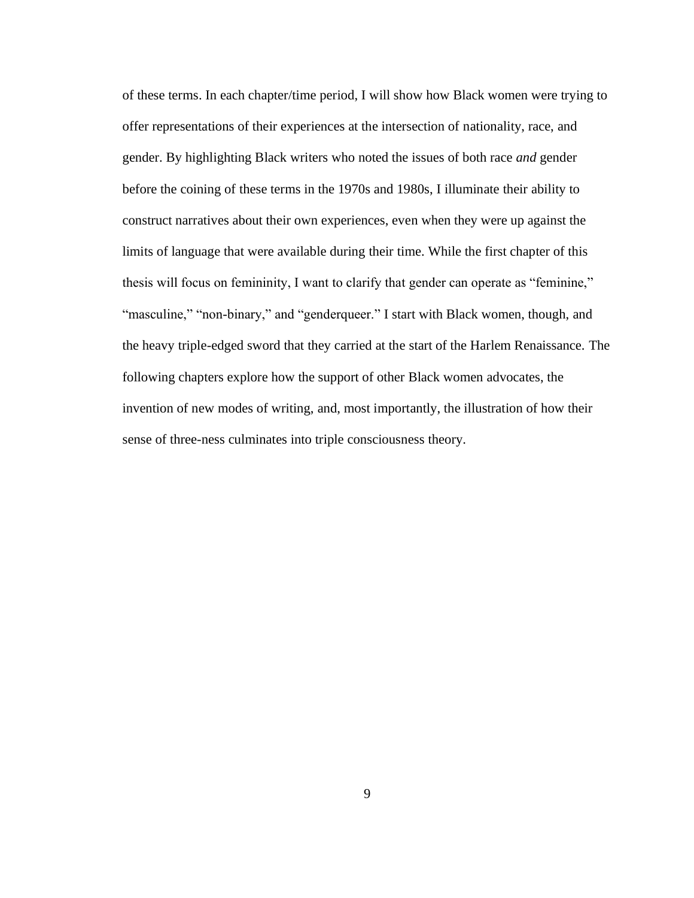of these terms. In each chapter/time period, I will show how Black women were trying to offer representations of their experiences at the intersection of nationality, race, and gender. By highlighting Black writers who noted the issues of both race *and* gender before the coining of these terms in the 1970s and 1980s, I illuminate their ability to construct narratives about their own experiences, even when they were up against the limits of language that were available during their time. While the first chapter of this thesis will focus on femininity, I want to clarify that gender can operate as "feminine," "masculine," "non-binary," and "genderqueer." I start with Black women, though, and the heavy triple-edged sword that they carried at the start of the Harlem Renaissance. The following chapters explore how the support of other Black women advocates, the invention of new modes of writing, and, most importantly, the illustration of how their sense of three-ness culminates into triple consciousness theory.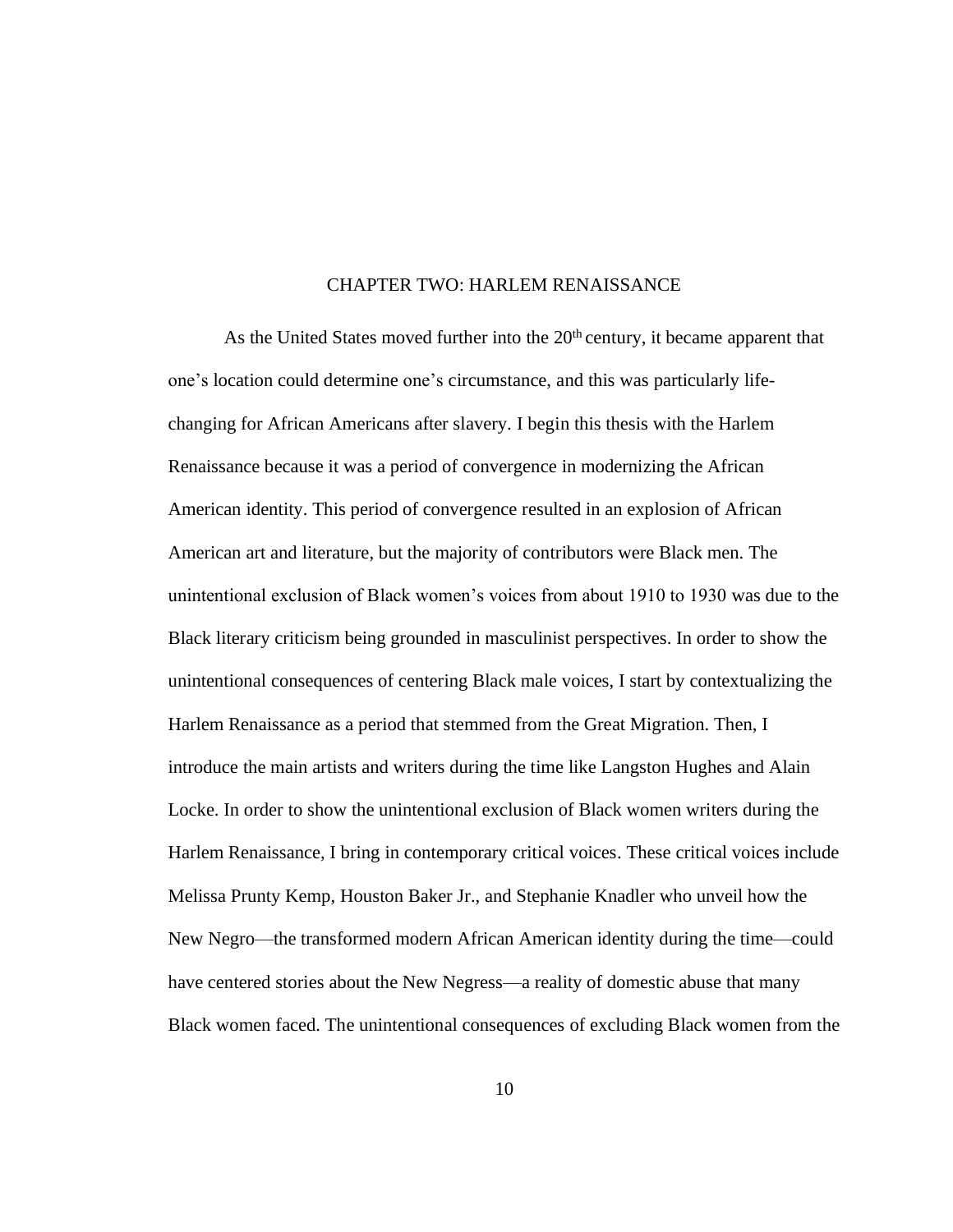# CHAPTER TWO: HARLEM RENAISSANCE

As the United States moved further into the 20th century, it became apparent that one's location could determine one's circumstance, and this was particularly life-changing for African Americans after slavery. I begin this thesis with the Harlem Renaissance because it was a period of convergence in modernizing the African American identity. This period of convergence resulted in an explosion of African American art and literature, but the majority of contributors were Black men. The unintentional exclusion of Black women's voices from about 1910 to 1930 was due to the Black literary criticism being grounded in masculinist perspectives. In order to show the unintentional consequences of centering Black male voices, I start by contextualizing the Harlem Renaissance as a period that stemmed from the Great Migration. Then, I introduce the main artists and writers during the time like Langston Hughes and Alain Locke. In order to show the unintentional exclusion of Black women writers during the Harlem Renaissance, I bring in contemporary critical voices. These critical voices include Melissa Prunty Kemp, Houston Baker Jr., and Stephanie Knadler who unveil how the New Negro—the transformed modern African American identity during the time—could have centered stories about the New Negress—a reality of domestic abuse that many Black women faced. The unintentional consequences of excluding Black women from the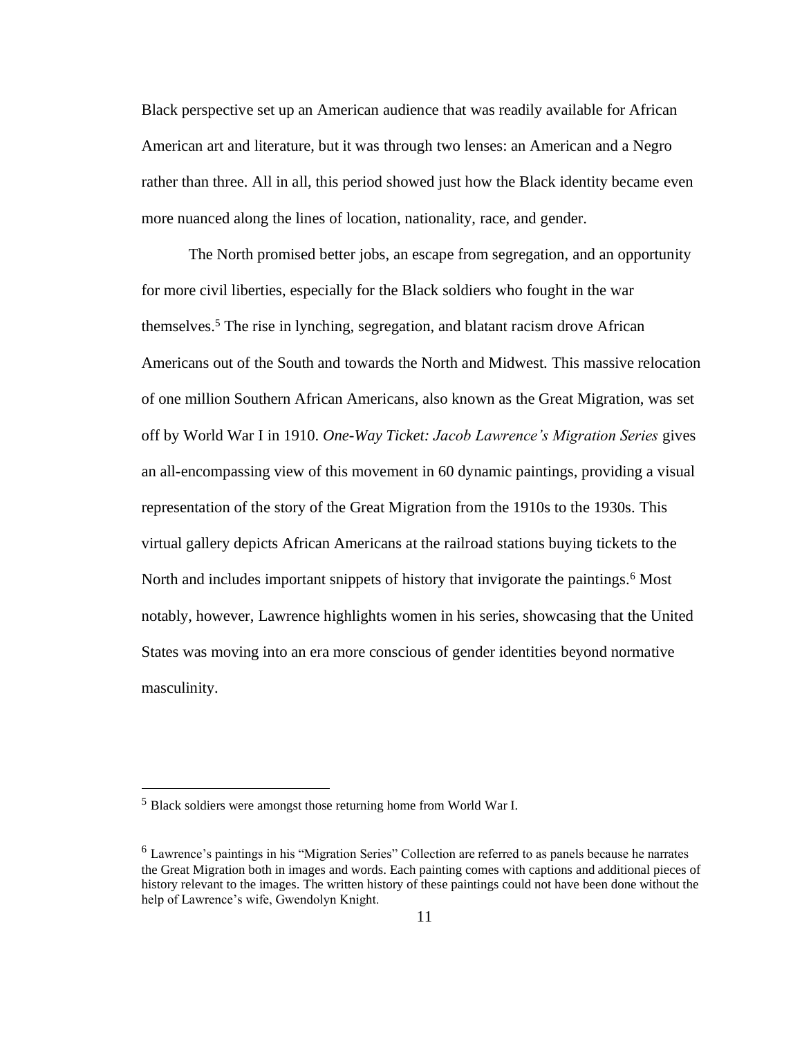Black perspective set up an American audience that was readily available for African American art and literature, but it was through two lenses: an American and a Negro rather than three. All in all, this period showed just how the Black identity became even more nuanced along the lines of location, nationality, race, and gender.

The North promised better jobs, an escape from segregation, and an opportunity for more civil liberties, especially for the Black soldiers who fought in the war themselves.[5] The rise in lynching, segregation, and blatant racism drove African Americans out of the South and towards the North and Midwest. This massive relocation of one million Southern African Americans, also known as the Great Migration, was set off by World War I in 1910. *One-Way Ticket: Jacob Lawrence's Migration Series* gives an all-encompassing view of this movement in 60 dynamic paintings, providing a visual representation of the story of the Great Migration from the 1910s to the 1930s. This virtual gallery depicts African Americans at the railroad stations buying tickets to the North and includes important snippets of history that invigorate the paintings.[6] Most notably, however, Lawrence highlights women in his series, showcasing that the United States was moving into an era more conscious of gender identities beyond normative masculinity.

---

[5] Black soldiers were amongst those returning home from World War I.

[6] Lawrence's paintings in his "Migration Series" Collection are referred to as panels because he narrates the Great Migration both in images and words. Each painting comes with captions and additional pieces of history relevant to the images. The written history of these paintings could not have been done without the help of Lawrence's wife, Gwendolyn Knight.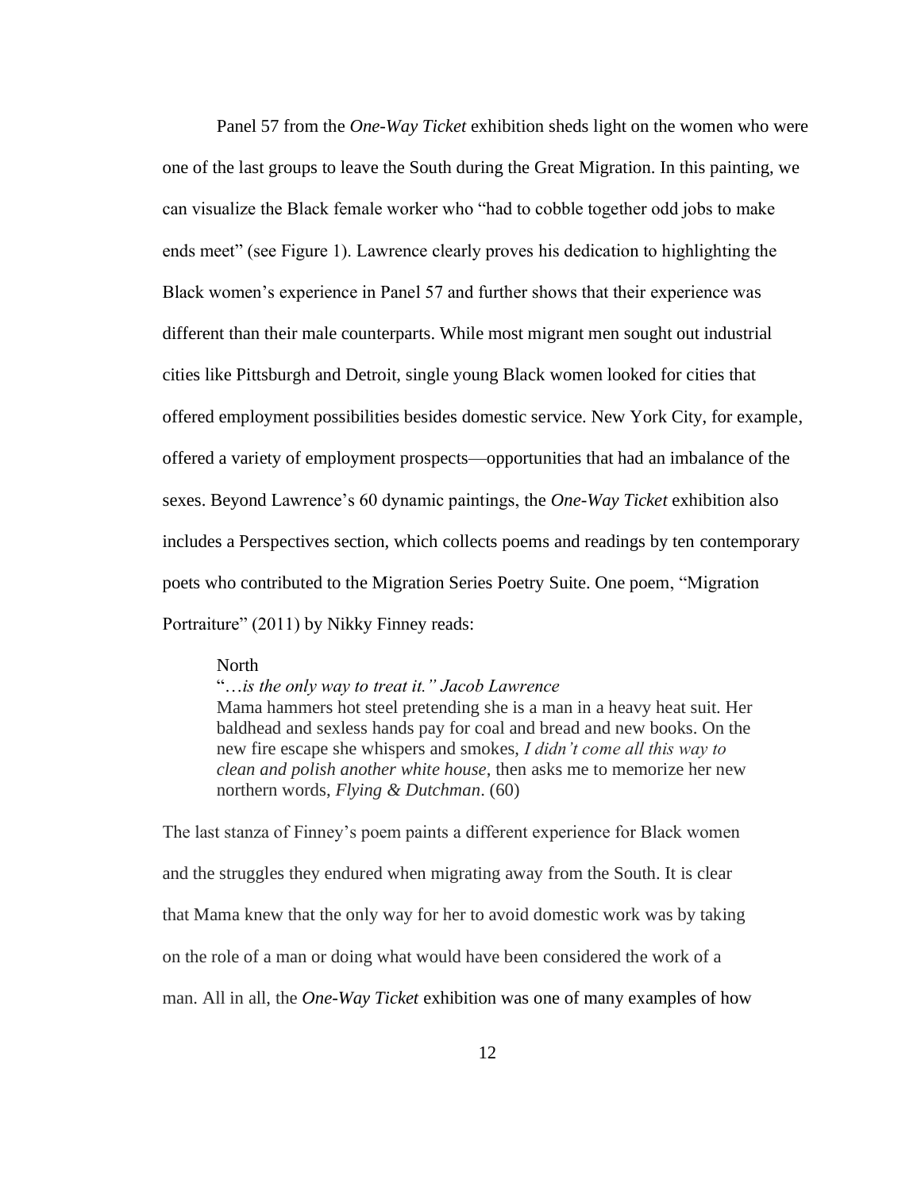Panel 57 from the *One-Way Ticket* exhibition sheds light on the women who were one of the last groups to leave the South during the Great Migration. In this painting, we can visualize the Black female worker who "had to cobble together odd jobs to make ends meet" (see Figure 1). Lawrence clearly proves his dedication to highlighting the Black women's experience in Panel 57 and further shows that their experience was different than their male counterparts. While most migrant men sought out industrial cities like Pittsburgh and Detroit, single young Black women looked for cities that offered employment possibilities besides domestic service. New York City, for example, offered a variety of employment prospects—opportunities that had an imbalance of the sexes. Beyond Lawrence's 60 dynamic paintings, the *One-Way Ticket* exhibition also includes a Perspectives section, which collects poems and readings by ten contemporary poets who contributed to the Migration Series Poetry Suite. One poem, "Migration Portraiture" (2011) by Nikky Finney reads:

> North
> "*…is the only way to treat it." Jacob Lawrence*
> Mama hammers hot steel pretending she is a man in a heavy heat suit. Her baldhead and sexless hands pay for coal and bread and new books. On the new fire escape she whispers and smokes, *I didn't come all this way to clean and polish another white house*, then asks me to memorize her new northern words, *Flying & Dutchman*. (60)

The last stanza of Finney's poem paints a different experience for Black women and the struggles they endured when migrating away from the South. It is clear that Mama knew that the only way for her to avoid domestic work was by taking on the role of a man or doing what would have been considered the work of a man. All in all, the *One-Way Ticket* exhibition was one of many examples of how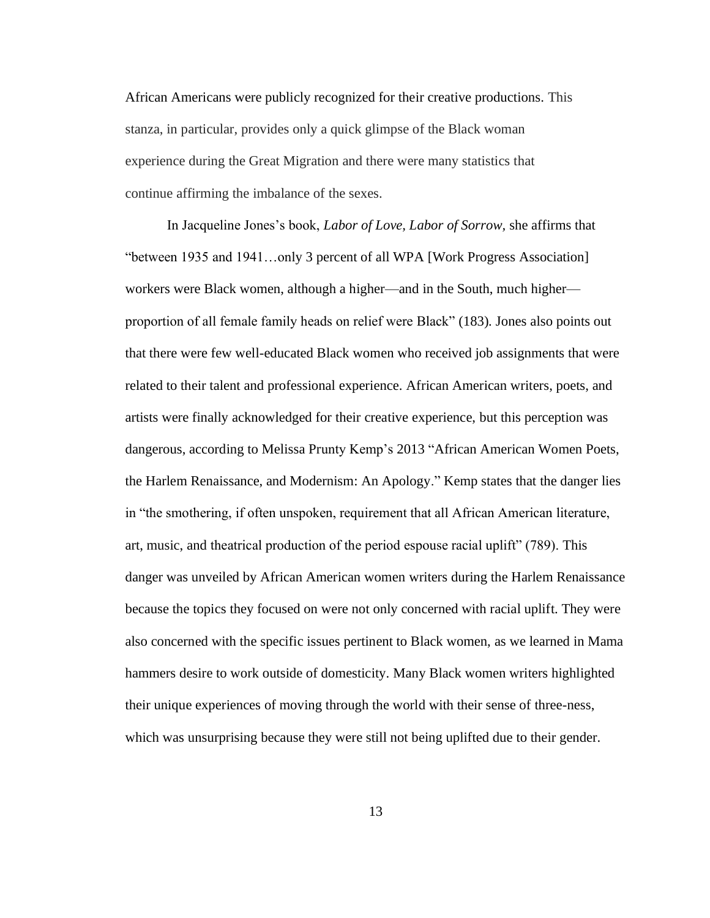African Americans were publicly recognized for their creative productions. This stanza, in particular, provides only a quick glimpse of the Black woman experience during the Great Migration and there were many statistics that continue affirming the imbalance of the sexes.

In Jacqueline Jones's book, *Labor of Love, Labor of Sorrow*, she affirms that "between 1935 and 1941…only 3 percent of all WPA [Work Progress Association] workers were Black women, although a higher—and in the South, much higher—proportion of all female family heads on relief were Black" (183). Jones also points out that there were few well-educated Black women who received job assignments that were related to their talent and professional experience. African American writers, poets, and artists were finally acknowledged for their creative experience, but this perception was dangerous, according to Melissa Prunty Kemp's 2013 "African American Women Poets, the Harlem Renaissance, and Modernism: An Apology." Kemp states that the danger lies in "the smothering, if often unspoken, requirement that all African American literature, art, music, and theatrical production of the period espouse racial uplift" (789). This danger was unveiled by African American women writers during the Harlem Renaissance because the topics they focused on were not only concerned with racial uplift. They were also concerned with the specific issues pertinent to Black women, as we learned in Mama hammers desire to work outside of domesticity. Many Black women writers highlighted their unique experiences of moving through the world with their sense of three-ness, which was unsurprising because they were still not being uplifted due to their gender.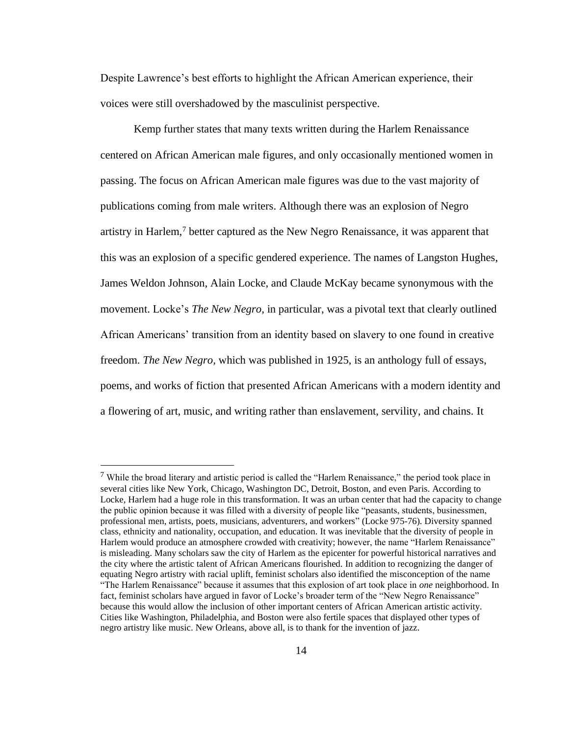Despite Lawrence's best efforts to highlight the African American experience, their voices were still overshadowed by the masculinist perspective.

Kemp further states that many texts written during the Harlem Renaissance centered on African American male figures, and only occasionally mentioned women in passing. The focus on African American male figures was due to the vast majority of publications coming from male writers. Although there was an explosion of Negro artistry in Harlem,[7] better captured as the New Negro Renaissance, it was apparent that this was an explosion of a specific gendered experience. The names of Langston Hughes, James Weldon Johnson, Alain Locke, and Claude McKay became synonymous with the movement. Locke's *The New Negro,* in particular, was a pivotal text that clearly outlined African Americans' transition from an identity based on slavery to one found in creative freedom. *The New Negro,* which was published in 1925, is an anthology full of essays, poems, and works of fiction that presented African Americans with a modern identity and a flowering of art, music, and writing rather than enslavement, servility, and chains. It

---

[7] While the broad literary and artistic period is called the "Harlem Renaissance," the period took place in several cities like New York, Chicago, Washington DC, Detroit, Boston, and even Paris. According to Locke, Harlem had a huge role in this transformation. It was an urban center that had the capacity to change the public opinion because it was filled with a diversity of people like "peasants, students, businessmen, professional men, artists, poets, musicians, adventurers, and workers" (Locke 975-76). Diversity spanned class, ethnicity and nationality, occupation, and education. It was inevitable that the diversity of people in Harlem would produce an atmosphere crowded with creativity; however, the name "Harlem Renaissance" is misleading. Many scholars saw the city of Harlem as the epicenter for powerful historical narratives and the city where the artistic talent of African Americans flourished. In addition to recognizing the danger of equating Negro artistry with racial uplift, feminist scholars also identified the misconception of the name "The Harlem Renaissance" because it assumes that this explosion of art took place in *one* neighborhood. In fact, feminist scholars have argued in favor of Locke's broader term of the "New Negro Renaissance" because this would allow the inclusion of other important centers of African American artistic activity. Cities like Washington, Philadelphia, and Boston were also fertile spaces that displayed other types of negro artistry like music. New Orleans, above all, is to thank for the invention of jazz.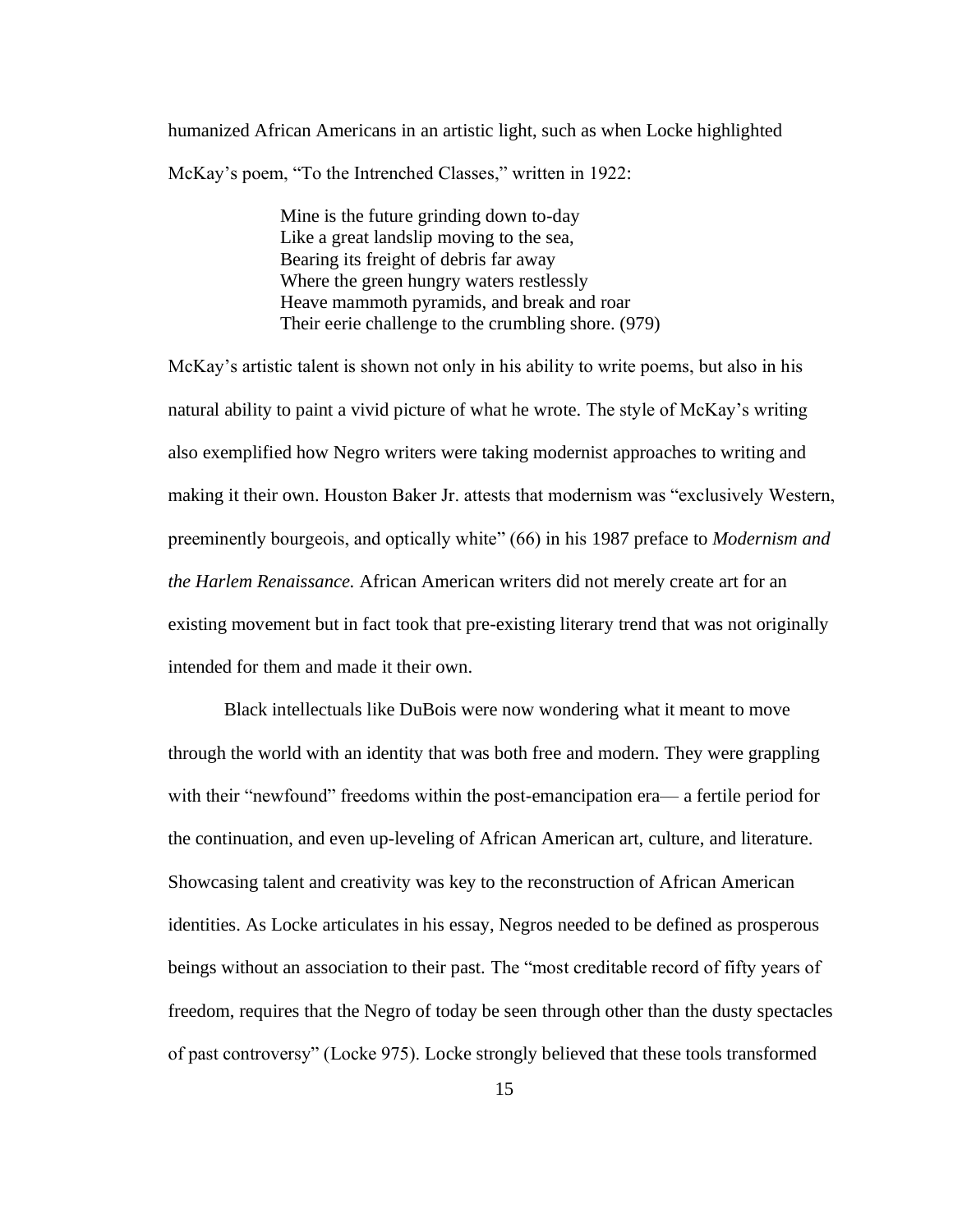humanized African Americans in an artistic light, such as when Locke highlighted McKay's poem, "To the Intrenched Classes," written in 1922:

> Mine is the future grinding down to-day
> Like a great landslip moving to the sea,
> Bearing its freight of debris far away
> Where the green hungry waters restlessly
> Heave mammoth pyramids, and break and roar
> Their eerie challenge to the crumbling shore. (979)

McKay's artistic talent is shown not only in his ability to write poems, but also in his natural ability to paint a vivid picture of what he wrote. The style of McKay's writing also exemplified how Negro writers were taking modernist approaches to writing and making it their own. Houston Baker Jr. attests that modernism was "exclusively Western, preeminently bourgeois, and optically white" (66) in his 1987 preface to *Modernism and the Harlem Renaissance.* African American writers did not merely create art for an existing movement but in fact took that pre-existing literary trend that was not originally intended for them and made it their own.

Black intellectuals like DuBois were now wondering what it meant to move through the world with an identity that was both free and modern. They were grappling with their "newfound" freedoms within the post-emancipation era— a fertile period for the continuation, and even up-leveling of African American art, culture, and literature. Showcasing talent and creativity was key to the reconstruction of African American identities. As Locke articulates in his essay, Negros needed to be defined as prosperous beings without an association to their past. The "most creditable record of fifty years of freedom, requires that the Negro of today be seen through other than the dusty spectacles of past controversy" (Locke 975). Locke strongly believed that these tools transformed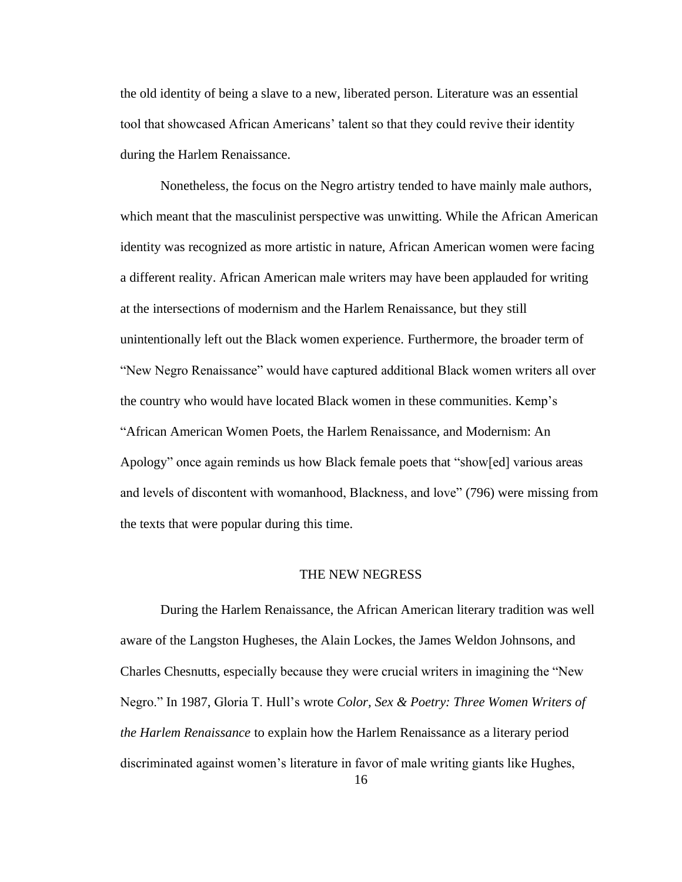the old identity of being a slave to a new, liberated person. Literature was an essential tool that showcased African Americans' talent so that they could revive their identity during the Harlem Renaissance.

Nonetheless, the focus on the Negro artistry tended to have mainly male authors, which meant that the masculinist perspective was unwitting. While the African American identity was recognized as more artistic in nature, African American women were facing a different reality. African American male writers may have been applauded for writing at the intersections of modernism and the Harlem Renaissance, but they still unintentionally left out the Black women experience. Furthermore, the broader term of "New Negro Renaissance" would have captured additional Black women writers all over the country who would have located Black women in these communities. Kemp's "African American Women Poets, the Harlem Renaissance, and Modernism: An Apology" once again reminds us how Black female poets that "show[ed] various areas and levels of discontent with womanhood, Blackness, and love" (796) were missing from the texts that were popular during this time.

## THE NEW NEGRESS

During the Harlem Renaissance, the African American literary tradition was well aware of the Langston Hugheses, the Alain Lockes, the James Weldon Johnsons, and Charles Chesnutts, especially because they were crucial writers in imagining the "New Negro." In 1987, Gloria T. Hull's wrote *Color, Sex & Poetry: Three Women Writers of the Harlem Renaissance* to explain how the Harlem Renaissance as a literary period discriminated against women's literature in favor of male writing giants like Hughes,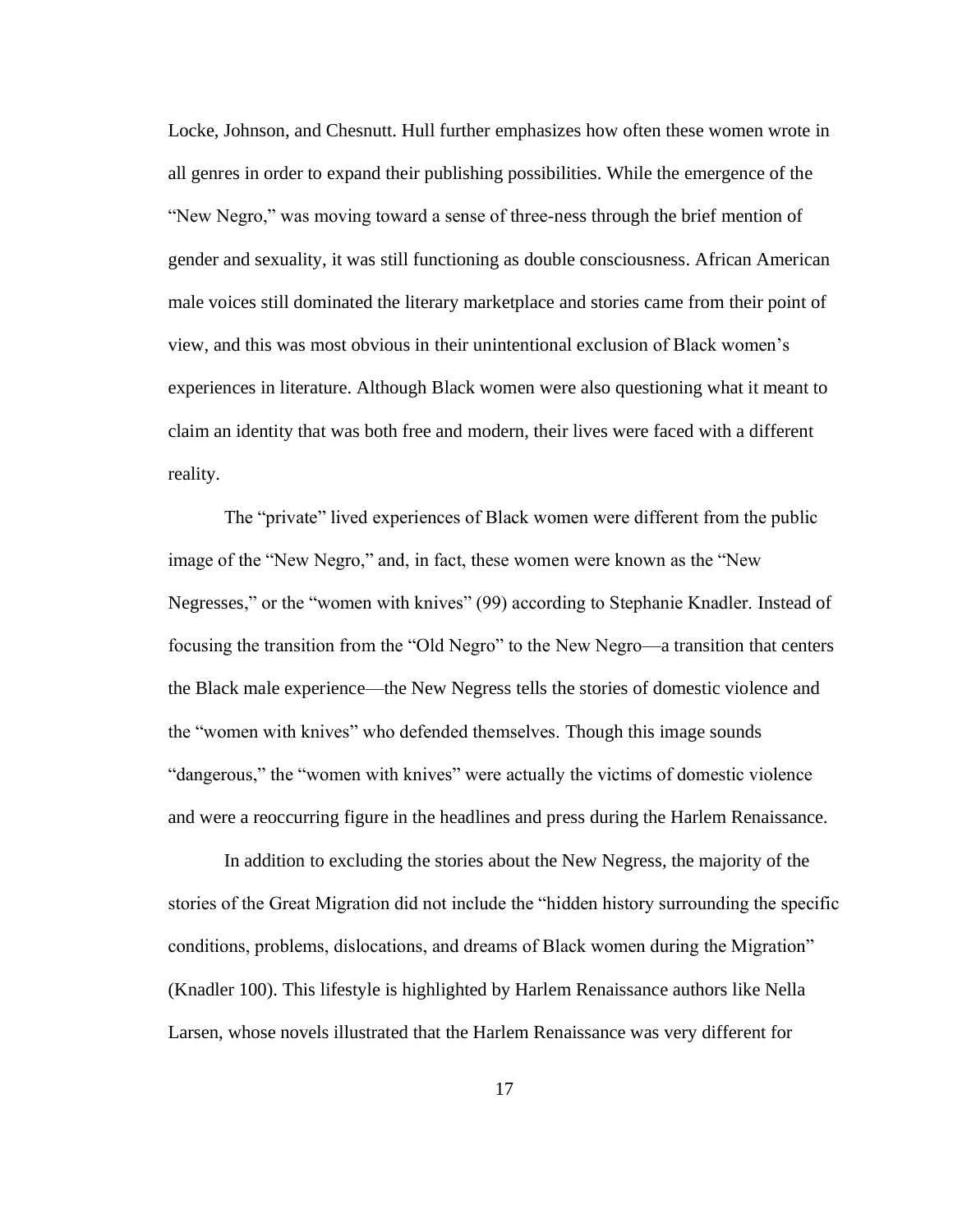Locke, Johnson, and Chesnutt. Hull further emphasizes how often these women wrote in all genres in order to expand their publishing possibilities. While the emergence of the "New Negro," was moving toward a sense of three-ness through the brief mention of gender and sexuality, it was still functioning as double consciousness. African American male voices still dominated the literary marketplace and stories came from their point of view, and this was most obvious in their unintentional exclusion of Black women's experiences in literature. Although Black women were also questioning what it meant to claim an identity that was both free and modern, their lives were faced with a different reality.

The "private" lived experiences of Black women were different from the public image of the "New Negro," and, in fact, these women were known as the "New Negresses," or the "women with knives" (99) according to Stephanie Knadler. Instead of focusing the transition from the "Old Negro" to the New Negro—a transition that centers the Black male experience—the New Negress tells the stories of domestic violence and the "women with knives" who defended themselves. Though this image sounds "dangerous," the "women with knives" were actually the victims of domestic violence and were a reoccurring figure in the headlines and press during the Harlem Renaissance.

In addition to excluding the stories about the New Negress, the majority of the stories of the Great Migration did not include the "hidden history surrounding the specific conditions, problems, dislocations, and dreams of Black women during the Migration" (Knadler 100). This lifestyle is highlighted by Harlem Renaissance authors like Nella Larsen, whose novels illustrated that the Harlem Renaissance was very different for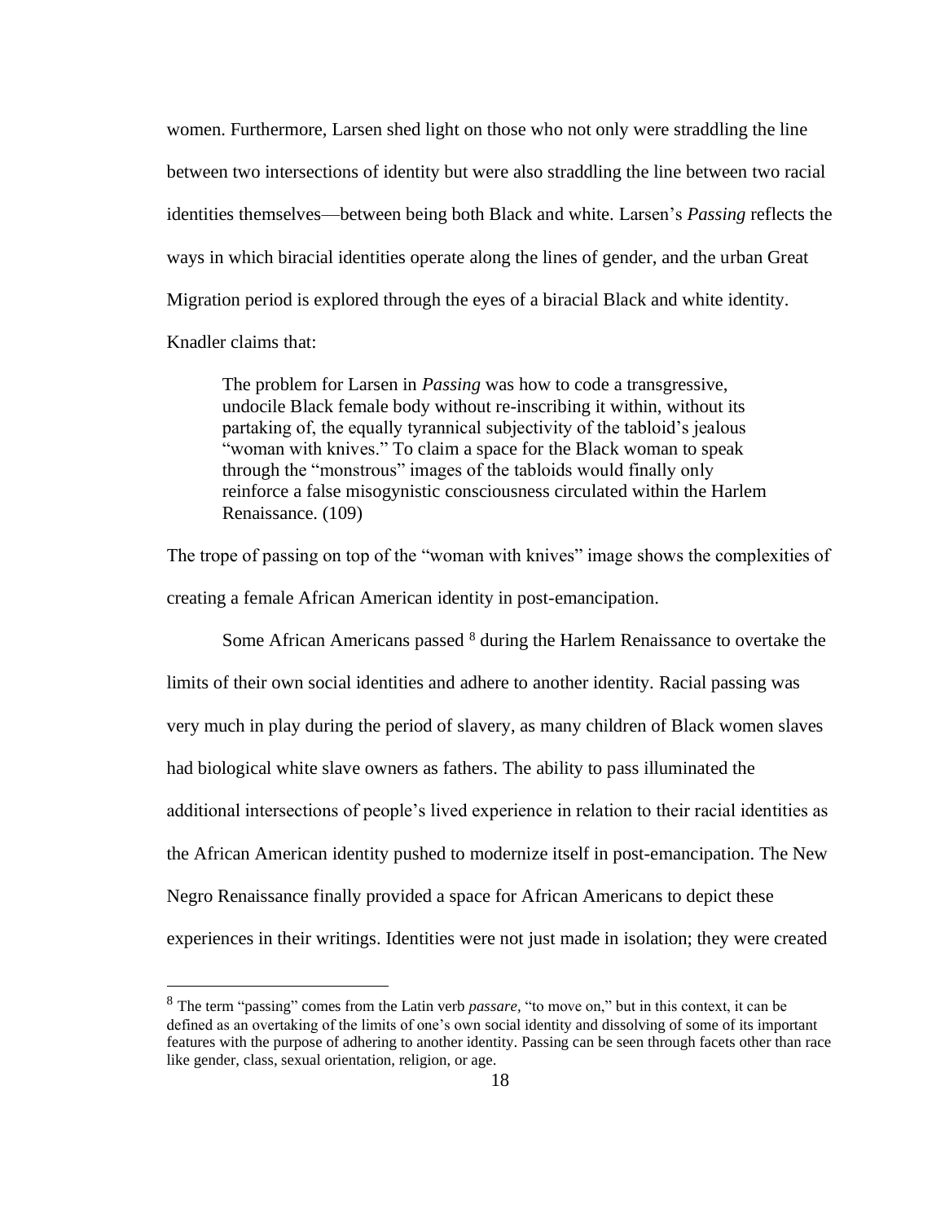women. Furthermore, Larsen shed light on those who not only were straddling the line between two intersections of identity but were also straddling the line between two racial identities themselves—between being both Black and white. Larsen's *Passing* reflects the ways in which biracial identities operate along the lines of gender, and the urban Great Migration period is explored through the eyes of a biracial Black and white identity. Knadler claims that:

> The problem for Larsen in *Passing* was how to code a transgressive, undocile Black female body without re-inscribing it within, without its partaking of, the equally tyrannical subjectivity of the tabloid's jealous "woman with knives." To claim a space for the Black woman to speak through the "monstrous" images of the tabloids would finally only reinforce a false misogynistic consciousness circulated within the Harlem Renaissance. (109)

The trope of passing on top of the "woman with knives" image shows the complexities of creating a female African American identity in post-emancipation.

Some African Americans passed [8] during the Harlem Renaissance to overtake the limits of their own social identities and adhere to another identity. Racial passing was very much in play during the period of slavery, as many children of Black women slaves had biological white slave owners as fathers. The ability to pass illuminated the additional intersections of people's lived experience in relation to their racial identities as the African American identity pushed to modernize itself in post-emancipation. The New Negro Renaissance finally provided a space for African Americans to depict these experiences in their writings. Identities were not just made in isolation; they were created

---

[8] The term "passing" comes from the Latin verb *passare,* "to move on," but in this context, it can be defined as an overtaking of the limits of one's own social identity and dissolving of some of its important features with the purpose of adhering to another identity. Passing can be seen through facets other than race like gender, class, sexual orientation, religion, or age.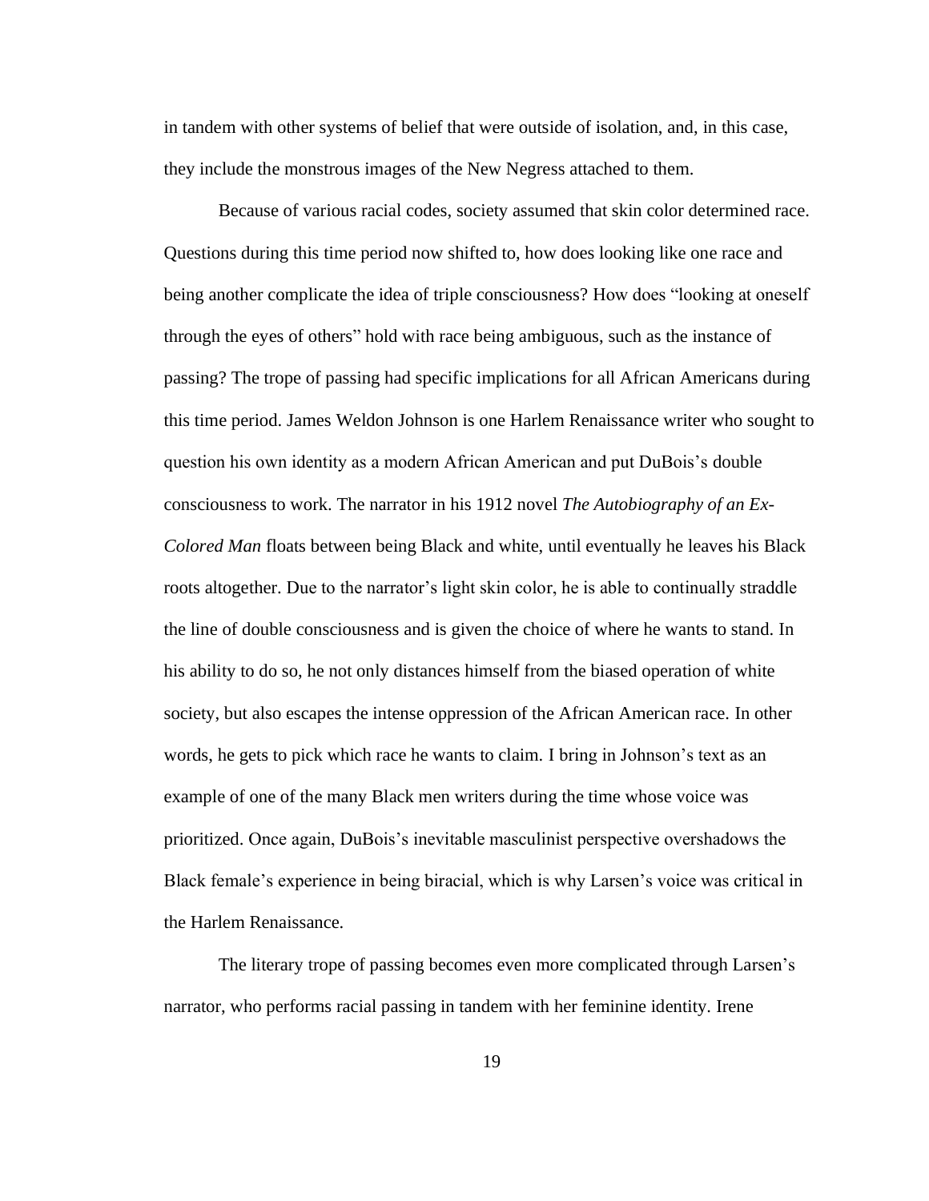in tandem with other systems of belief that were outside of isolation, and, in this case, they include the monstrous images of the New Negress attached to them.

Because of various racial codes, society assumed that skin color determined race. Questions during this time period now shifted to, how does looking like one race and being another complicate the idea of triple consciousness? How does "looking at oneself through the eyes of others" hold with race being ambiguous, such as the instance of passing? The trope of passing had specific implications for all African Americans during this time period. James Weldon Johnson is one Harlem Renaissance writer who sought to question his own identity as a modern African American and put DuBois's double consciousness to work. The narrator in his 1912 novel *The Autobiography of an Ex-Colored Man* floats between being Black and white, until eventually he leaves his Black roots altogether. Due to the narrator's light skin color, he is able to continually straddle the line of double consciousness and is given the choice of where he wants to stand. In his ability to do so, he not only distances himself from the biased operation of white society, but also escapes the intense oppression of the African American race. In other words, he gets to pick which race he wants to claim. I bring in Johnson's text as an example of one of the many Black men writers during the time whose voice was prioritized. Once again, DuBois's inevitable masculinist perspective overshadows the Black female's experience in being biracial, which is why Larsen's voice was critical in the Harlem Renaissance.

The literary trope of passing becomes even more complicated through Larsen's narrator, who performs racial passing in tandem with her feminine identity. Irene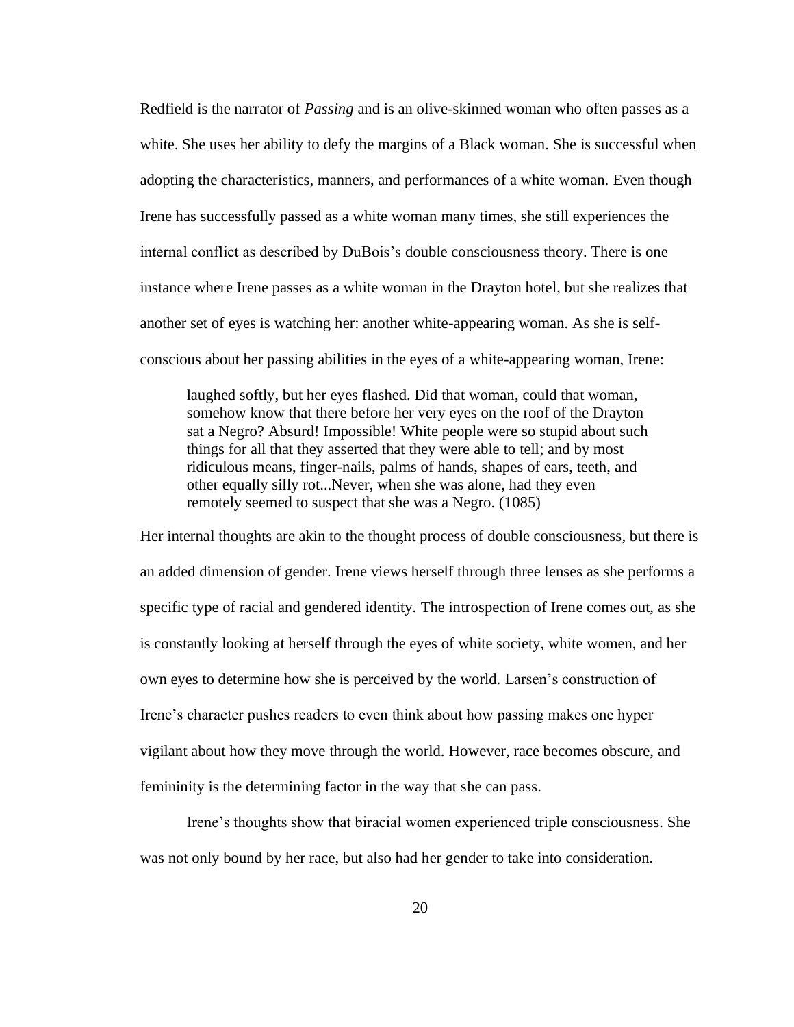Redfield is the narrator of *Passing* and is an olive-skinned woman who often passes as a white. She uses her ability to defy the margins of a Black woman. She is successful when adopting the characteristics, manners, and performances of a white woman. Even though Irene has successfully passed as a white woman many times, she still experiences the internal conflict as described by DuBois's double consciousness theory. There is one instance where Irene passes as a white woman in the Drayton hotel, but she realizes that another set of eyes is watching her: another white-appearing woman. As she is self-conscious about her passing abilities in the eyes of a white-appearing woman, Irene:

> laughed softly, but her eyes flashed. Did that woman, could that woman, somehow know that there before her very eyes on the roof of the Drayton sat a Negro? Absurd! Impossible! White people were so stupid about such things for all that they asserted that they were able to tell; and by most ridiculous means, finger-nails, palms of hands, shapes of ears, teeth, and other equally silly rot...Never, when she was alone, had they even remotely seemed to suspect that she was a Negro. (1085)

Her internal thoughts are akin to the thought process of double consciousness, but there is an added dimension of gender. Irene views herself through three lenses as she performs a specific type of racial and gendered identity. The introspection of Irene comes out, as she is constantly looking at herself through the eyes of white society, white women, and her own eyes to determine how she is perceived by the world. Larsen's construction of Irene's character pushes readers to even think about how passing makes one hyper vigilant about how they move through the world. However, race becomes obscure, and femininity is the determining factor in the way that she can pass.

Irene's thoughts show that biracial women experienced triple consciousness. She was not only bound by her race, but also had her gender to take into consideration.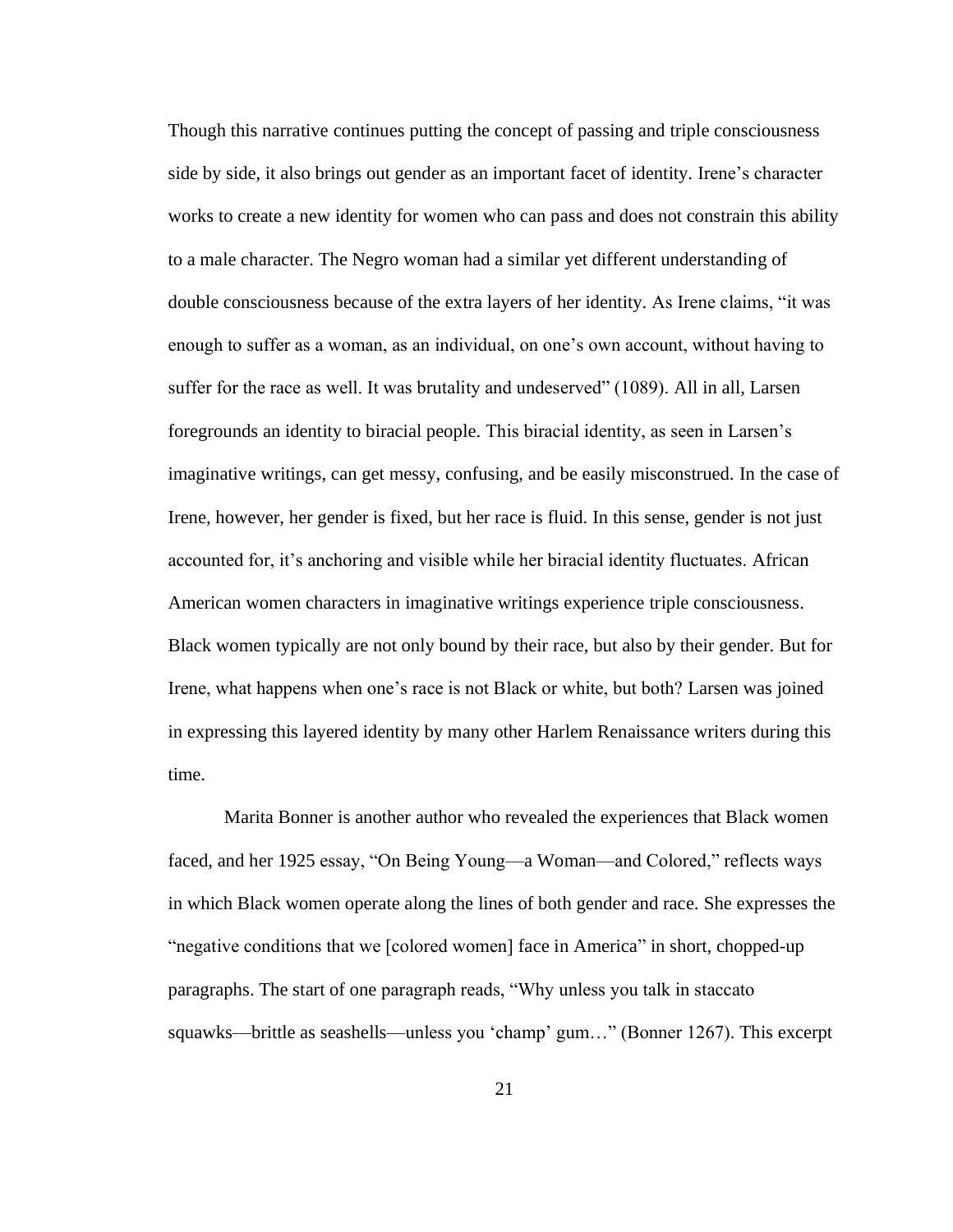Though this narrative continues putting the concept of passing and triple consciousness side by side, it also brings out gender as an important facet of identity. Irene's character works to create a new identity for women who can pass and does not constrain this ability to a male character. The Negro woman had a similar yet different understanding of double consciousness because of the extra layers of her identity. As Irene claims, "it was enough to suffer as a woman, as an individual, on one's own account, without having to suffer for the race as well. It was brutality and undeserved" (1089). All in all, Larsen foregrounds an identity to biracial people. This biracial identity, as seen in Larsen's imaginative writings, can get messy, confusing, and be easily misconstrued. In the case of Irene, however, her gender is fixed, but her race is fluid. In this sense, gender is not just accounted for, it's anchoring and visible while her biracial identity fluctuates. African American women characters in imaginative writings experience triple consciousness. Black women typically are not only bound by their race, but also by their gender. But for Irene, what happens when one's race is not Black or white, but both? Larsen was joined in expressing this layered identity by many other Harlem Renaissance writers during this time.

Marita Bonner is another author who revealed the experiences that Black women faced, and her 1925 essay, "On Being Young—a Woman—and Colored," reflects ways in which Black women operate along the lines of both gender and race. She expresses the "negative conditions that we [colored women] face in America" in short, chopped-up paragraphs. The start of one paragraph reads, "Why unless you talk in staccato squawks—brittle as seashells—unless you 'champ' gum…" (Bonner 1267). This excerpt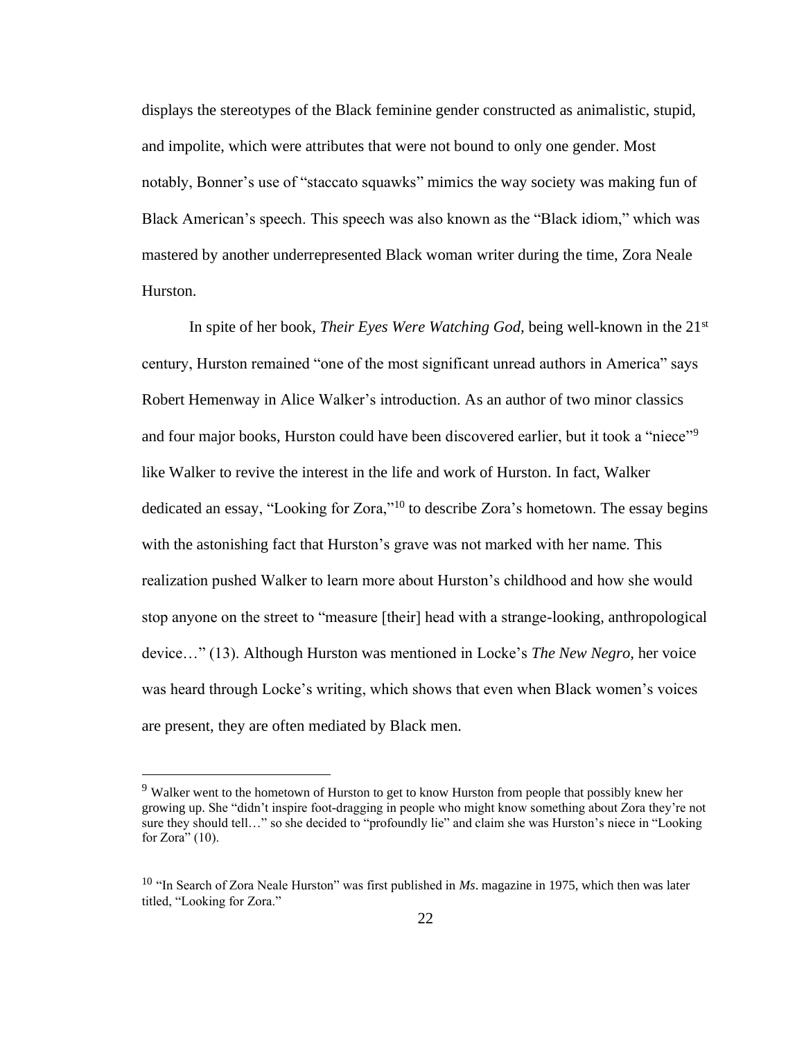displays the stereotypes of the Black feminine gender constructed as animalistic, stupid, and impolite, which were attributes that were not bound to only one gender. Most notably, Bonner's use of "staccato squawks" mimics the way society was making fun of Black American's speech. This speech was also known as the "Black idiom," which was mastered by another underrepresented Black woman writer during the time, Zora Neale Hurston.

In spite of her book, *Their Eyes Were Watching God,* being well-known in the 21st century, Hurston remained "one of the most significant unread authors in America" says Robert Hemenway in Alice Walker's introduction. As an author of two minor classics and four major books, Hurston could have been discovered earlier, but it took a "niece"[9] like Walker to revive the interest in the life and work of Hurston. In fact, Walker dedicated an essay, "Looking for Zora,"[10] to describe Zora's hometown. The essay begins with the astonishing fact that Hurston's grave was not marked with her name. This realization pushed Walker to learn more about Hurston's childhood and how she would stop anyone on the street to "measure [their] head with a strange-looking, anthropological device…" (13). Although Hurston was mentioned in Locke's *The New Negro*, her voice was heard through Locke's writing, which shows that even when Black women's voices are present, they are often mediated by Black men.

---

[9] Walker went to the hometown of Hurston to get to know Hurston from people that possibly knew her growing up. She "didn't inspire foot-dragging in people who might know something about Zora they're not sure they should tell…" so she decided to "profoundly lie" and claim she was Hurston's niece in "Looking for Zora" (10).

[10] "In Search of Zora Neale Hurston" was first published in *Ms*. magazine in 1975, which then was later titled, "Looking for Zora."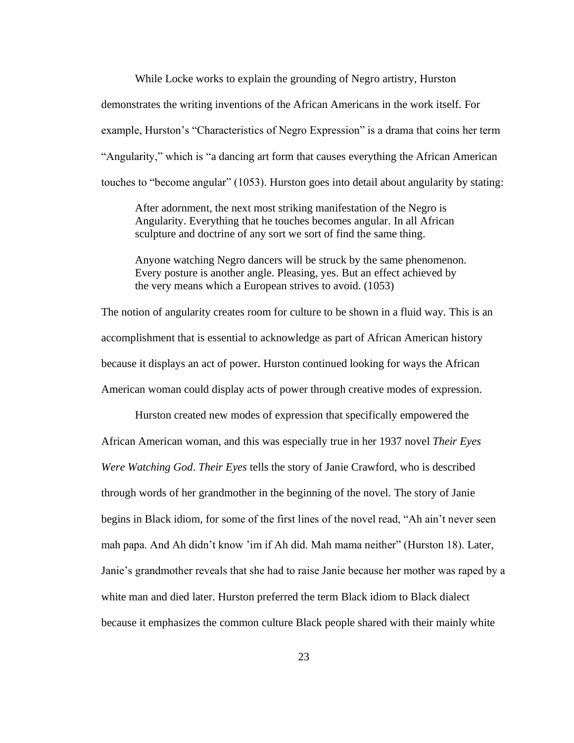While Locke works to explain the grounding of Negro artistry, Hurston demonstrates the writing inventions of the African Americans in the work itself. For example, Hurston's "Characteristics of Negro Expression" is a drama that coins her term "Angularity," which is "a dancing art form that causes everything the African American touches to "become angular" (1053). Hurston goes into detail about angularity by stating:

> After adornment, the next most striking manifestation of the Negro is Angularity. Everything that he touches becomes angular. In all African sculpture and doctrine of any sort we sort of find the same thing.
>
> Anyone watching Negro dancers will be struck by the same phenomenon. Every posture is another angle. Pleasing, yes. But an effect achieved by the very means which a European strives to avoid. (1053)

The notion of angularity creates room for culture to be shown in a fluid way. This is an accomplishment that is essential to acknowledge as part of African American history because it displays an act of power. Hurston continued looking for ways the African American woman could display acts of power through creative modes of expression.

Hurston created new modes of expression that specifically empowered the African American woman, and this was especially true in her 1937 novel *Their Eyes Were Watching God*. *Their Eyes* tells the story of Janie Crawford, who is described through words of her grandmother in the beginning of the novel. The story of Janie begins in Black idiom, for some of the first lines of the novel read, "Ah ain't never seen mah papa. And Ah didn't know 'im if Ah did. Mah mama neither" (Hurston 18). Later, Janie's grandmother reveals that she had to raise Janie because her mother was raped by a white man and died later. Hurston preferred the term Black idiom to Black dialect because it emphasizes the common culture Black people shared with their mainly white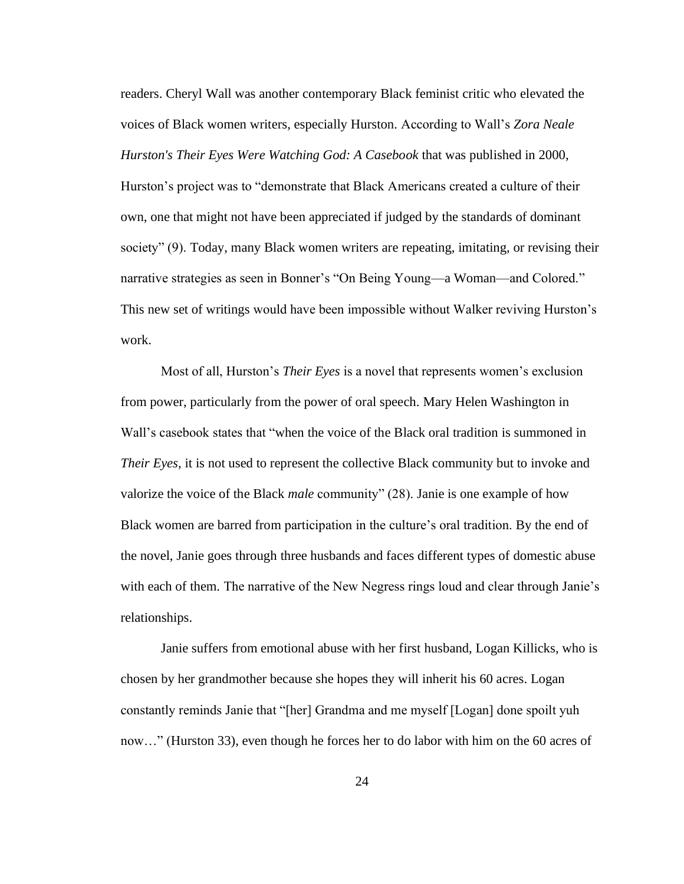readers. Cheryl Wall was another contemporary Black feminist critic who elevated the voices of Black women writers, especially Hurston. According to Wall's *Zora Neale Hurston's Their Eyes Were Watching God: A Casebook* that was published in 2000, Hurston's project was to "demonstrate that Black Americans created a culture of their own, one that might not have been appreciated if judged by the standards of dominant society" (9). Today, many Black women writers are repeating, imitating, or revising their narrative strategies as seen in Bonner's "On Being Young—a Woman—and Colored." This new set of writings would have been impossible without Walker reviving Hurston's work.

Most of all, Hurston's *Their Eyes* is a novel that represents women's exclusion from power, particularly from the power of oral speech. Mary Helen Washington in Wall's casebook states that "when the voice of the Black oral tradition is summoned in *Their Eyes*, it is not used to represent the collective Black community but to invoke and valorize the voice of the Black *male* community" (28). Janie is one example of how Black women are barred from participation in the culture's oral tradition. By the end of the novel, Janie goes through three husbands and faces different types of domestic abuse with each of them. The narrative of the New Negress rings loud and clear through Janie's relationships.

Janie suffers from emotional abuse with her first husband, Logan Killicks, who is chosen by her grandmother because she hopes they will inherit his 60 acres. Logan constantly reminds Janie that "[her] Grandma and me myself [Logan] done spoilt yuh now…" (Hurston 33), even though he forces her to do labor with him on the 60 acres of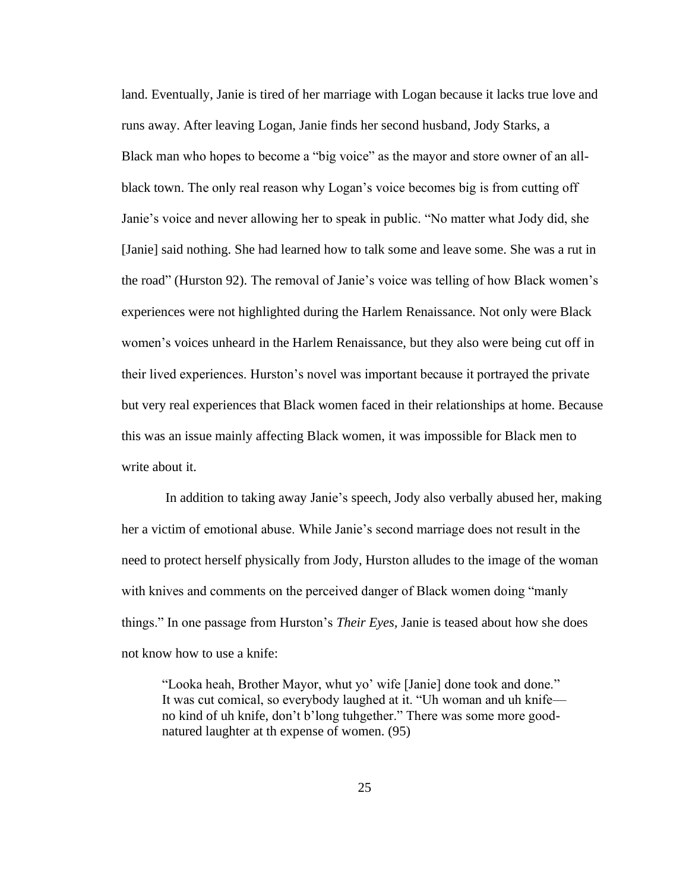land. Eventually, Janie is tired of her marriage with Logan because it lacks true love and runs away. After leaving Logan, Janie finds her second husband, Jody Starks, a Black man who hopes to become a "big voice" as the mayor and store owner of an all-black town. The only real reason why Logan's voice becomes big is from cutting off Janie's voice and never allowing her to speak in public. "No matter what Jody did, she [Janie] said nothing. She had learned how to talk some and leave some. She was a rut in the road" (Hurston 92). The removal of Janie's voice was telling of how Black women's experiences were not highlighted during the Harlem Renaissance. Not only were Black women's voices unheard in the Harlem Renaissance, but they also were being cut off in their lived experiences. Hurston's novel was important because it portrayed the private but very real experiences that Black women faced in their relationships at home. Because this was an issue mainly affecting Black women, it was impossible for Black men to write about it.

In addition to taking away Janie's speech, Jody also verbally abused her, making her a victim of emotional abuse. While Janie's second marriage does not result in the need to protect herself physically from Jody, Hurston alludes to the image of the woman with knives and comments on the perceived danger of Black women doing "manly things." In one passage from Hurston's *Their Eyes,* Janie is teased about how she does not know how to use a knife:

> "Looka heah, Brother Mayor, whut yo' wife [Janie] done took and done." It was cut comical, so everybody laughed at it. "Uh woman and uh knife—no kind of uh knife, don't b'long tuhgether." There was some more good-natured laughter at th expense of women. (95)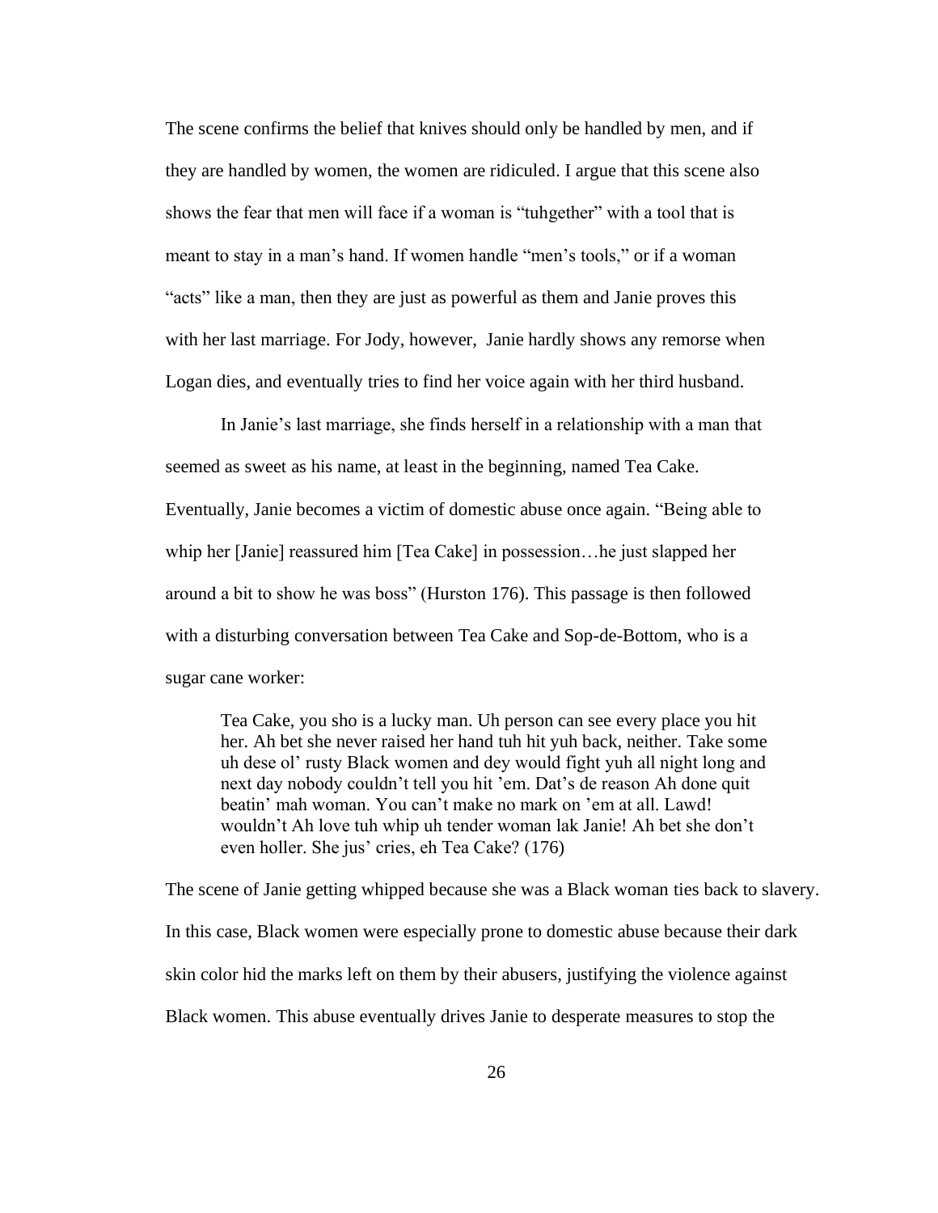The scene confirms the belief that knives should only be handled by men, and if they are handled by women, the women are ridiculed. I argue that this scene also shows the fear that men will face if a woman is "tuhgether" with a tool that is meant to stay in a man's hand. If women handle "men's tools," or if a woman "acts" like a man, then they are just as powerful as them and Janie proves this with her last marriage. For Jody, however, Janie hardly shows any remorse when Logan dies, and eventually tries to find her voice again with her third husband.

In Janie's last marriage, she finds herself in a relationship with a man that seemed as sweet as his name, at least in the beginning, named Tea Cake. Eventually, Janie becomes a victim of domestic abuse once again. "Being able to whip her [Janie] reassured him [Tea Cake] in possession…he just slapped her around a bit to show he was boss" (Hurston 176). This passage is then followed with a disturbing conversation between Tea Cake and Sop-de-Bottom, who is a sugar cane worker:

> Tea Cake, you sho is a lucky man. Uh person can see every place you hit her. Ah bet she never raised her hand tuh hit yuh back, neither. Take some uh dese ol' rusty Black women and dey would fight yuh all night long and next day nobody couldn't tell you hit 'em. Dat's de reason Ah done quit beatin' mah woman. You can't make no mark on 'em at all. Lawd! wouldn't Ah love tuh whip uh tender woman lak Janie! Ah bet she don't even holler. She jus' cries, eh Tea Cake? (176)

The scene of Janie getting whipped because she was a Black woman ties back to slavery. In this case, Black women were especially prone to domestic abuse because their dark skin color hid the marks left on them by their abusers, justifying the violence against Black women. This abuse eventually drives Janie to desperate measures to stop the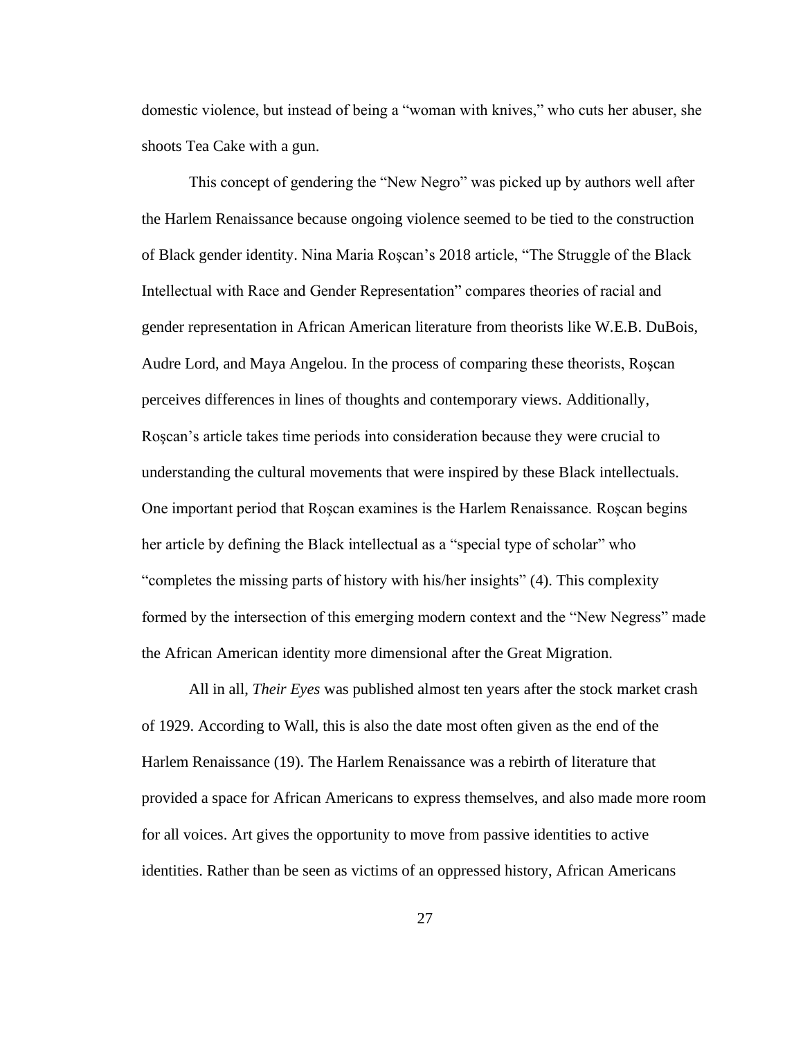domestic violence, but instead of being a "woman with knives," who cuts her abuser, she shoots Tea Cake with a gun.

This concept of gendering the "New Negro" was picked up by authors well after the Harlem Renaissance because ongoing violence seemed to be tied to the construction of Black gender identity. Nina Maria Roşcan's 2018 article, "The Struggle of the Black Intellectual with Race and Gender Representation" compares theories of racial and gender representation in African American literature from theorists like W.E.B. DuBois, Audre Lord, and Maya Angelou. In the process of comparing these theorists, Roşcan perceives differences in lines of thoughts and contemporary views. Additionally, Roşcan's article takes time periods into consideration because they were crucial to understanding the cultural movements that were inspired by these Black intellectuals. One important period that Roşcan examines is the Harlem Renaissance. Roşcan begins her article by defining the Black intellectual as a "special type of scholar" who "completes the missing parts of history with his/her insights" (4). This complexity formed by the intersection of this emerging modern context and the "New Negress" made the African American identity more dimensional after the Great Migration.

All in all, *Their Eyes* was published almost ten years after the stock market crash of 1929. According to Wall, this is also the date most often given as the end of the Harlem Renaissance (19). The Harlem Renaissance was a rebirth of literature that provided a space for African Americans to express themselves, and also made more room for all voices. Art gives the opportunity to move from passive identities to active identities. Rather than be seen as victims of an oppressed history, African Americans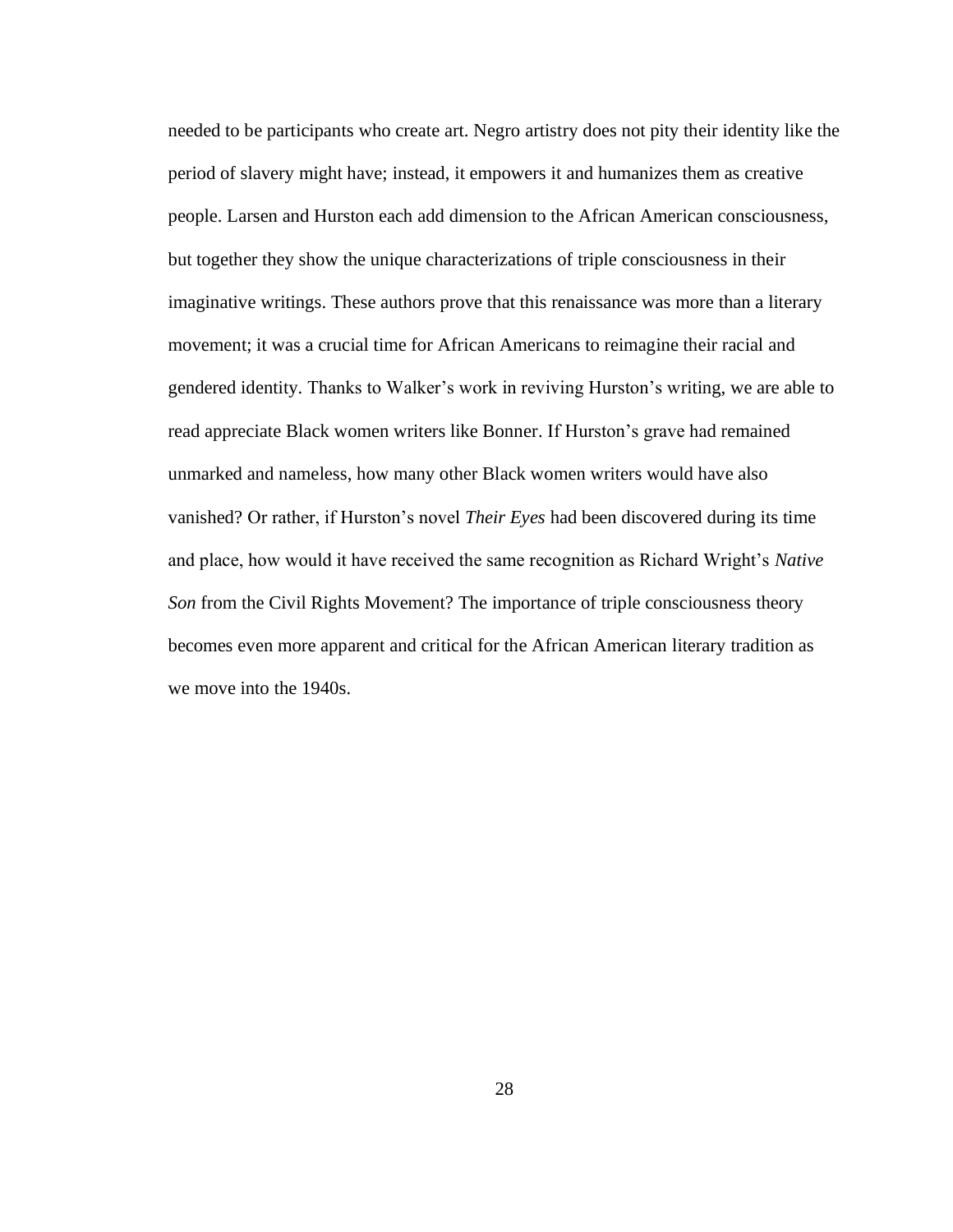needed to be participants who create art. Negro artistry does not pity their identity like the period of slavery might have; instead, it empowers it and humanizes them as creative people. Larsen and Hurston each add dimension to the African American consciousness, but together they show the unique characterizations of triple consciousness in their imaginative writings. These authors prove that this renaissance was more than a literary movement; it was a crucial time for African Americans to reimagine their racial and gendered identity. Thanks to Walker's work in reviving Hurston's writing, we are able to read appreciate Black women writers like Bonner. If Hurston's grave had remained unmarked and nameless, how many other Black women writers would have also vanished? Or rather, if Hurston's novel *Their Eyes* had been discovered during its time and place, how would it have received the same recognition as Richard Wright's *Native Son* from the Civil Rights Movement? The importance of triple consciousness theory becomes even more apparent and critical for the African American literary tradition as we move into the 1940s.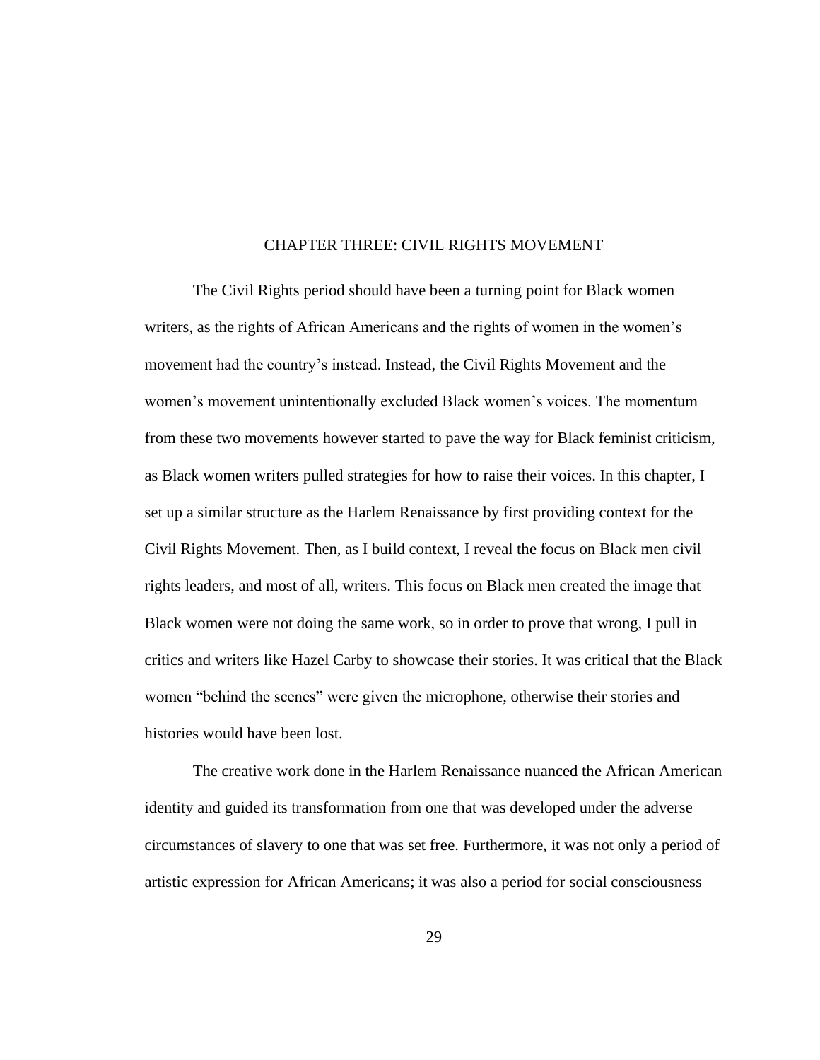# CHAPTER THREE: CIVIL RIGHTS MOVEMENT

The Civil Rights period should have been a turning point for Black women writers, as the rights of African Americans and the rights of women in the women's movement had the country's instead. Instead, the Civil Rights Movement and the women's movement unintentionally excluded Black women's voices. The momentum from these two movements however started to pave the way for Black feminist criticism, as Black women writers pulled strategies for how to raise their voices. In this chapter, I set up a similar structure as the Harlem Renaissance by first providing context for the Civil Rights Movement. Then, as I build context, I reveal the focus on Black men civil rights leaders, and most of all, writers. This focus on Black men created the image that Black women were not doing the same work, so in order to prove that wrong, I pull in critics and writers like Hazel Carby to showcase their stories. It was critical that the Black women "behind the scenes" were given the microphone, otherwise their stories and histories would have been lost.

The creative work done in the Harlem Renaissance nuanced the African American identity and guided its transformation from one that was developed under the adverse circumstances of slavery to one that was set free. Furthermore, it was not only a period of artistic expression for African Americans; it was also a period for social consciousness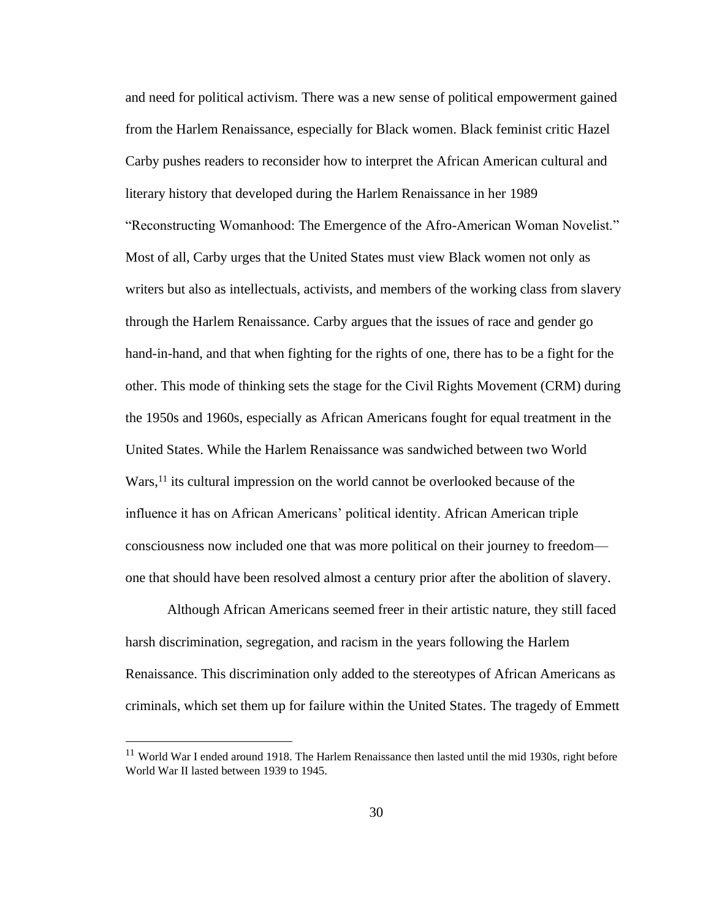and need for political activism. There was a new sense of political empowerment gained from the Harlem Renaissance, especially for Black women. Black feminist critic Hazel Carby pushes readers to reconsider how to interpret the African American cultural and literary history that developed during the Harlem Renaissance in her 1989 "Reconstructing Womanhood: The Emergence of the Afro-American Woman Novelist." Most of all, Carby urges that the United States must view Black women not only as writers but also as intellectuals, activists, and members of the working class from slavery through the Harlem Renaissance. Carby argues that the issues of race and gender go hand-in-hand, and that when fighting for the rights of one, there has to be a fight for the other. This mode of thinking sets the stage for the Civil Rights Movement (CRM) during the 1950s and 1960s, especially as African Americans fought for equal treatment in the United States. While the Harlem Renaissance was sandwiched between two World Wars,[11] its cultural impression on the world cannot be overlooked because of the influence it has on African Americans' political identity. African American triple consciousness now included one that was more political on their journey to freedom—one that should have been resolved almost a century prior after the abolition of slavery.

Although African Americans seemed freer in their artistic nature, they still faced harsh discrimination, segregation, and racism in the years following the Harlem Renaissance. This discrimination only added to the stereotypes of African Americans as criminals, which set them up for failure within the United States. The tragedy of Emmett

---

[11] World War I ended around 1918. The Harlem Renaissance then lasted until the mid 1930s, right before World War II lasted between 1939 to 1945.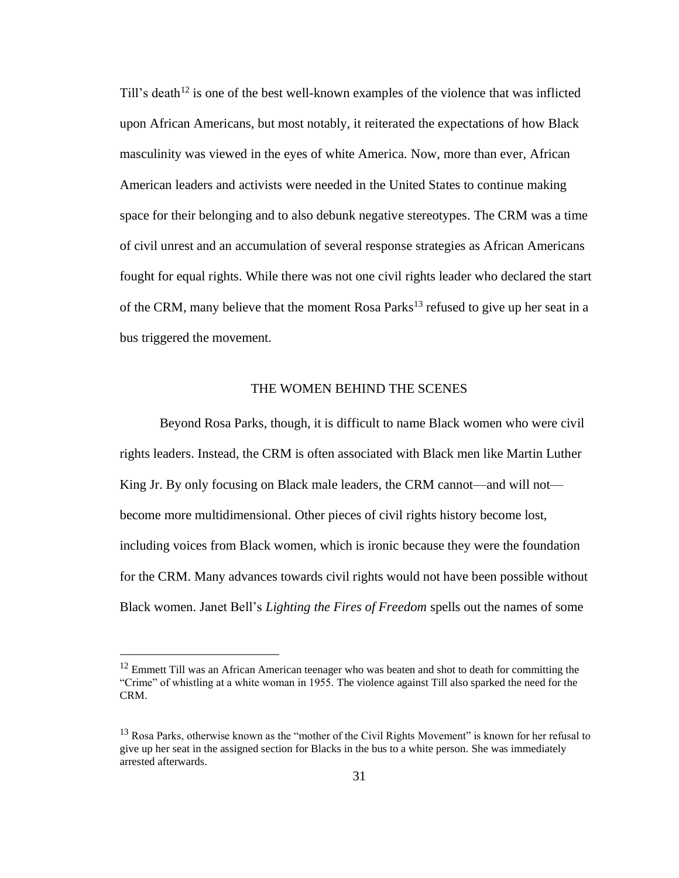Till's death[12] is one of the best well-known examples of the violence that was inflicted upon African Americans, but most notably, it reiterated the expectations of how Black masculinity was viewed in the eyes of white America. Now, more than ever, African American leaders and activists were needed in the United States to continue making space for their belonging and to also debunk negative stereotypes. The CRM was a time of civil unrest and an accumulation of several response strategies as African Americans fought for equal rights. While there was not one civil rights leader who declared the start of the CRM, many believe that the moment Rosa Parks[13] refused to give up her seat in a bus triggered the movement.

## THE WOMEN BEHIND THE SCENES

Beyond Rosa Parks, though, it is difficult to name Black women who were civil rights leaders. Instead, the CRM is often associated with Black men like Martin Luther King Jr. By only focusing on Black male leaders, the CRM cannot—and will not—become more multidimensional. Other pieces of civil rights history become lost, including voices from Black women, which is ironic because they were the foundation for the CRM. Many advances towards civil rights would not have been possible without Black women. Janet Bell's *Lighting the Fires of Freedom* spells out the names of some

---

[12] Emmett Till was an African American teenager who was beaten and shot to death for committing the "Crime" of whistling at a white woman in 1955. The violence against Till also sparked the need for the CRM.

[13] Rosa Parks, otherwise known as the "mother of the Civil Rights Movement" is known for her refusal to give up her seat in the assigned section for Blacks in the bus to a white person. She was immediately arrested afterwards.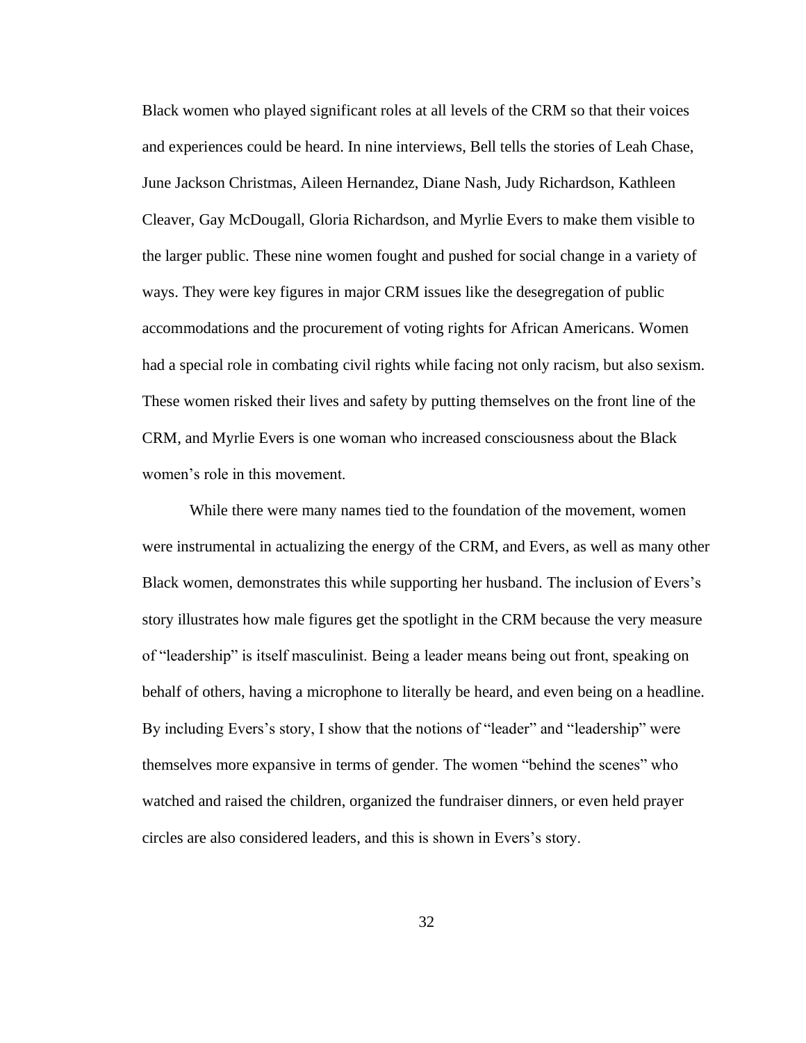Black women who played significant roles at all levels of the CRM so that their voices and experiences could be heard. In nine interviews, Bell tells the stories of Leah Chase, June Jackson Christmas, Aileen Hernandez, Diane Nash, Judy Richardson, Kathleen Cleaver, Gay McDougall, Gloria Richardson, and Myrlie Evers to make them visible to the larger public. These nine women fought and pushed for social change in a variety of ways. They were key figures in major CRM issues like the desegregation of public accommodations and the procurement of voting rights for African Americans. Women had a special role in combating civil rights while facing not only racism, but also sexism. These women risked their lives and safety by putting themselves on the front line of the CRM, and Myrlie Evers is one woman who increased consciousness about the Black women's role in this movement.

While there were many names tied to the foundation of the movement, women were instrumental in actualizing the energy of the CRM, and Evers, as well as many other Black women, demonstrates this while supporting her husband. The inclusion of Evers's story illustrates how male figures get the spotlight in the CRM because the very measure of "leadership" is itself masculinist. Being a leader means being out front, speaking on behalf of others, having a microphone to literally be heard, and even being on a headline. By including Evers's story, I show that the notions of "leader" and "leadership" were themselves more expansive in terms of gender. The women "behind the scenes" who watched and raised the children, organized the fundraiser dinners, or even held prayer circles are also considered leaders, and this is shown in Evers's story.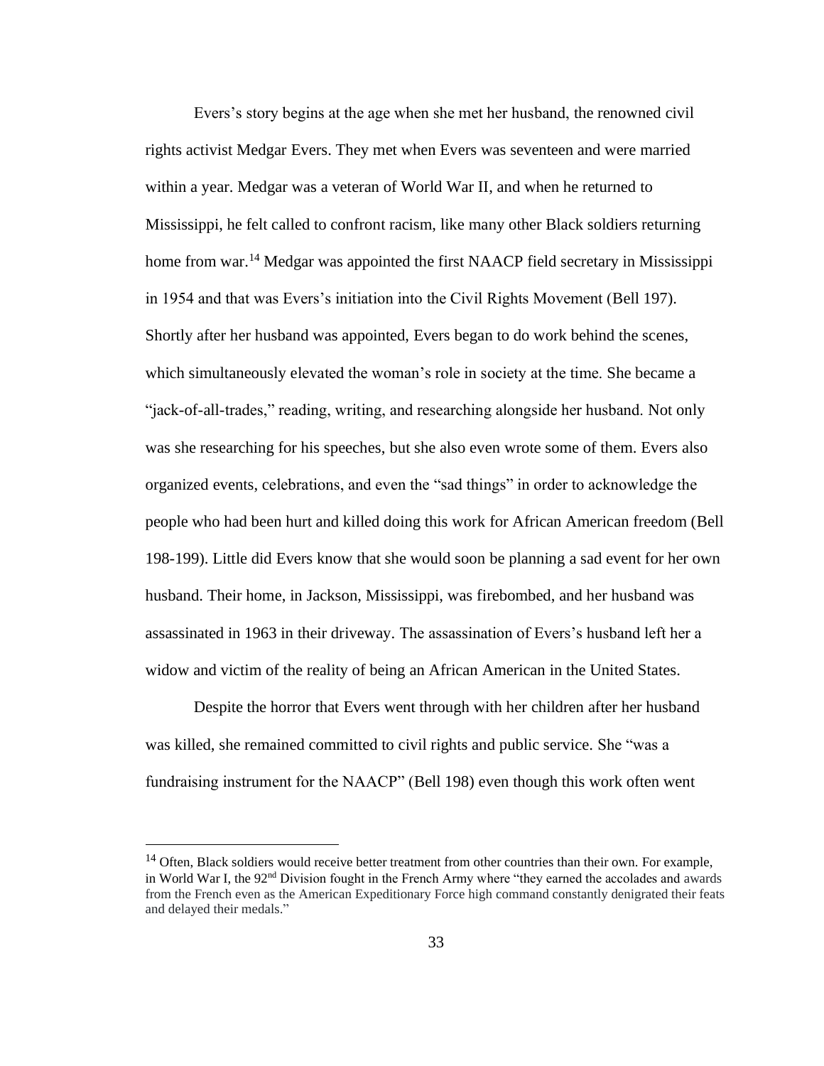Evers's story begins at the age when she met her husband, the renowned civil rights activist Medgar Evers. They met when Evers was seventeen and were married within a year. Medgar was a veteran of World War II, and when he returned to Mississippi, he felt called to confront racism, like many other Black soldiers returning home from war.[14] Medgar was appointed the first NAACP field secretary in Mississippi in 1954 and that was Evers's initiation into the Civil Rights Movement (Bell 197). Shortly after her husband was appointed, Evers began to do work behind the scenes, which simultaneously elevated the woman's role in society at the time. She became a "jack-of-all-trades," reading, writing, and researching alongside her husband. Not only was she researching for his speeches, but she also even wrote some of them. Evers also organized events, celebrations, and even the "sad things" in order to acknowledge the people who had been hurt and killed doing this work for African American freedom (Bell 198-199). Little did Evers know that she would soon be planning a sad event for her own husband. Their home, in Jackson, Mississippi, was firebombed, and her husband was assassinated in 1963 in their driveway. The assassination of Evers's husband left her a widow and victim of the reality of being an African American in the United States.

Despite the horror that Evers went through with her children after her husband was killed, she remained committed to civil rights and public service. She "was a fundraising instrument for the NAACP" (Bell 198) even though this work often went

---

[14] Often, Black soldiers would receive better treatment from other countries than their own. For example, in World War I, the 92nd Division fought in the French Army where "they earned the accolades and awards from the French even as the American Expeditionary Force high command constantly denigrated their feats and delayed their medals."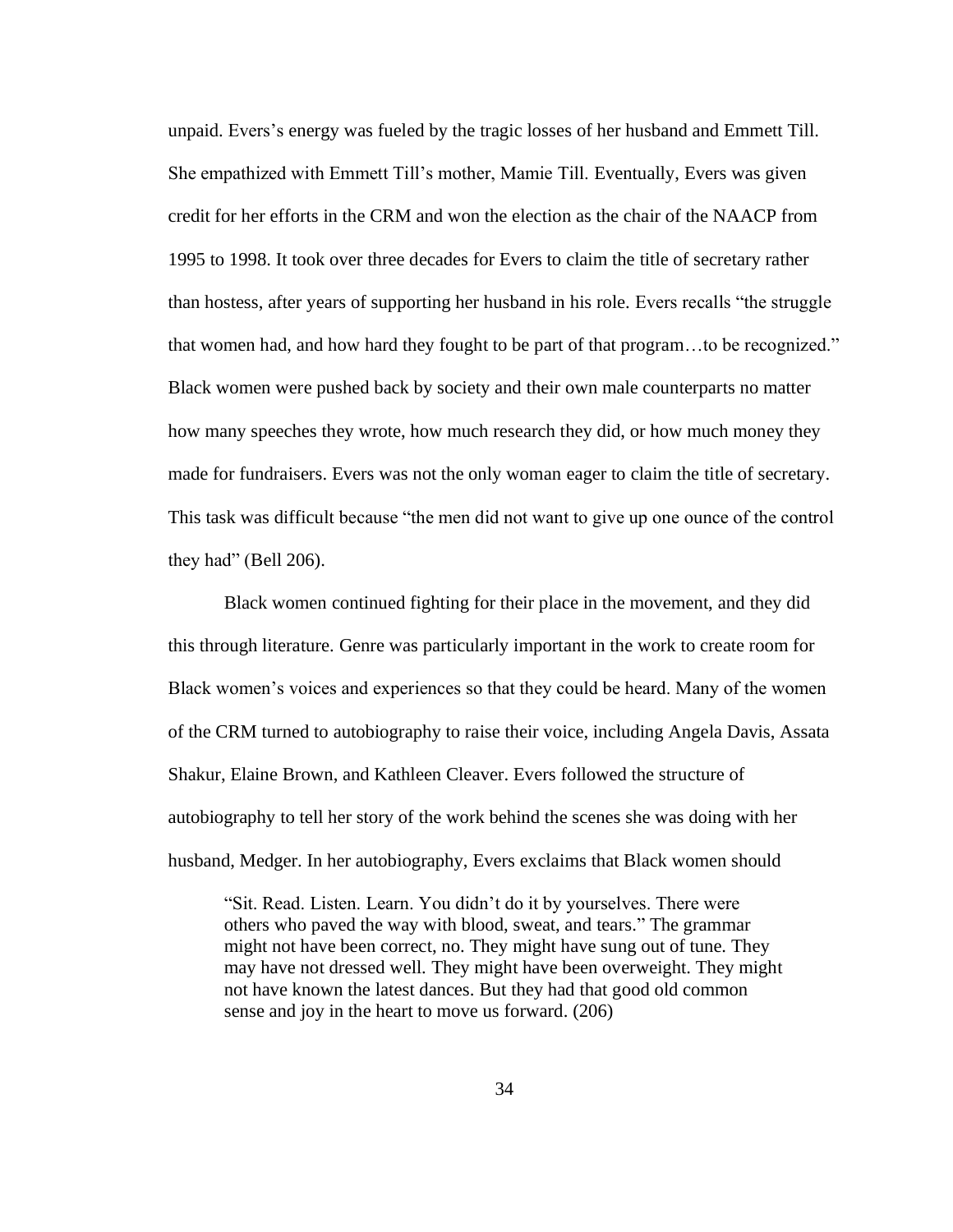unpaid. Evers's energy was fueled by the tragic losses of her husband and Emmett Till. She empathized with Emmett Till's mother, Mamie Till. Eventually, Evers was given credit for her efforts in the CRM and won the election as the chair of the NAACP from 1995 to 1998. It took over three decades for Evers to claim the title of secretary rather than hostess, after years of supporting her husband in his role. Evers recalls "the struggle that women had, and how hard they fought to be part of that program…to be recognized." Black women were pushed back by society and their own male counterparts no matter how many speeches they wrote, how much research they did, or how much money they made for fundraisers. Evers was not the only woman eager to claim the title of secretary. This task was difficult because "the men did not want to give up one ounce of the control they had" (Bell 206).

Black women continued fighting for their place in the movement, and they did this through literature. Genre was particularly important in the work to create room for Black women's voices and experiences so that they could be heard. Many of the women of the CRM turned to autobiography to raise their voice, including Angela Davis, Assata Shakur, Elaine Brown, and Kathleen Cleaver. Evers followed the structure of autobiography to tell her story of the work behind the scenes she was doing with her husband, Medger. In her autobiography, Evers exclaims that Black women should

> "Sit. Read. Listen. Learn. You didn't do it by yourselves. There were others who paved the way with blood, sweat, and tears." The grammar might not have been correct, no. They might have sung out of tune. They may have not dressed well. They might have been overweight. They might not have known the latest dances. But they had that good old common sense and joy in the heart to move us forward. (206)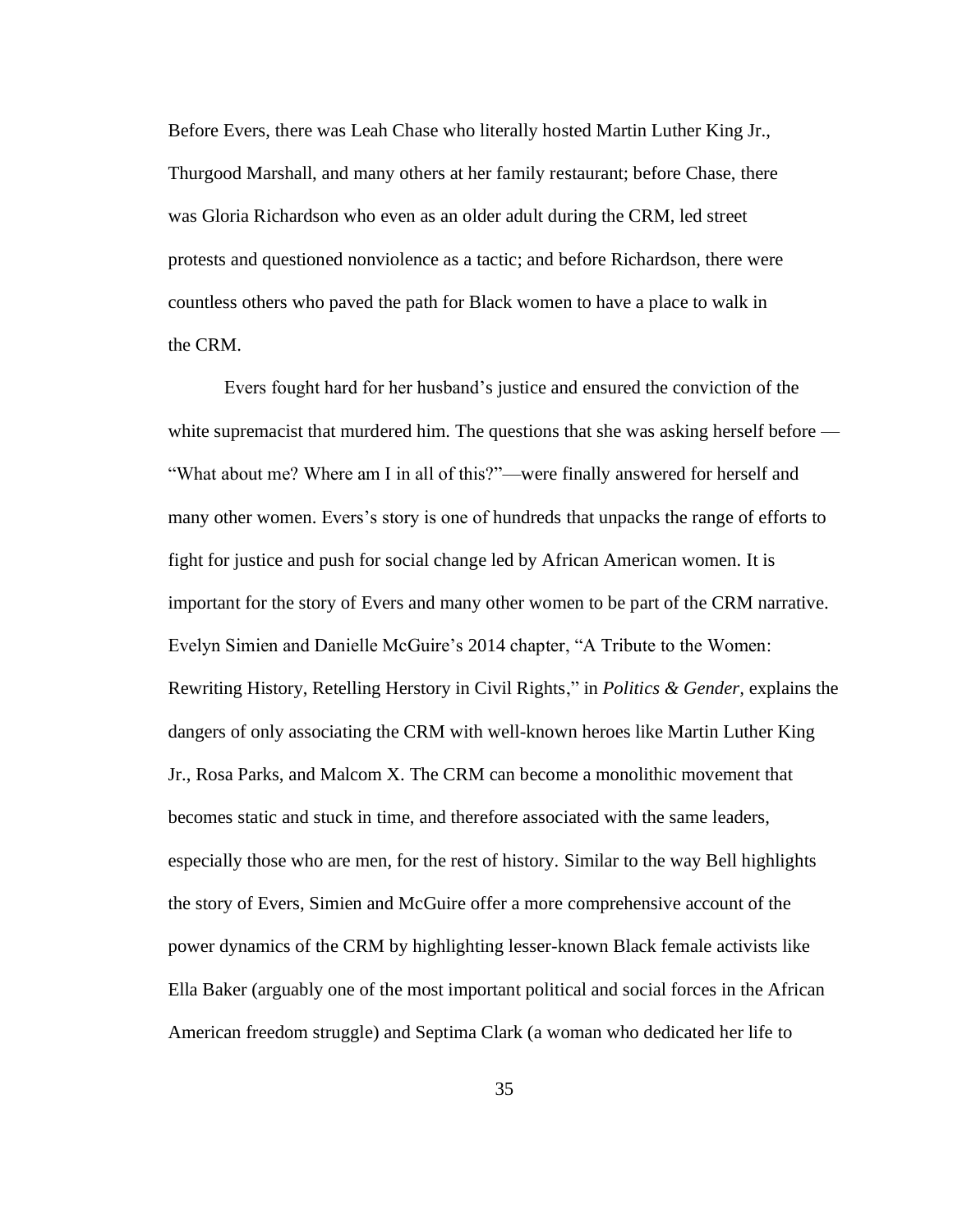Before Evers, there was Leah Chase who literally hosted Martin Luther King Jr., Thurgood Marshall, and many others at her family restaurant; before Chase, there was Gloria Richardson who even as an older adult during the CRM, led street protests and questioned nonviolence as a tactic; and before Richardson, there were countless others who paved the path for Black women to have a place to walk in the CRM.

Evers fought hard for her husband's justice and ensured the conviction of the white supremacist that murdered him. The questions that she was asking herself before — "What about me? Where am I in all of this?"—were finally answered for herself and many other women. Evers's story is one of hundreds that unpacks the range of efforts to fight for justice and push for social change led by African American women. It is important for the story of Evers and many other women to be part of the CRM narrative. Evelyn Simien and Danielle McGuire's 2014 chapter, "A Tribute to the Women: Rewriting History, Retelling Herstory in Civil Rights," in *Politics & Gender,* explains the dangers of only associating the CRM with well-known heroes like Martin Luther King Jr., Rosa Parks, and Malcom X. The CRM can become a monolithic movement that becomes static and stuck in time, and therefore associated with the same leaders, especially those who are men, for the rest of history. Similar to the way Bell highlights the story of Evers, Simien and McGuire offer a more comprehensive account of the power dynamics of the CRM by highlighting lesser-known Black female activists like Ella Baker (arguably one of the most important political and social forces in the African American freedom struggle) and Septima Clark (a woman who dedicated her life to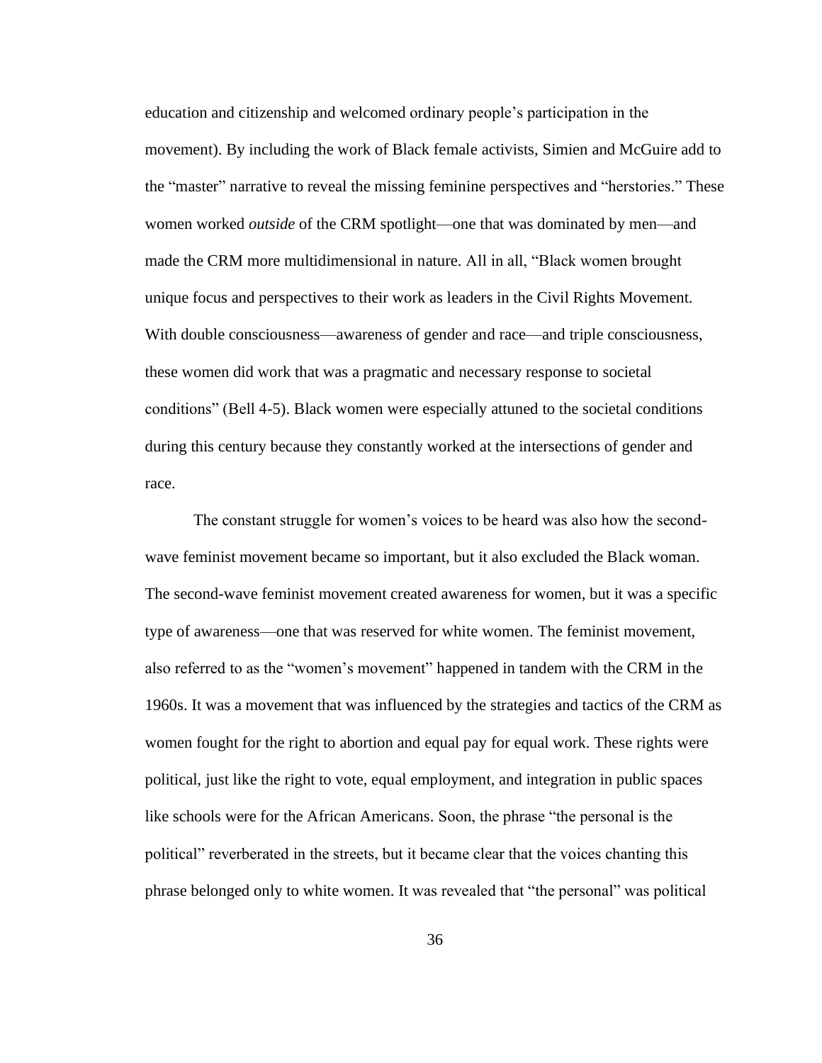education and citizenship and welcomed ordinary people's participation in the movement). By including the work of Black female activists, Simien and McGuire add to the "master" narrative to reveal the missing feminine perspectives and "herstories." These women worked *outside* of the CRM spotlight—one that was dominated by men—and made the CRM more multidimensional in nature. All in all, "Black women brought unique focus and perspectives to their work as leaders in the Civil Rights Movement. With double consciousness—awareness of gender and race—and triple consciousness, these women did work that was a pragmatic and necessary response to societal conditions" (Bell 4-5). Black women were especially attuned to the societal conditions during this century because they constantly worked at the intersections of gender and race.

The constant struggle for women's voices to be heard was also how the second-wave feminist movement became so important, but it also excluded the Black woman. The second-wave feminist movement created awareness for women, but it was a specific type of awareness—one that was reserved for white women. The feminist movement, also referred to as the "women's movement" happened in tandem with the CRM in the 1960s. It was a movement that was influenced by the strategies and tactics of the CRM as women fought for the right to abortion and equal pay for equal work. These rights were political, just like the right to vote, equal employment, and integration in public spaces like schools were for the African Americans. Soon, the phrase "the personal is the political" reverberated in the streets, but it became clear that the voices chanting this phrase belonged only to white women. It was revealed that "the personal" was political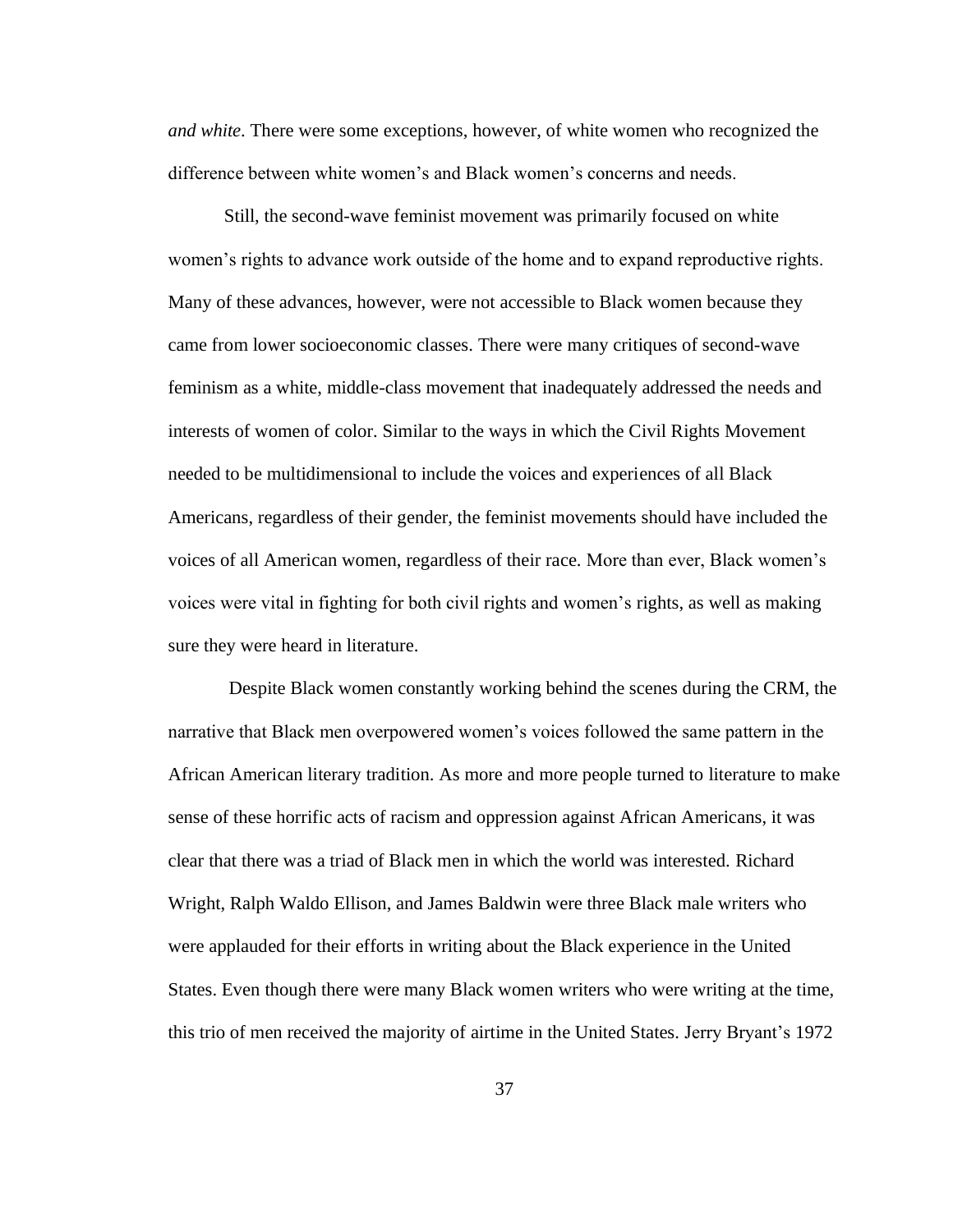*and white*. There were some exceptions, however, of white women who recognized the difference between white women's and Black women's concerns and needs.

Still, the second-wave feminist movement was primarily focused on white women's rights to advance work outside of the home and to expand reproductive rights. Many of these advances, however, were not accessible to Black women because they came from lower socioeconomic classes. There were many critiques of second-wave feminism as a white, middle-class movement that inadequately addressed the needs and interests of women of color. Similar to the ways in which the Civil Rights Movement needed to be multidimensional to include the voices and experiences of all Black Americans, regardless of their gender, the feminist movements should have included the voices of all American women, regardless of their race. More than ever, Black women's voices were vital in fighting for both civil rights and women's rights, as well as making sure they were heard in literature.

Despite Black women constantly working behind the scenes during the CRM, the narrative that Black men overpowered women's voices followed the same pattern in the African American literary tradition. As more and more people turned to literature to make sense of these horrific acts of racism and oppression against African Americans, it was clear that there was a triad of Black men in which the world was interested. Richard Wright, Ralph Waldo Ellison, and James Baldwin were three Black male writers who were applauded for their efforts in writing about the Black experience in the United States. Even though there were many Black women writers who were writing at the time, this trio of men received the majority of airtime in the United States. Jerry Bryant's 1972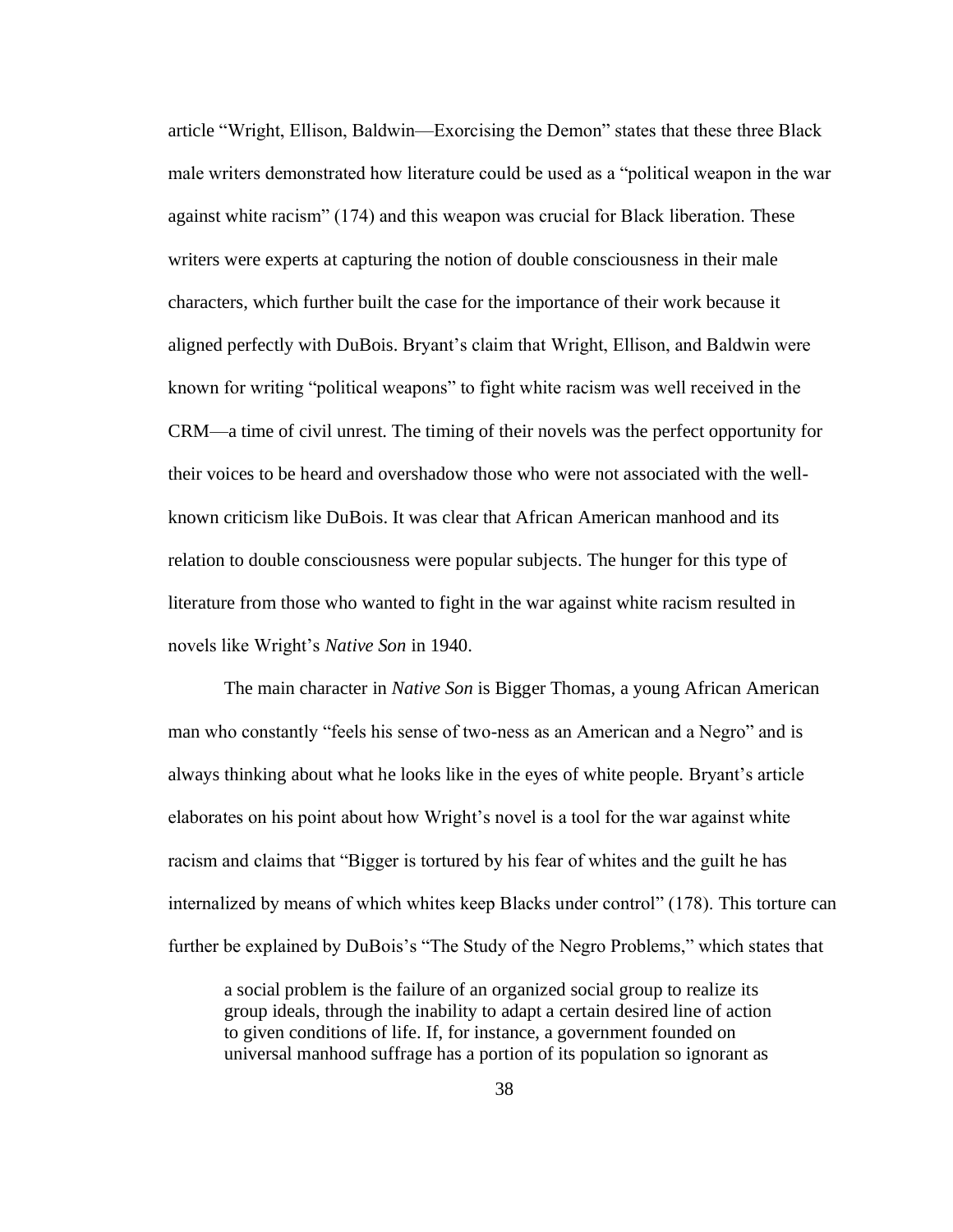article "Wright, Ellison, Baldwin—Exorcising the Demon" states that these three Black male writers demonstrated how literature could be used as a "political weapon in the war against white racism" (174) and this weapon was crucial for Black liberation. These writers were experts at capturing the notion of double consciousness in their male characters, which further built the case for the importance of their work because it aligned perfectly with DuBois. Bryant's claim that Wright, Ellison, and Baldwin were known for writing "political weapons" to fight white racism was well received in the CRM—a time of civil unrest. The timing of their novels was the perfect opportunity for their voices to be heard and overshadow those who were not associated with the well-known criticism like DuBois. It was clear that African American manhood and its relation to double consciousness were popular subjects. The hunger for this type of literature from those who wanted to fight in the war against white racism resulted in novels like Wright's *Native Son* in 1940.

The main character in *Native Son* is Bigger Thomas, a young African American man who constantly "feels his sense of two-ness as an American and a Negro" and is always thinking about what he looks like in the eyes of white people. Bryant's article elaborates on his point about how Wright's novel is a tool for the war against white racism and claims that "Bigger is tortured by his fear of whites and the guilt he has internalized by means of which whites keep Blacks under control" (178). This torture can further be explained by DuBois's "The Study of the Negro Problems," which states that

> a social problem is the failure of an organized social group to realize its group ideals, through the inability to adapt a certain desired line of action to given conditions of life. If, for instance, a government founded on universal manhood suffrage has a portion of its population so ignorant as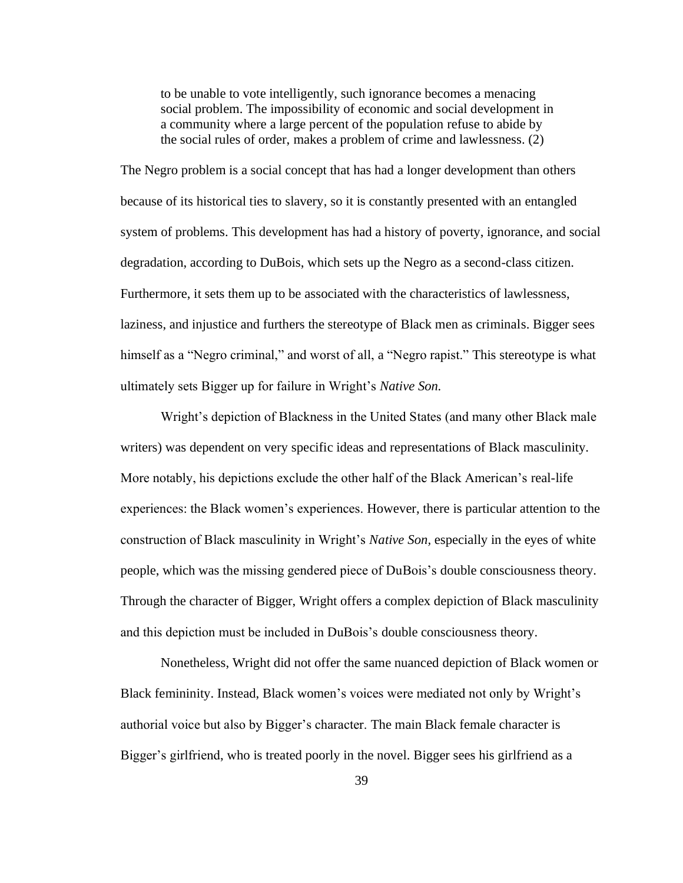> to be unable to vote intelligently, such ignorance becomes a menacing social problem. The impossibility of economic and social development in a community where a large percent of the population refuse to abide by the social rules of order, makes a problem of crime and lawlessness. (2)

The Negro problem is a social concept that has had a longer development than others because of its historical ties to slavery, so it is constantly presented with an entangled system of problems. This development has had a history of poverty, ignorance, and social degradation, according to DuBois, which sets up the Negro as a second-class citizen. Furthermore, it sets them up to be associated with the characteristics of lawlessness, laziness, and injustice and furthers the stereotype of Black men as criminals. Bigger sees himself as a "Negro criminal," and worst of all, a "Negro rapist." This stereotype is what ultimately sets Bigger up for failure in Wright's *Native Son.*

Wright's depiction of Blackness in the United States (and many other Black male writers) was dependent on very specific ideas and representations of Black masculinity. More notably, his depictions exclude the other half of the Black American's real-life experiences: the Black women's experiences. However, there is particular attention to the construction of Black masculinity in Wright's *Native Son*, especially in the eyes of white people, which was the missing gendered piece of DuBois's double consciousness theory. Through the character of Bigger, Wright offers a complex depiction of Black masculinity and this depiction must be included in DuBois's double consciousness theory.

Nonetheless, Wright did not offer the same nuanced depiction of Black women or Black femininity. Instead, Black women's voices were mediated not only by Wright's authorial voice but also by Bigger's character. The main Black female character is Bigger's girlfriend, who is treated poorly in the novel. Bigger sees his girlfriend as a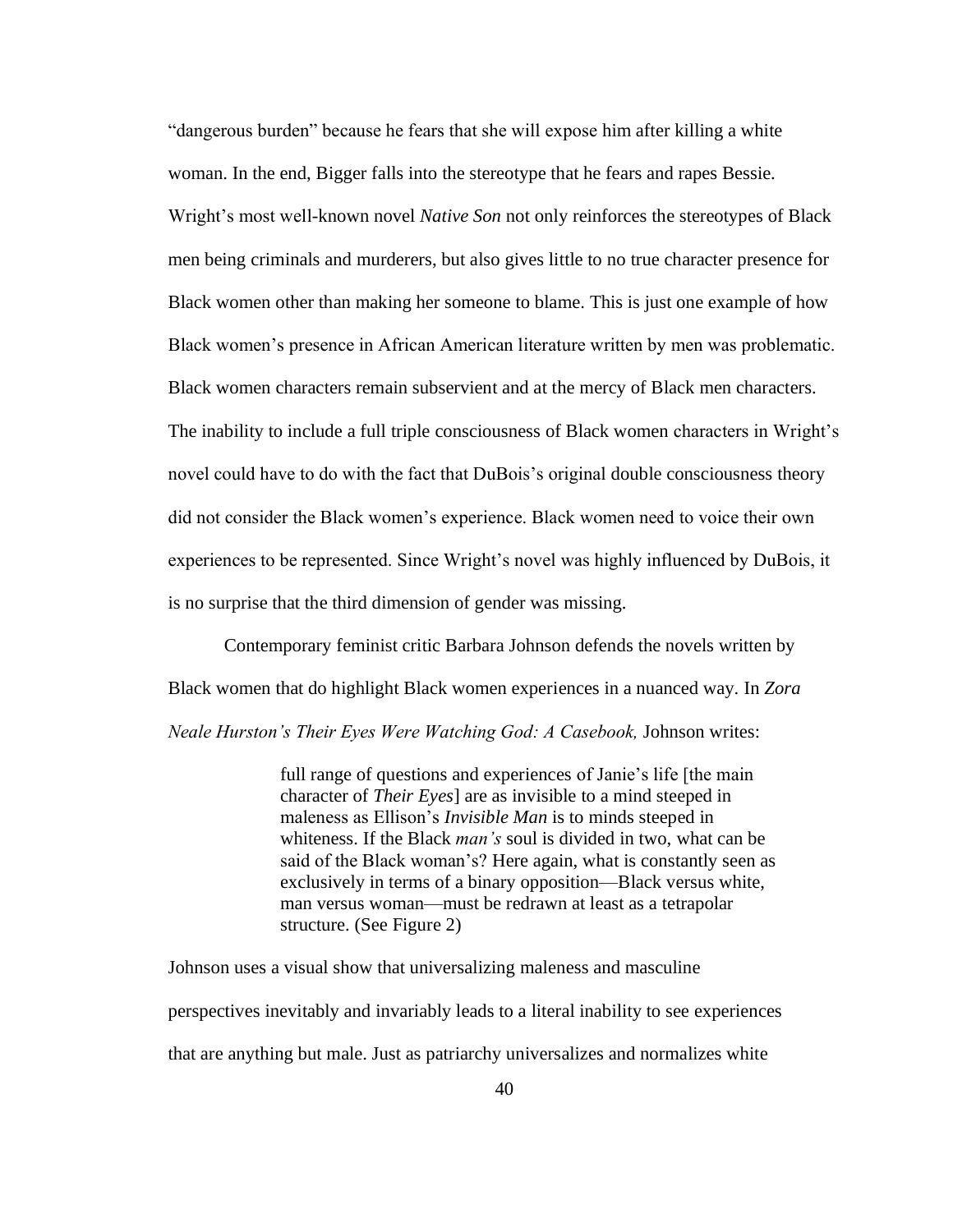"dangerous burden" because he fears that she will expose him after killing a white woman. In the end, Bigger falls into the stereotype that he fears and rapes Bessie. Wright's most well-known novel *Native Son* not only reinforces the stereotypes of Black men being criminals and murderers, but also gives little to no true character presence for Black women other than making her someone to blame. This is just one example of how Black women's presence in African American literature written by men was problematic. Black women characters remain subservient and at the mercy of Black men characters. The inability to include a full triple consciousness of Black women characters in Wright's novel could have to do with the fact that DuBois's original double consciousness theory did not consider the Black women's experience. Black women need to voice their own experiences to be represented. Since Wright's novel was highly influenced by DuBois, it is no surprise that the third dimension of gender was missing.

Contemporary feminist critic Barbara Johnson defends the novels written by Black women that do highlight Black women experiences in a nuanced way. In *Zora Neale Hurston's Their Eyes Were Watching God: A Casebook,* Johnson writes:

> full range of questions and experiences of Janie's life [the main character of *Their Eyes*] are as invisible to a mind steeped in maleness as Ellison's *Invisible Man* is to minds steeped in whiteness. If the Black *man's* soul is divided in two, what can be said of the Black woman's? Here again, what is constantly seen as exclusively in terms of a binary opposition—Black versus white, man versus woman—must be redrawn at least as a tetrapolar structure. (See Figure 2)

Johnson uses a visual show that universalizing maleness and masculine perspectives inevitably and invariably leads to a literal inability to see experiences that are anything but male. Just as patriarchy universalizes and normalizes white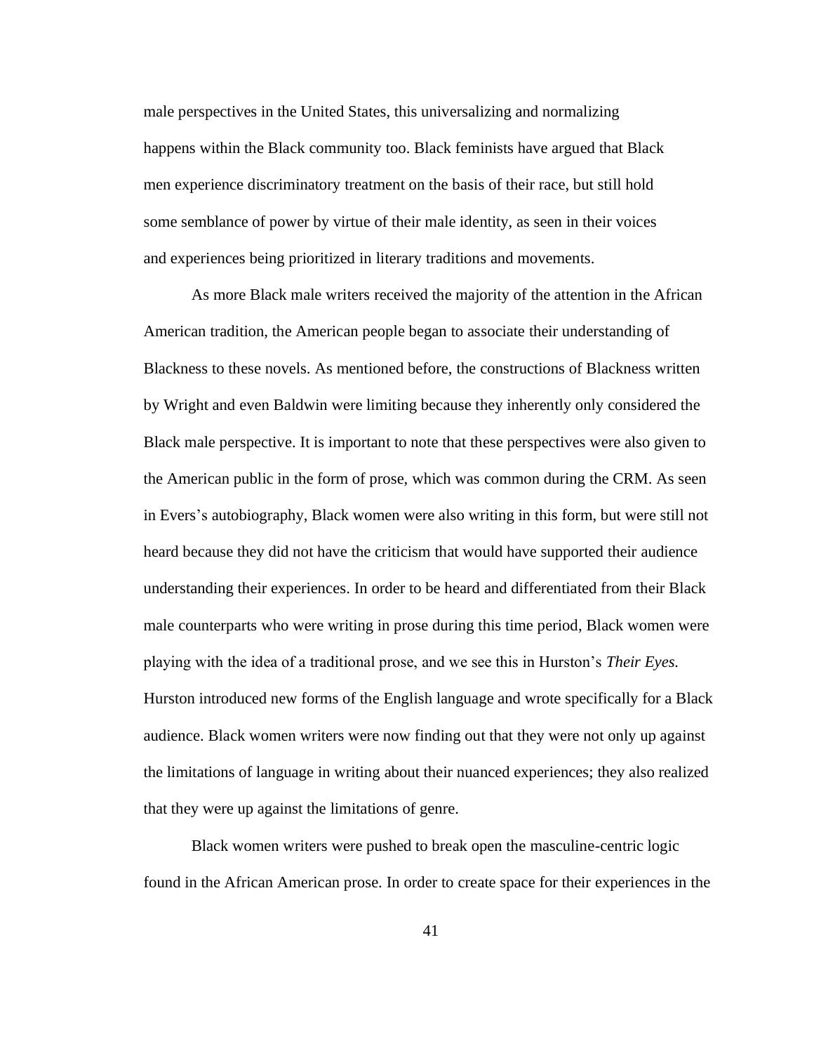male perspectives in the United States, this universalizing and normalizing happens within the Black community too. Black feminists have argued that Black men experience discriminatory treatment on the basis of their race, but still hold some semblance of power by virtue of their male identity, as seen in their voices and experiences being prioritized in literary traditions and movements.

As more Black male writers received the majority of the attention in the African American tradition, the American people began to associate their understanding of Blackness to these novels. As mentioned before, the constructions of Blackness written by Wright and even Baldwin were limiting because they inherently only considered the Black male perspective. It is important to note that these perspectives were also given to the American public in the form of prose, which was common during the CRM. As seen in Evers's autobiography, Black women were also writing in this form, but were still not heard because they did not have the criticism that would have supported their audience understanding their experiences. In order to be heard and differentiated from their Black male counterparts who were writing in prose during this time period, Black women were playing with the idea of a traditional prose, and we see this in Hurston's *Their Eyes.* Hurston introduced new forms of the English language and wrote specifically for a Black audience. Black women writers were now finding out that they were not only up against the limitations of language in writing about their nuanced experiences; they also realized that they were up against the limitations of genre.

Black women writers were pushed to break open the masculine-centric logic found in the African American prose. In order to create space for their experiences in the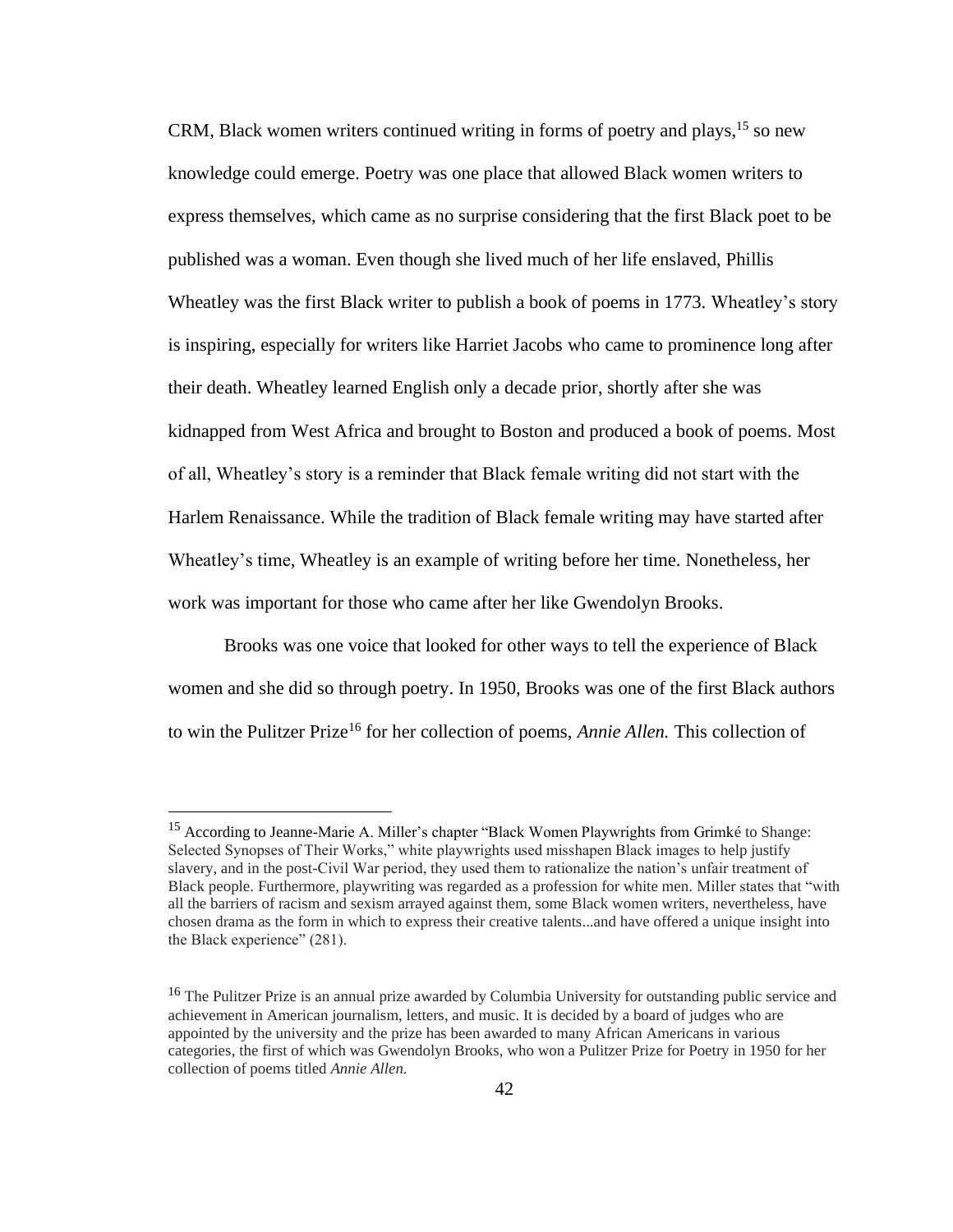CRM, Black women writers continued writing in forms of poetry and plays,[15] so new knowledge could emerge. Poetry was one place that allowed Black women writers to express themselves, which came as no surprise considering that the first Black poet to be published was a woman. Even though she lived much of her life enslaved, Phillis Wheatley was the first Black writer to publish a book of poems in 1773. Wheatley's story is inspiring, especially for writers like Harriet Jacobs who came to prominence long after their death. Wheatley learned English only a decade prior, shortly after she was kidnapped from West Africa and brought to Boston and produced a book of poems. Most of all, Wheatley's story is a reminder that Black female writing did not start with the Harlem Renaissance. While the tradition of Black female writing may have started after Wheatley's time, Wheatley is an example of writing before her time. Nonetheless, her work was important for those who came after her like Gwendolyn Brooks.

Brooks was one voice that looked for other ways to tell the experience of Black women and she did so through poetry. In 1950, Brooks was one of the first Black authors to win the Pulitzer Prize[16] for her collection of poems, *Annie Allen.* This collection of

---

[15] According to Jeanne-Marie A. Miller's chapter "Black Women Playwrights from Grimké to Shange: Selected Synopses of Their Works," white playwrights used misshapen Black images to help justify slavery, and in the post-Civil War period, they used them to rationalize the nation's unfair treatment of Black people. Furthermore, playwriting was regarded as a profession for white men. Miller states that "with all the barriers of racism and sexism arrayed against them, some Black women writers, nevertheless, have chosen drama as the form in which to express their creative talents...and have offered a unique insight into the Black experience" (281).

[16] The Pulitzer Prize is an annual prize awarded by Columbia University for outstanding public service and achievement in American journalism, letters, and music. It is decided by a board of judges who are appointed by the university and the prize has been awarded to many African Americans in various categories, the first of which was Gwendolyn Brooks, who won a Pulitzer Prize for Poetry in 1950 for her collection of poems titled *Annie Allen.*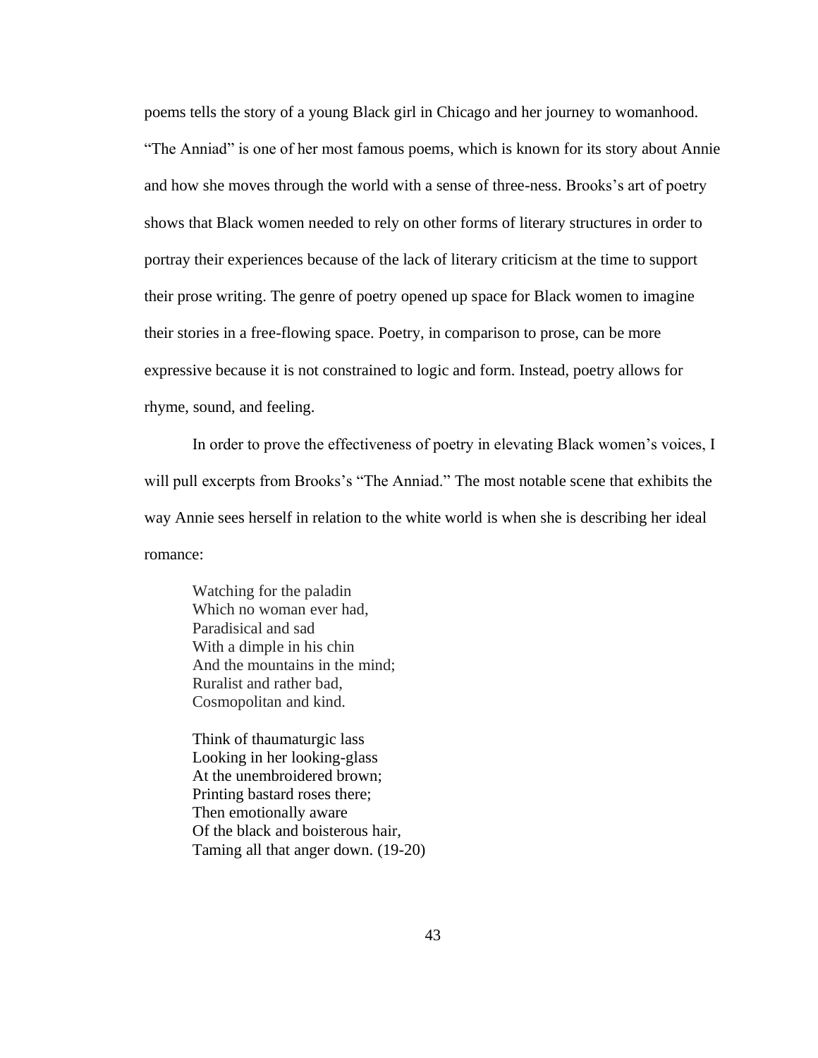poems tells the story of a young Black girl in Chicago and her journey to womanhood. "The Anniad" is one of her most famous poems, which is known for its story about Annie and how she moves through the world with a sense of three-ness. Brooks's art of poetry shows that Black women needed to rely on other forms of literary structures in order to portray their experiences because of the lack of literary criticism at the time to support their prose writing. The genre of poetry opened up space for Black women to imagine their stories in a free-flowing space. Poetry, in comparison to prose, can be more expressive because it is not constrained to logic and form. Instead, poetry allows for rhyme, sound, and feeling.

In order to prove the effectiveness of poetry in elevating Black women's voices, I will pull excerpts from Brooks's "The Anniad." The most notable scene that exhibits the way Annie sees herself in relation to the white world is when she is describing her ideal romance:

> Watching for the paladin
> Which no woman ever had,
> Paradisical and sad
> With a dimple in his chin
> And the mountains in the mind;
> Ruralist and rather bad,
> Cosmopolitan and kind.
>
> Think of thaumaturgic lass
> Looking in her looking-glass
> At the unembroidered brown;
> Printing bastard roses there;
> Then emotionally aware
> Of the black and boisterous hair,
> Taming all that anger down. (19-20)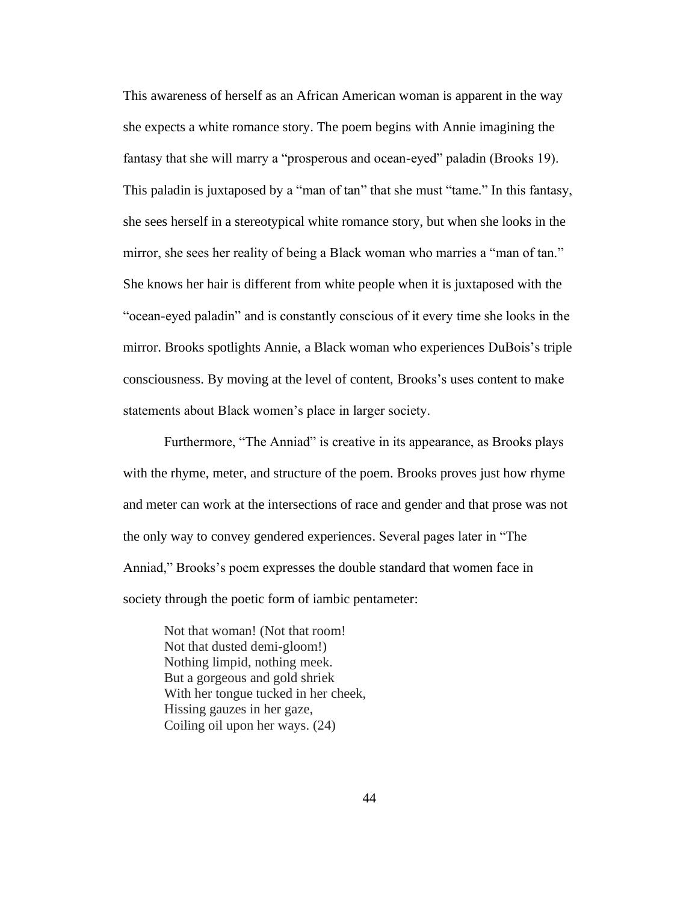This awareness of herself as an African American woman is apparent in the way she expects a white romance story. The poem begins with Annie imagining the fantasy that she will marry a "prosperous and ocean-eyed" paladin (Brooks 19). This paladin is juxtaposed by a "man of tan" that she must "tame." In this fantasy, she sees herself in a stereotypical white romance story, but when she looks in the mirror, she sees her reality of being a Black woman who marries a "man of tan." She knows her hair is different from white people when it is juxtaposed with the "ocean-eyed paladin" and is constantly conscious of it every time she looks in the mirror. Brooks spotlights Annie, a Black woman who experiences DuBois's triple consciousness. By moving at the level of content, Brooks's uses content to make statements about Black women's place in larger society.

Furthermore, "The Anniad" is creative in its appearance, as Brooks plays with the rhyme, meter, and structure of the poem. Brooks proves just how rhyme and meter can work at the intersections of race and gender and that prose was not the only way to convey gendered experiences. Several pages later in "The Anniad," Brooks's poem expresses the double standard that women face in society through the poetic form of iambic pentameter:

> Not that woman! (Not that room!
> Not that dusted demi-gloom!)
> Nothing limpid, nothing meek.
> But a gorgeous and gold shriek
> With her tongue tucked in her cheek,
> Hissing gauzes in her gaze,
> Coiling oil upon her ways. (24)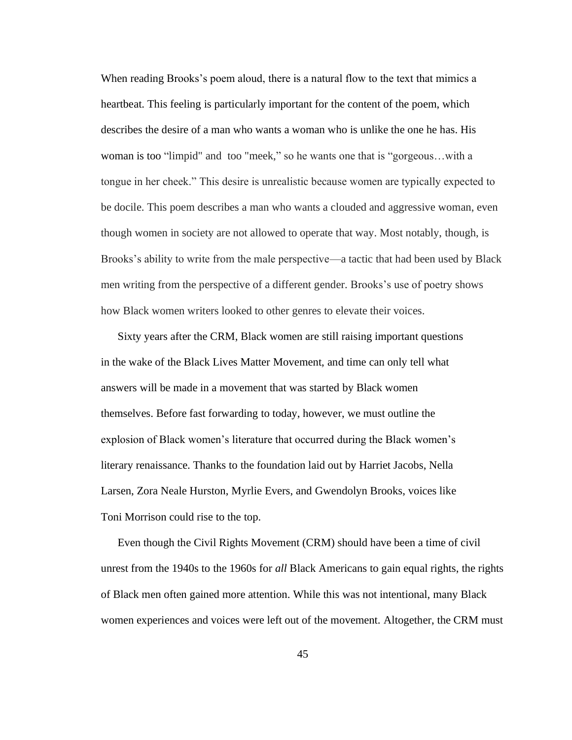When reading Brooks's poem aloud, there is a natural flow to the text that mimics a heartbeat. This feeling is particularly important for the content of the poem, which describes the desire of a man who wants a woman who is unlike the one he has. His woman is too "limpid" and too "meek," so he wants one that is "gorgeous…with a tongue in her cheek." This desire is unrealistic because women are typically expected to be docile. This poem describes a man who wants a clouded and aggressive woman, even though women in society are not allowed to operate that way. Most notably, though, is Brooks's ability to write from the male perspective—a tactic that had been used by Black men writing from the perspective of a different gender. Brooks's use of poetry shows how Black women writers looked to other genres to elevate their voices.

Sixty years after the CRM, Black women are still raising important questions in the wake of the Black Lives Matter Movement, and time can only tell what answers will be made in a movement that was started by Black women themselves. Before fast forwarding to today, however, we must outline the explosion of Black women's literature that occurred during the Black women's literary renaissance. Thanks to the foundation laid out by Harriet Jacobs, Nella Larsen, Zora Neale Hurston, Myrlie Evers, and Gwendolyn Brooks, voices like Toni Morrison could rise to the top.

Even though the Civil Rights Movement (CRM) should have been a time of civil unrest from the 1940s to the 1960s for *all* Black Americans to gain equal rights, the rights of Black men often gained more attention. While this was not intentional, many Black women experiences and voices were left out of the movement. Altogether, the CRM must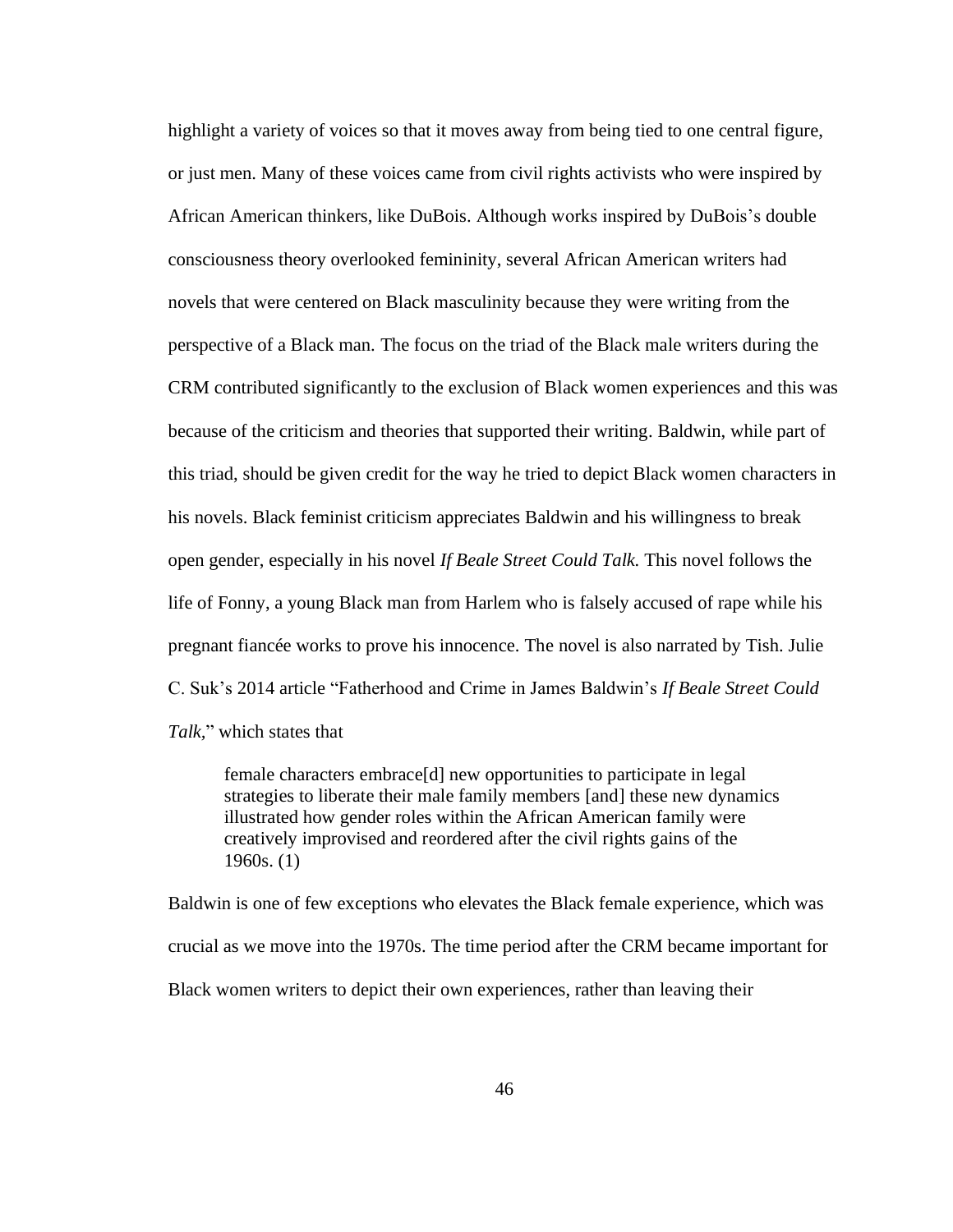highlight a variety of voices so that it moves away from being tied to one central figure, or just men. Many of these voices came from civil rights activists who were inspired by African American thinkers, like DuBois. Although works inspired by DuBois's double consciousness theory overlooked femininity, several African American writers had novels that were centered on Black masculinity because they were writing from the perspective of a Black man. The focus on the triad of the Black male writers during the CRM contributed significantly to the exclusion of Black women experiences and this was because of the criticism and theories that supported their writing. Baldwin, while part of this triad, should be given credit for the way he tried to depict Black women characters in his novels. Black feminist criticism appreciates Baldwin and his willingness to break open gender, especially in his novel *If Beale Street Could Talk.* This novel follows the life of Fonny, a young Black man from Harlem who is falsely accused of rape while his pregnant fiancée works to prove his innocence. The novel is also narrated by Tish. Julie C. Suk's 2014 article "Fatherhood and Crime in James Baldwin's *If Beale Street Could Talk,*" which states that

> female characters embrace[d] new opportunities to participate in legal strategies to liberate their male family members [and] these new dynamics illustrated how gender roles within the African American family were creatively improvised and reordered after the civil rights gains of the 1960s. (1)

Baldwin is one of few exceptions who elevates the Black female experience, which was crucial as we move into the 1970s. The time period after the CRM became important for Black women writers to depict their own experiences, rather than leaving their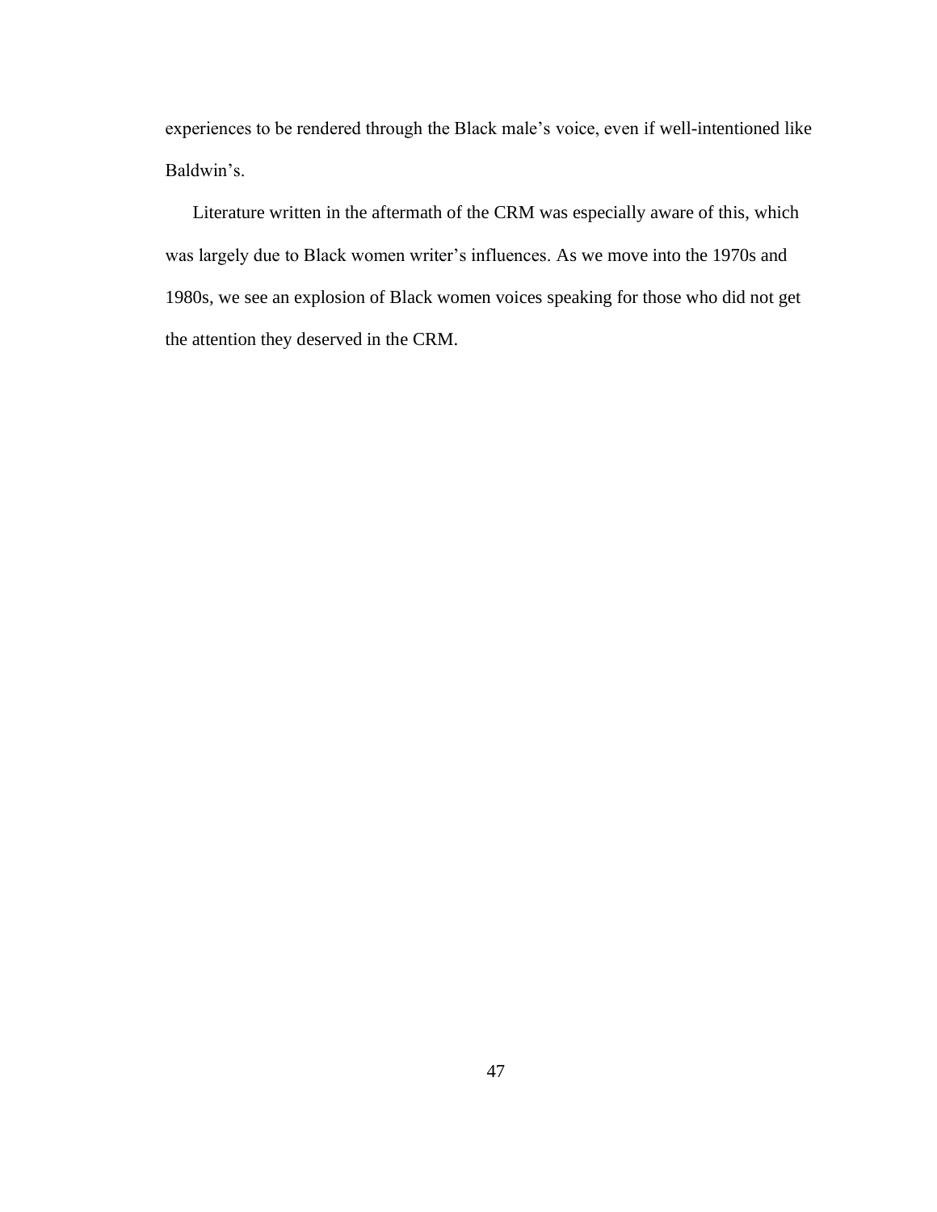experiences to be rendered through the Black male's voice, even if well-intentioned like Baldwin's.

Literature written in the aftermath of the CRM was especially aware of this, which was largely due to Black women writer's influences. As we move into the 1970s and 1980s, we see an explosion of Black women voices speaking for those who did not get the attention they deserved in the CRM.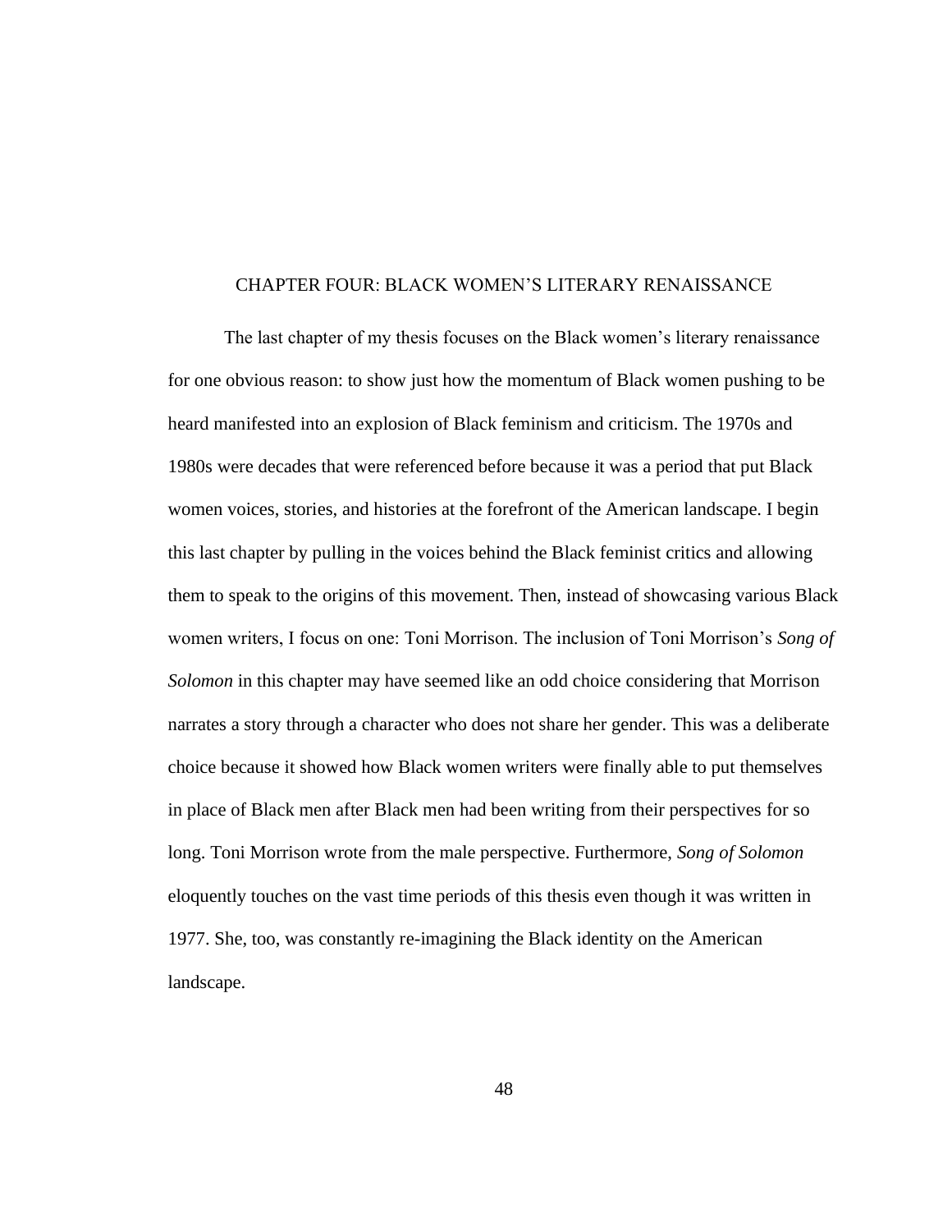# CHAPTER FOUR: BLACK WOMEN'S LITERARY RENAISSANCE

The last chapter of my thesis focuses on the Black women's literary renaissance for one obvious reason: to show just how the momentum of Black women pushing to be heard manifested into an explosion of Black feminism and criticism. The 1970s and 1980s were decades that were referenced before because it was a period that put Black women voices, stories, and histories at the forefront of the American landscape. I begin this last chapter by pulling in the voices behind the Black feminist critics and allowing them to speak to the origins of this movement. Then, instead of showcasing various Black women writers, I focus on one: Toni Morrison. The inclusion of Toni Morrison's *Song of Solomon* in this chapter may have seemed like an odd choice considering that Morrison narrates a story through a character who does not share her gender. This was a deliberate choice because it showed how Black women writers were finally able to put themselves in place of Black men after Black men had been writing from their perspectives for so long. Toni Morrison wrote from the male perspective. Furthermore, *Song of Solomon* eloquently touches on the vast time periods of this thesis even though it was written in 1977. She, too, was constantly re-imagining the Black identity on the American landscape.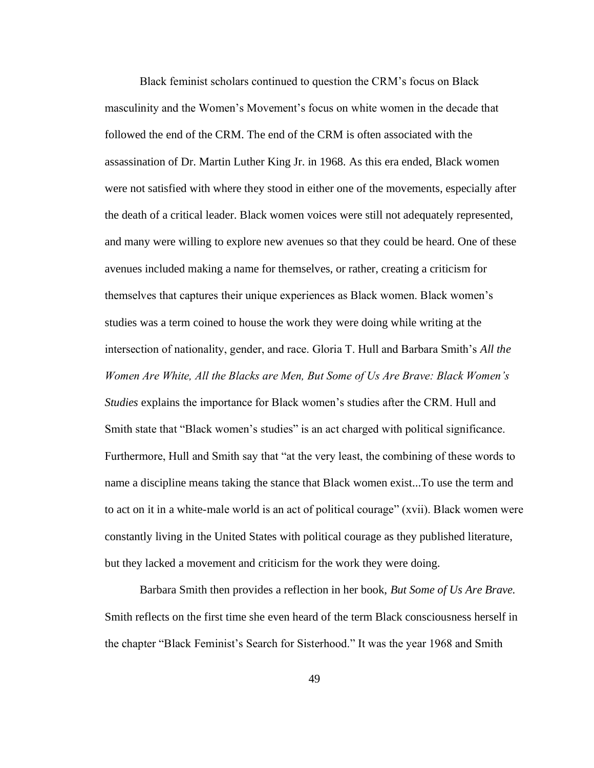Black feminist scholars continued to question the CRM's focus on Black masculinity and the Women's Movement's focus on white women in the decade that followed the end of the CRM. The end of the CRM is often associated with the assassination of Dr. Martin Luther King Jr. in 1968. As this era ended, Black women were not satisfied with where they stood in either one of the movements, especially after the death of a critical leader. Black women voices were still not adequately represented, and many were willing to explore new avenues so that they could be heard. One of these avenues included making a name for themselves, or rather, creating a criticism for themselves that captures their unique experiences as Black women. Black women's studies was a term coined to house the work they were doing while writing at the intersection of nationality, gender, and race. Gloria T. Hull and Barbara Smith's *All the Women Are White, All the Blacks are Men, But Some of Us Are Brave: Black Women's Studies* explains the importance for Black women's studies after the CRM. Hull and Smith state that "Black women's studies" is an act charged with political significance. Furthermore, Hull and Smith say that "at the very least, the combining of these words to name a discipline means taking the stance that Black women exist...To use the term and to act on it in a white-male world is an act of political courage" (xvii). Black women were constantly living in the United States with political courage as they published literature, but they lacked a movement and criticism for the work they were doing.

Barbara Smith then provides a reflection in her book, *But Some of Us Are Brave.* Smith reflects on the first time she even heard of the term Black consciousness herself in the chapter "Black Feminist's Search for Sisterhood." It was the year 1968 and Smith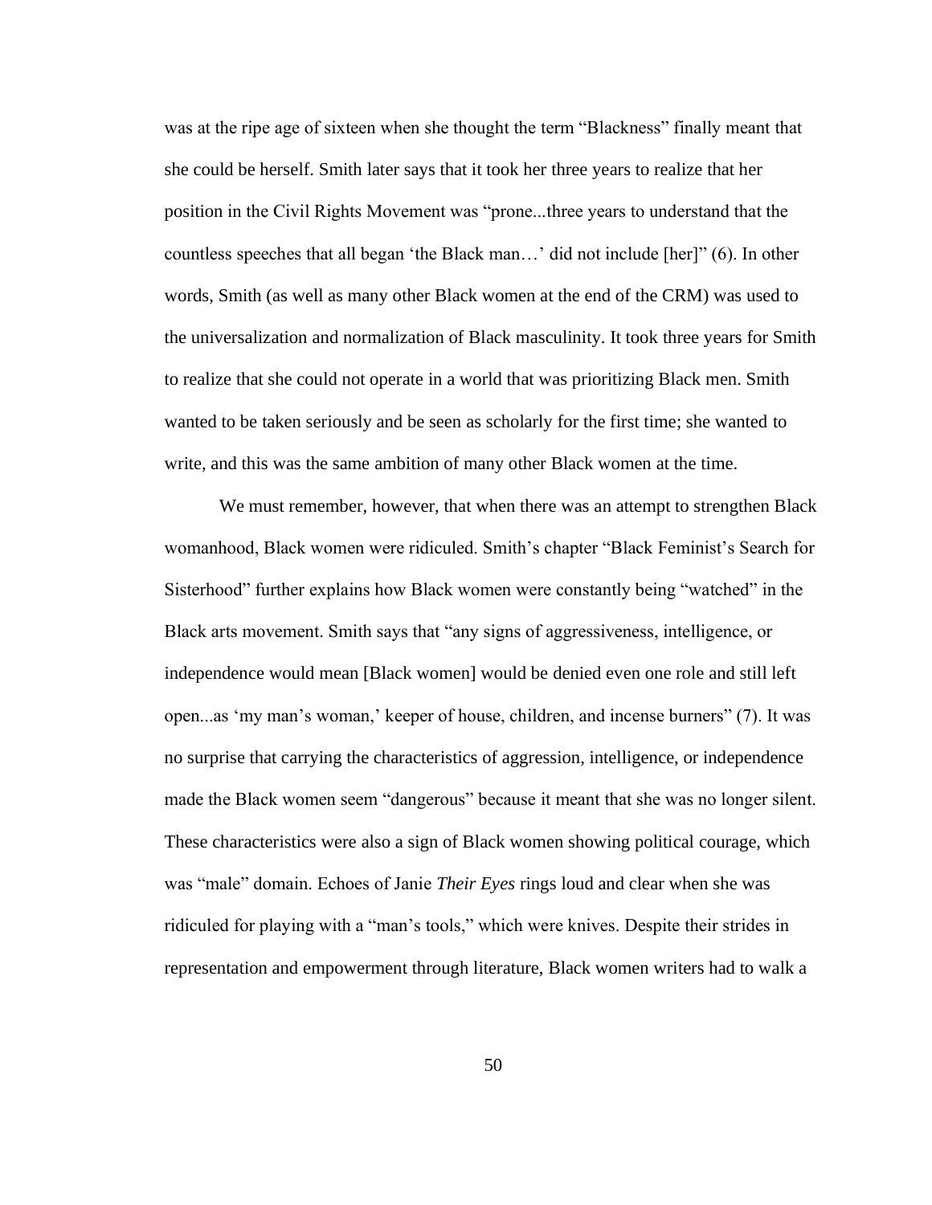was at the ripe age of sixteen when she thought the term "Blackness" finally meant that she could be herself. Smith later says that it took her three years to realize that her position in the Civil Rights Movement was "prone...three years to understand that the countless speeches that all began 'the Black man…' did not include [her]" (6). In other words, Smith (as well as many other Black women at the end of the CRM) was used to the universalization and normalization of Black masculinity. It took three years for Smith to realize that she could not operate in a world that was prioritizing Black men. Smith wanted to be taken seriously and be seen as scholarly for the first time; she wanted to write, and this was the same ambition of many other Black women at the time.

We must remember, however, that when there was an attempt to strengthen Black womanhood, Black women were ridiculed. Smith's chapter "Black Feminist's Search for Sisterhood" further explains how Black women were constantly being "watched" in the Black arts movement. Smith says that "any signs of aggressiveness, intelligence, or independence would mean [Black women] would be denied even one role and still left open...as 'my man's woman,' keeper of house, children, and incense burners" (7). It was no surprise that carrying the characteristics of aggression, intelligence, or independence made the Black women seem "dangerous" because it meant that she was no longer silent. These characteristics were also a sign of Black women showing political courage, which was "male" domain. Echoes of Janie *Their Eyes* rings loud and clear when she was ridiculed for playing with a "man's tools," which were knives. Despite their strides in representation and empowerment through literature, Black women writers had to walk a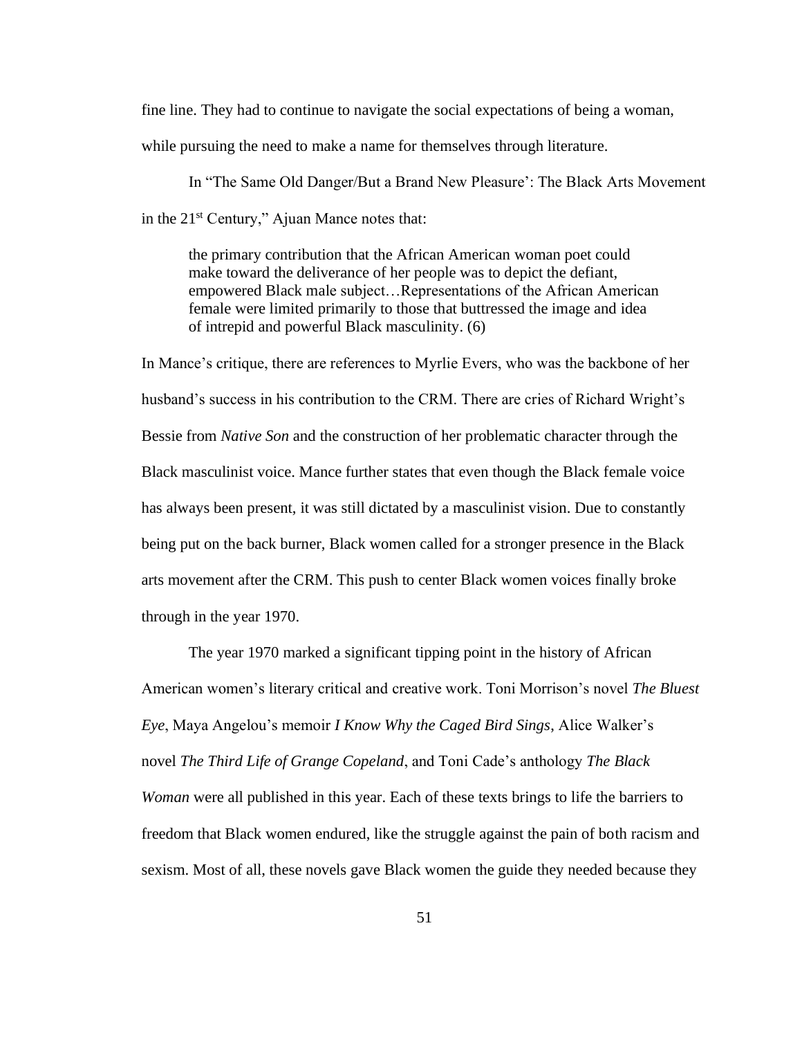fine line. They had to continue to navigate the social expectations of being a woman, while pursuing the need to make a name for themselves through literature.

In "The Same Old Danger/But a Brand New Pleasure': The Black Arts Movement in the 21st Century," Ajuan Mance notes that:

> the primary contribution that the African American woman poet could make toward the deliverance of her people was to depict the defiant, empowered Black male subject…Representations of the African American female were limited primarily to those that buttressed the image and idea of intrepid and powerful Black masculinity. (6)

In Mance's critique, there are references to Myrlie Evers, who was the backbone of her husband's success in his contribution to the CRM. There are cries of Richard Wright's Bessie from *Native Son* and the construction of her problematic character through the Black masculinist voice. Mance further states that even though the Black female voice has always been present, it was still dictated by a masculinist vision. Due to constantly being put on the back burner, Black women called for a stronger presence in the Black arts movement after the CRM. This push to center Black women voices finally broke through in the year 1970.

The year 1970 marked a significant tipping point in the history of African American women's literary critical and creative work. Toni Morrison's novel *The Bluest Eye*, Maya Angelou's memoir *I Know Why the Caged Bird Sings*, Alice Walker's novel *The Third Life of Grange Copeland*, and Toni Cade's anthology *The Black Woman* were all published in this year. Each of these texts brings to life the barriers to freedom that Black women endured, like the struggle against the pain of both racism and sexism. Most of all, these novels gave Black women the guide they needed because they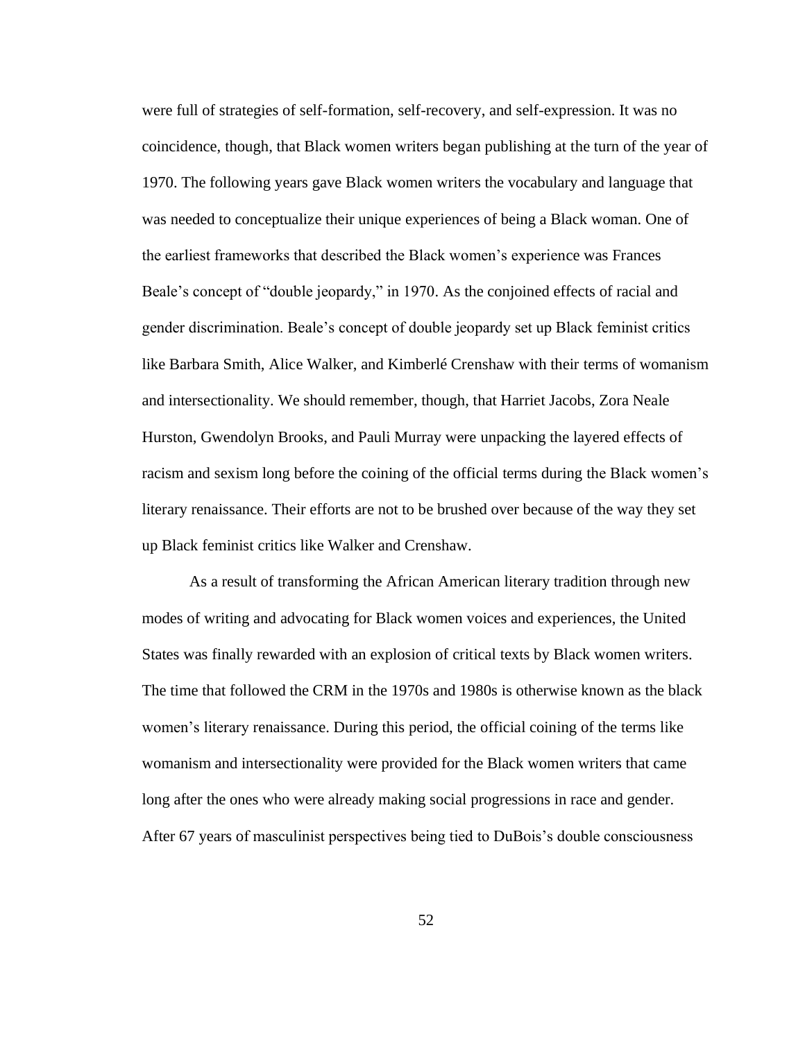were full of strategies of self-formation, self-recovery, and self-expression. It was no coincidence, though, that Black women writers began publishing at the turn of the year of 1970. The following years gave Black women writers the vocabulary and language that was needed to conceptualize their unique experiences of being a Black woman. One of the earliest frameworks that described the Black women's experience was Frances Beale's concept of "double jeopardy," in 1970. As the conjoined effects of racial and gender discrimination. Beale's concept of double jeopardy set up Black feminist critics like Barbara Smith, Alice Walker, and Kimberlé Crenshaw with their terms of womanism and intersectionality. We should remember, though, that Harriet Jacobs, Zora Neale Hurston, Gwendolyn Brooks, and Pauli Murray were unpacking the layered effects of racism and sexism long before the coining of the official terms during the Black women's literary renaissance. Their efforts are not to be brushed over because of the way they set up Black feminist critics like Walker and Crenshaw.

As a result of transforming the African American literary tradition through new modes of writing and advocating for Black women voices and experiences, the United States was finally rewarded with an explosion of critical texts by Black women writers. The time that followed the CRM in the 1970s and 1980s is otherwise known as the black women's literary renaissance. During this period, the official coining of the terms like womanism and intersectionality were provided for the Black women writers that came long after the ones who were already making social progressions in race and gender. After 67 years of masculinist perspectives being tied to DuBois's double consciousness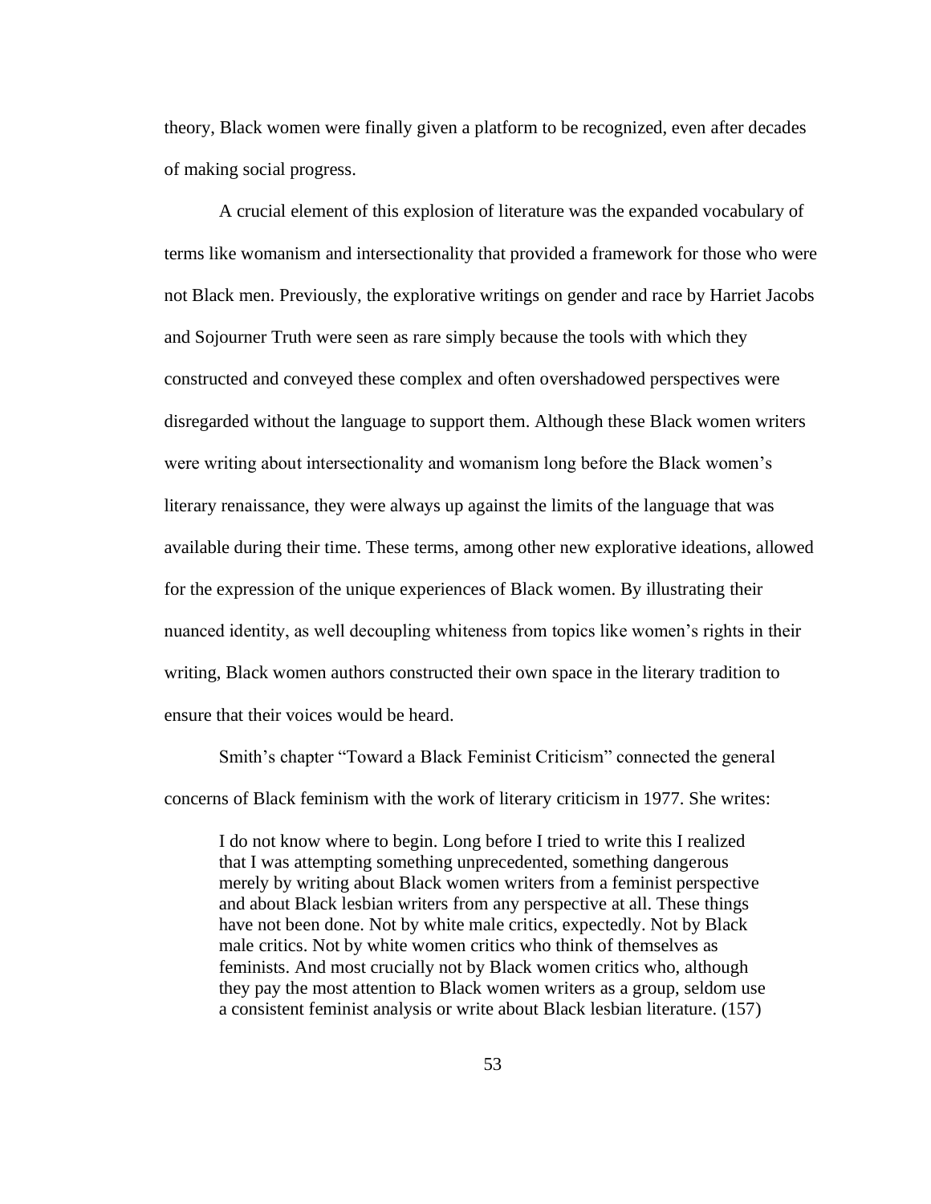theory, Black women were finally given a platform to be recognized, even after decades of making social progress.

A crucial element of this explosion of literature was the expanded vocabulary of terms like womanism and intersectionality that provided a framework for those who were not Black men. Previously, the explorative writings on gender and race by Harriet Jacobs and Sojourner Truth were seen as rare simply because the tools with which they constructed and conveyed these complex and often overshadowed perspectives were disregarded without the language to support them. Although these Black women writers were writing about intersectionality and womanism long before the Black women's literary renaissance, they were always up against the limits of the language that was available during their time. These terms, among other new explorative ideations, allowed for the expression of the unique experiences of Black women. By illustrating their nuanced identity, as well decoupling whiteness from topics like women's rights in their writing, Black women authors constructed their own space in the literary tradition to ensure that their voices would be heard.

Smith's chapter "Toward a Black Feminist Criticism" connected the general concerns of Black feminism with the work of literary criticism in 1977. She writes:

> I do not know where to begin. Long before I tried to write this I realized that I was attempting something unprecedented, something dangerous merely by writing about Black women writers from a feminist perspective and about Black lesbian writers from any perspective at all. These things have not been done. Not by white male critics, expectedly. Not by Black male critics. Not by white women critics who think of themselves as feminists. And most crucially not by Black women critics who, although they pay the most attention to Black women writers as a group, seldom use a consistent feminist analysis or write about Black lesbian literature. (157)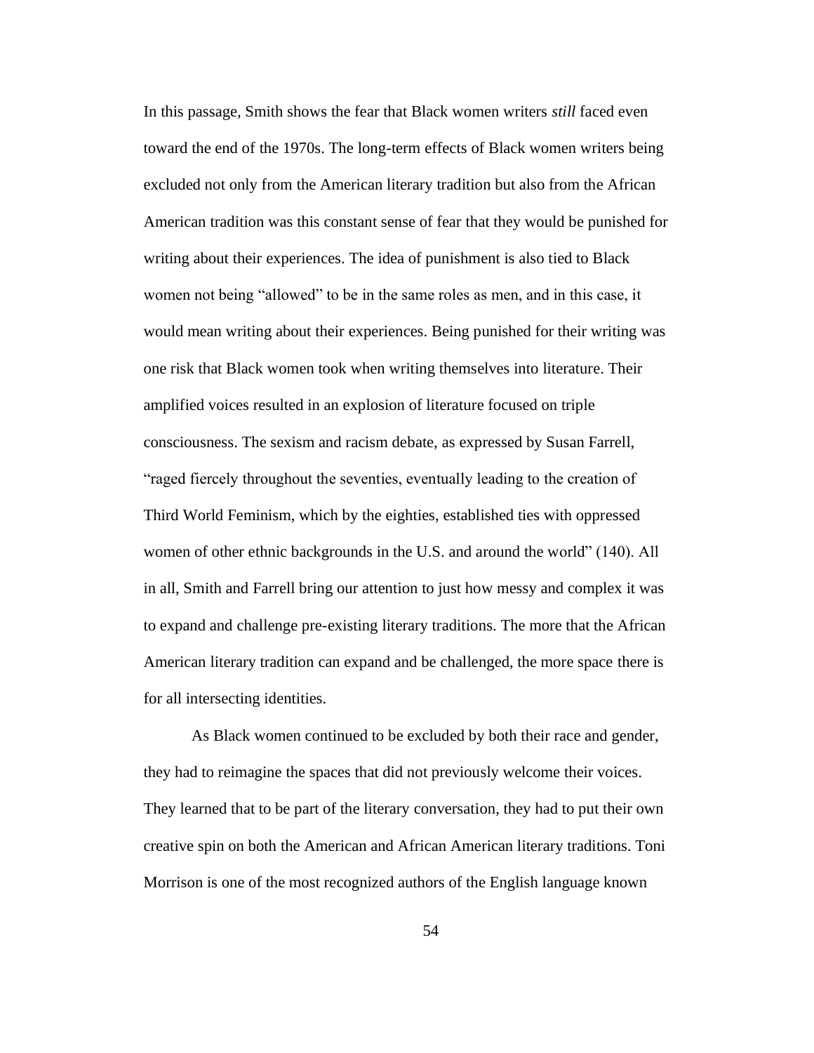In this passage, Smith shows the fear that Black women writers *still* faced even toward the end of the 1970s. The long-term effects of Black women writers being excluded not only from the American literary tradition but also from the African American tradition was this constant sense of fear that they would be punished for writing about their experiences. The idea of punishment is also tied to Black women not being "allowed" to be in the same roles as men, and in this case, it would mean writing about their experiences. Being punished for their writing was one risk that Black women took when writing themselves into literature. Their amplified voices resulted in an explosion of literature focused on triple consciousness. The sexism and racism debate, as expressed by Susan Farrell, "raged fiercely throughout the seventies, eventually leading to the creation of Third World Feminism, which by the eighties, established ties with oppressed women of other ethnic backgrounds in the U.S. and around the world" (140). All in all, Smith and Farrell bring our attention to just how messy and complex it was to expand and challenge pre-existing literary traditions. The more that the African American literary tradition can expand and be challenged, the more space there is for all intersecting identities.

As Black women continued to be excluded by both their race and gender, they had to reimagine the spaces that did not previously welcome their voices. They learned that to be part of the literary conversation, they had to put their own creative spin on both the American and African American literary traditions. Toni Morrison is one of the most recognized authors of the English language known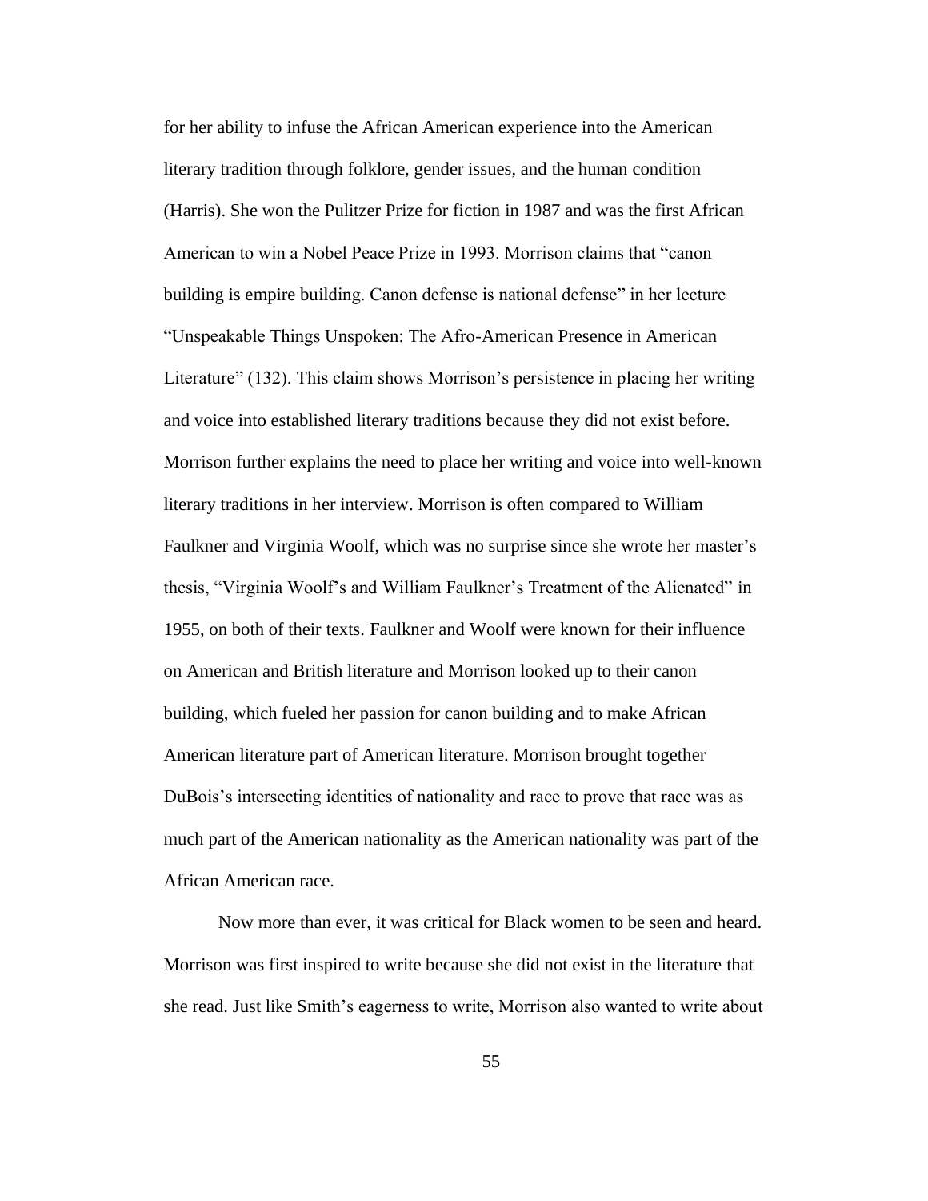for her ability to infuse the African American experience into the American literary tradition through folklore, gender issues, and the human condition (Harris). She won the Pulitzer Prize for fiction in 1987 and was the first African American to win a Nobel Peace Prize in 1993. Morrison claims that "canon building is empire building. Canon defense is national defense" in her lecture "Unspeakable Things Unspoken: The Afro-American Presence in American Literature" (132). This claim shows Morrison's persistence in placing her writing and voice into established literary traditions because they did not exist before. Morrison further explains the need to place her writing and voice into well-known literary traditions in her interview. Morrison is often compared to William Faulkner and Virginia Woolf, which was no surprise since she wrote her master's thesis, "Virginia Woolf's and William Faulkner's Treatment of the Alienated" in 1955, on both of their texts. Faulkner and Woolf were known for their influence on American and British literature and Morrison looked up to their canon building, which fueled her passion for canon building and to make African American literature part of American literature. Morrison brought together DuBois's intersecting identities of nationality and race to prove that race was as much part of the American nationality as the American nationality was part of the African American race.

Now more than ever, it was critical for Black women to be seen and heard. Morrison was first inspired to write because she did not exist in the literature that she read. Just like Smith's eagerness to write, Morrison also wanted to write about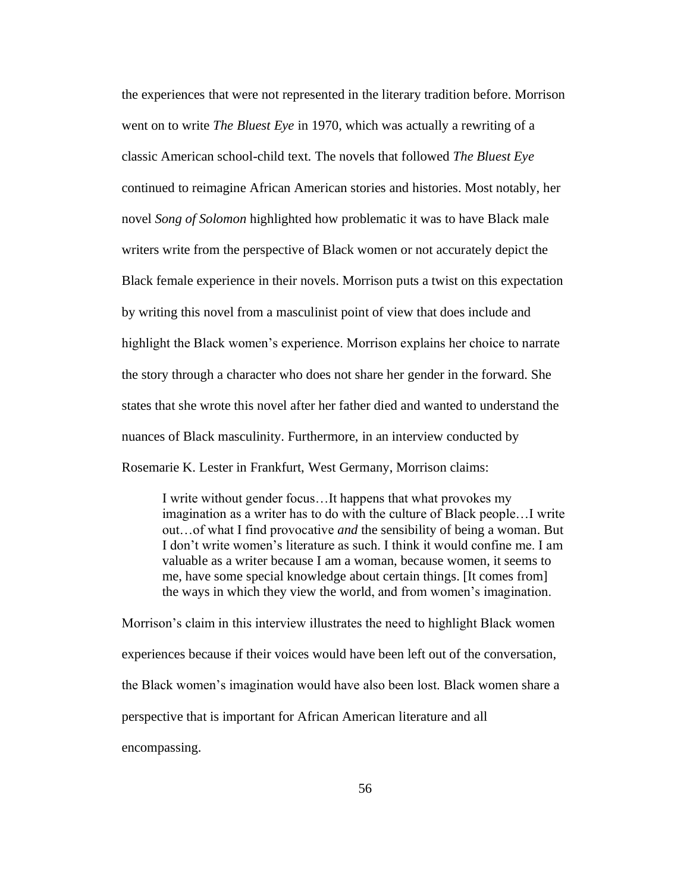the experiences that were not represented in the literary tradition before. Morrison went on to write *The Bluest Eye* in 1970, which was actually a rewriting of a classic American school-child text. The novels that followed *The Bluest Eye* continued to reimagine African American stories and histories. Most notably, her novel *Song of Solomon* highlighted how problematic it was to have Black male writers write from the perspective of Black women or not accurately depict the Black female experience in their novels. Morrison puts a twist on this expectation by writing this novel from a masculinist point of view that does include and highlight the Black women's experience. Morrison explains her choice to narrate the story through a character who does not share her gender in the forward. She states that she wrote this novel after her father died and wanted to understand the nuances of Black masculinity. Furthermore, in an interview conducted by Rosemarie K. Lester in Frankfurt, West Germany, Morrison claims:

> I write without gender focus…It happens that what provokes my imagination as a writer has to do with the culture of Black people…I write out…of what I find provocative *and* the sensibility of being a woman. But I don't write women's literature as such. I think it would confine me. I am valuable as a writer because I am a woman, because women, it seems to me, have some special knowledge about certain things. [It comes from] the ways in which they view the world, and from women's imagination.

Morrison's claim in this interview illustrates the need to highlight Black women experiences because if their voices would have been left out of the conversation, the Black women's imagination would have also been lost. Black women share a perspective that is important for African American literature and all encompassing.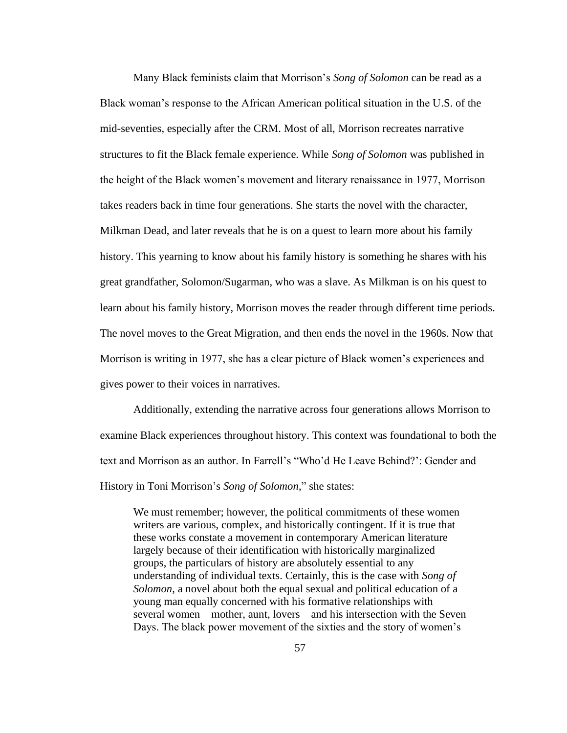Many Black feminists claim that Morrison's *Song of Solomon* can be read as a Black woman's response to the African American political situation in the U.S. of the mid-seventies, especially after the CRM. Most of all, Morrison recreates narrative structures to fit the Black female experience. While *Song of Solomon* was published in the height of the Black women's movement and literary renaissance in 1977, Morrison takes readers back in time four generations. She starts the novel with the character, Milkman Dead, and later reveals that he is on a quest to learn more about his family history. This yearning to know about his family history is something he shares with his great grandfather, Solomon/Sugarman, who was a slave. As Milkman is on his quest to learn about his family history, Morrison moves the reader through different time periods. The novel moves to the Great Migration, and then ends the novel in the 1960s. Now that Morrison is writing in 1977, she has a clear picture of Black women's experiences and gives power to their voices in narratives.

Additionally, extending the narrative across four generations allows Morrison to examine Black experiences throughout history. This context was foundational to both the text and Morrison as an author. In Farrell's "Who'd He Leave Behind?': Gender and History in Toni Morrison's *Song of Solomon*," she states:

> We must remember; however, the political commitments of these women writers are various, complex, and historically contingent. If it is true that these works constate a movement in contemporary American literature largely because of their identification with historically marginalized groups, the particulars of history are absolutely essential to any understanding of individual texts. Certainly, this is the case with *Song of Solomon*, a novel about both the equal sexual and political education of a young man equally concerned with his formative relationships with several women—mother, aunt, lovers—and his intersection with the Seven Days. The black power movement of the sixties and the story of women's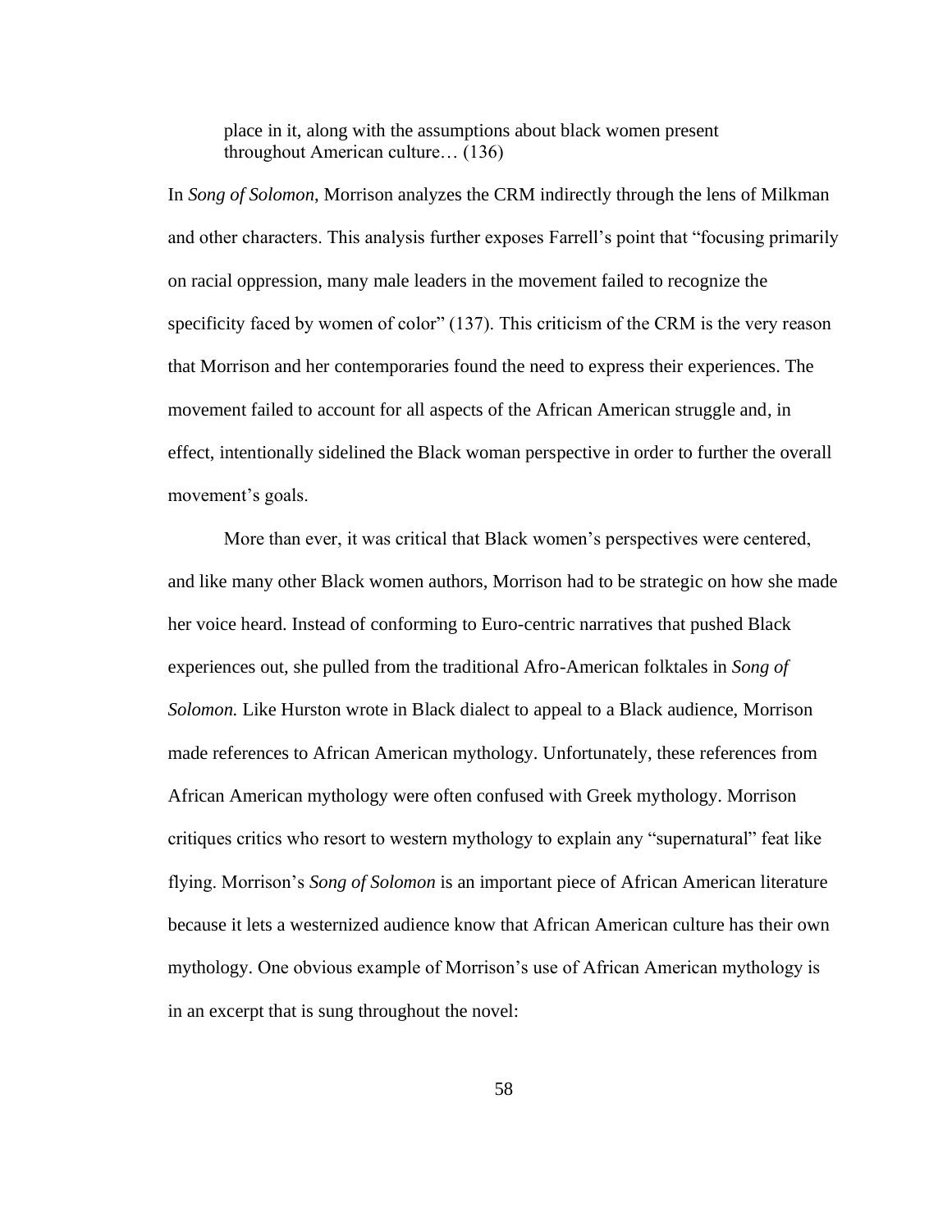> place in it, along with the assumptions about black women present throughout American culture… (136)

In *Song of Solomon*, Morrison analyzes the CRM indirectly through the lens of Milkman and other characters. This analysis further exposes Farrell's point that "focusing primarily on racial oppression, many male leaders in the movement failed to recognize the specificity faced by women of color" (137). This criticism of the CRM is the very reason that Morrison and her contemporaries found the need to express their experiences. The movement failed to account for all aspects of the African American struggle and, in effect, intentionally sidelined the Black woman perspective in order to further the overall movement's goals.

More than ever, it was critical that Black women's perspectives were centered, and like many other Black women authors, Morrison had to be strategic on how she made her voice heard. Instead of conforming to Euro-centric narratives that pushed Black experiences out, she pulled from the traditional Afro-American folktales in *Song of Solomon.* Like Hurston wrote in Black dialect to appeal to a Black audience, Morrison made references to African American mythology. Unfortunately, these references from African American mythology were often confused with Greek mythology. Morrison critiques critics who resort to western mythology to explain any "supernatural" feat like flying. Morrison's *Song of Solomon* is an important piece of African American literature because it lets a westernized audience know that African American culture has their own mythology. One obvious example of Morrison's use of African American mythology is in an excerpt that is sung throughout the novel: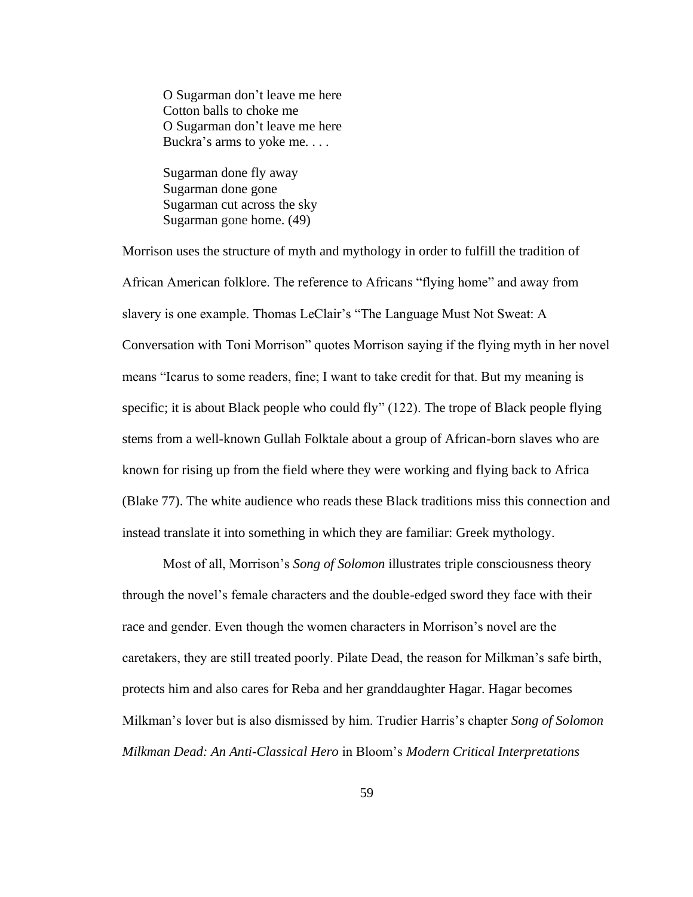> O Sugarman don't leave me here
> Cotton balls to choke me
> O Sugarman don't leave me here
> Buckra's arms to yoke me. . . .
>
> Sugarman done fly away
> Sugarman done gone
> Sugarman cut across the sky
> Sugarman gone home. (49)

Morrison uses the structure of myth and mythology in order to fulfill the tradition of African American folklore. The reference to Africans "flying home" and away from slavery is one example. Thomas LeClair's "The Language Must Not Sweat: A Conversation with Toni Morrison" quotes Morrison saying if the flying myth in her novel means "Icarus to some readers, fine; I want to take credit for that. But my meaning is specific; it is about Black people who could fly" (122). The trope of Black people flying stems from a well-known Gullah Folktale about a group of African-born slaves who are known for rising up from the field where they were working and flying back to Africa (Blake 77). The white audience who reads these Black traditions miss this connection and instead translate it into something in which they are familiar: Greek mythology.

Most of all, Morrison's *Song of Solomon* illustrates triple consciousness theory through the novel's female characters and the double-edged sword they face with their race and gender. Even though the women characters in Morrison's novel are the caretakers, they are still treated poorly. Pilate Dead, the reason for Milkman's safe birth, protects him and also cares for Reba and her granddaughter Hagar. Hagar becomes Milkman's lover but is also dismissed by him. Trudier Harris's chapter *Song of Solomon Milkman Dead: An Anti-Classical Hero* in Bloom's *Modern Critical Interpretations*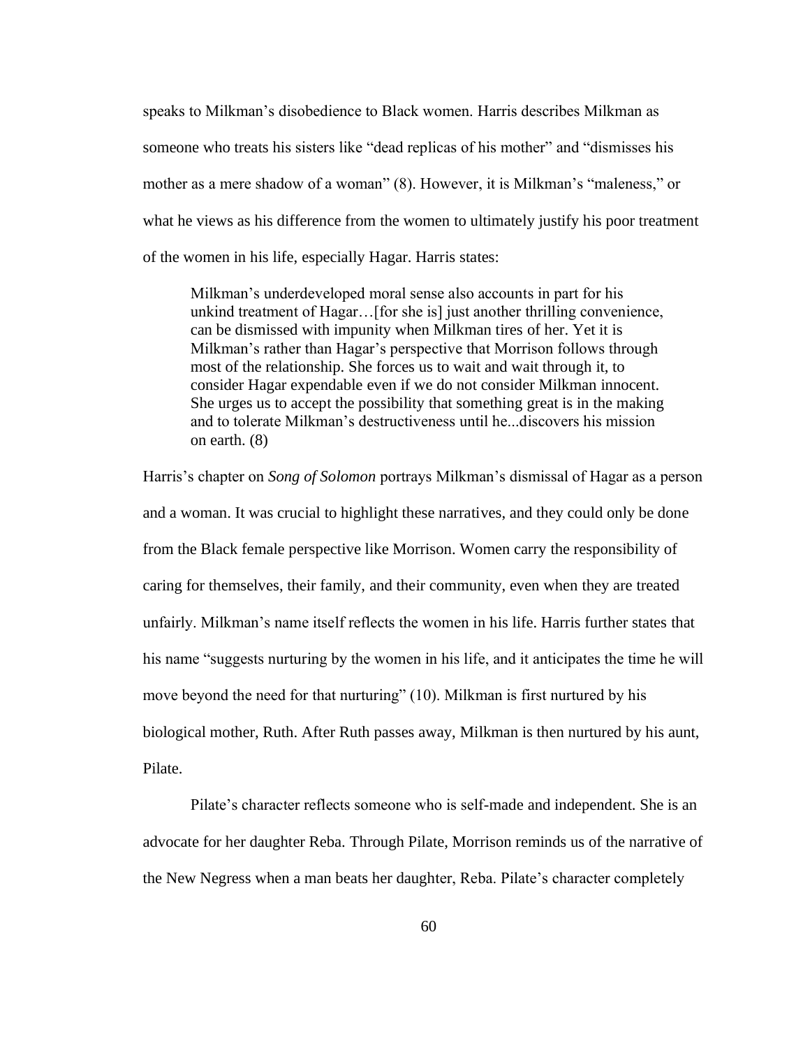speaks to Milkman's disobedience to Black women. Harris describes Milkman as someone who treats his sisters like "dead replicas of his mother" and "dismisses his mother as a mere shadow of a woman" (8). However, it is Milkman's "maleness," or what he views as his difference from the women to ultimately justify his poor treatment of the women in his life, especially Hagar. Harris states:

> Milkman's underdeveloped moral sense also accounts in part for his unkind treatment of Hagar…[for she is] just another thrilling convenience, can be dismissed with impunity when Milkman tires of her. Yet it is Milkman's rather than Hagar's perspective that Morrison follows through most of the relationship. She forces us to wait and wait through it, to consider Hagar expendable even if we do not consider Milkman innocent. She urges us to accept the possibility that something great is in the making and to tolerate Milkman's destructiveness until he...discovers his mission on earth. (8)

Harris's chapter on *Song of Solomon* portrays Milkman's dismissal of Hagar as a person and a woman. It was crucial to highlight these narratives, and they could only be done from the Black female perspective like Morrison. Women carry the responsibility of caring for themselves, their family, and their community, even when they are treated unfairly. Milkman's name itself reflects the women in his life. Harris further states that his name "suggests nurturing by the women in his life, and it anticipates the time he will move beyond the need for that nurturing" (10). Milkman is first nurtured by his biological mother, Ruth. After Ruth passes away, Milkman is then nurtured by his aunt, Pilate.

Pilate's character reflects someone who is self-made and independent. She is an advocate for her daughter Reba. Through Pilate, Morrison reminds us of the narrative of the New Negress when a man beats her daughter, Reba. Pilate's character completely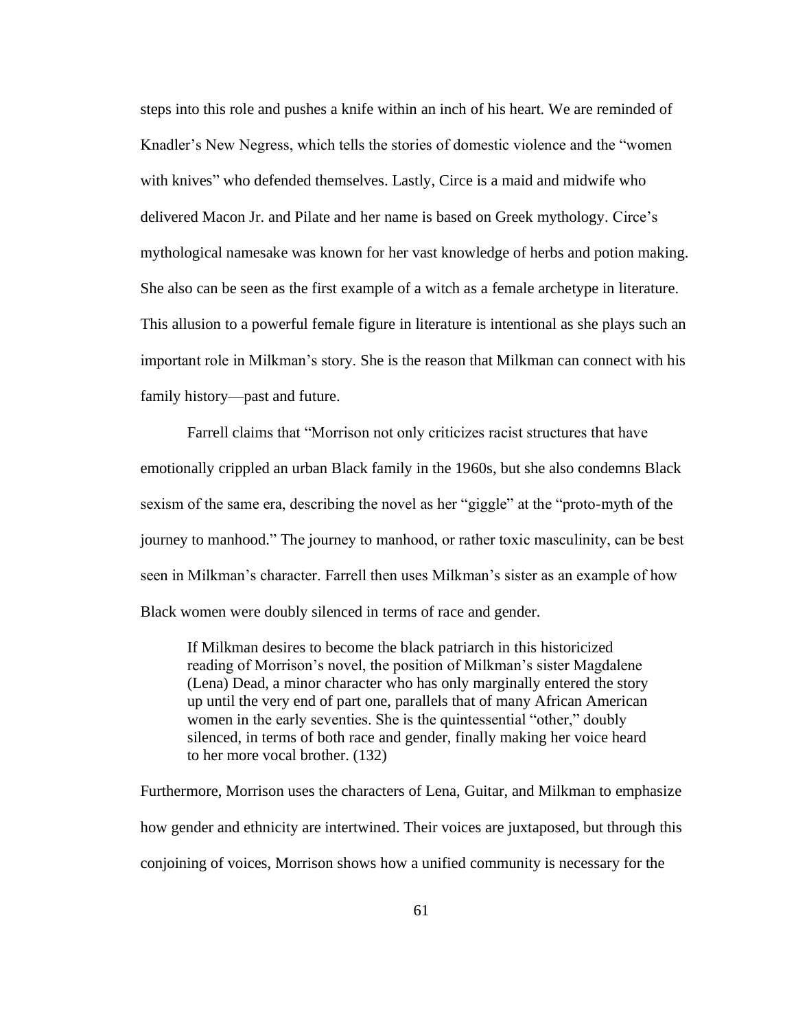steps into this role and pushes a knife within an inch of his heart. We are reminded of Knadler's New Negress, which tells the stories of domestic violence and the "women with knives" who defended themselves. Lastly, Circe is a maid and midwife who delivered Macon Jr. and Pilate and her name is based on Greek mythology. Circe's mythological namesake was known for her vast knowledge of herbs and potion making. She also can be seen as the first example of a witch as a female archetype in literature. This allusion to a powerful female figure in literature is intentional as she plays such an important role in Milkman's story. She is the reason that Milkman can connect with his family history—past and future.

Farrell claims that "Morrison not only criticizes racist structures that have emotionally crippled an urban Black family in the 1960s, but she also condemns Black sexism of the same era, describing the novel as her "giggle" at the "proto-myth of the journey to manhood." The journey to manhood, or rather toxic masculinity, can be best seen in Milkman's character. Farrell then uses Milkman's sister as an example of how Black women were doubly silenced in terms of race and gender.

> If Milkman desires to become the black patriarch in this historicized reading of Morrison's novel, the position of Milkman's sister Magdalene (Lena) Dead, a minor character who has only marginally entered the story up until the very end of part one, parallels that of many African American women in the early seventies. She is the quintessential "other," doubly silenced, in terms of both race and gender, finally making her voice heard to her more vocal brother. (132)

Furthermore, Morrison uses the characters of Lena, Guitar, and Milkman to emphasize how gender and ethnicity are intertwined. Their voices are juxtaposed, but through this conjoining of voices, Morrison shows how a unified community is necessary for the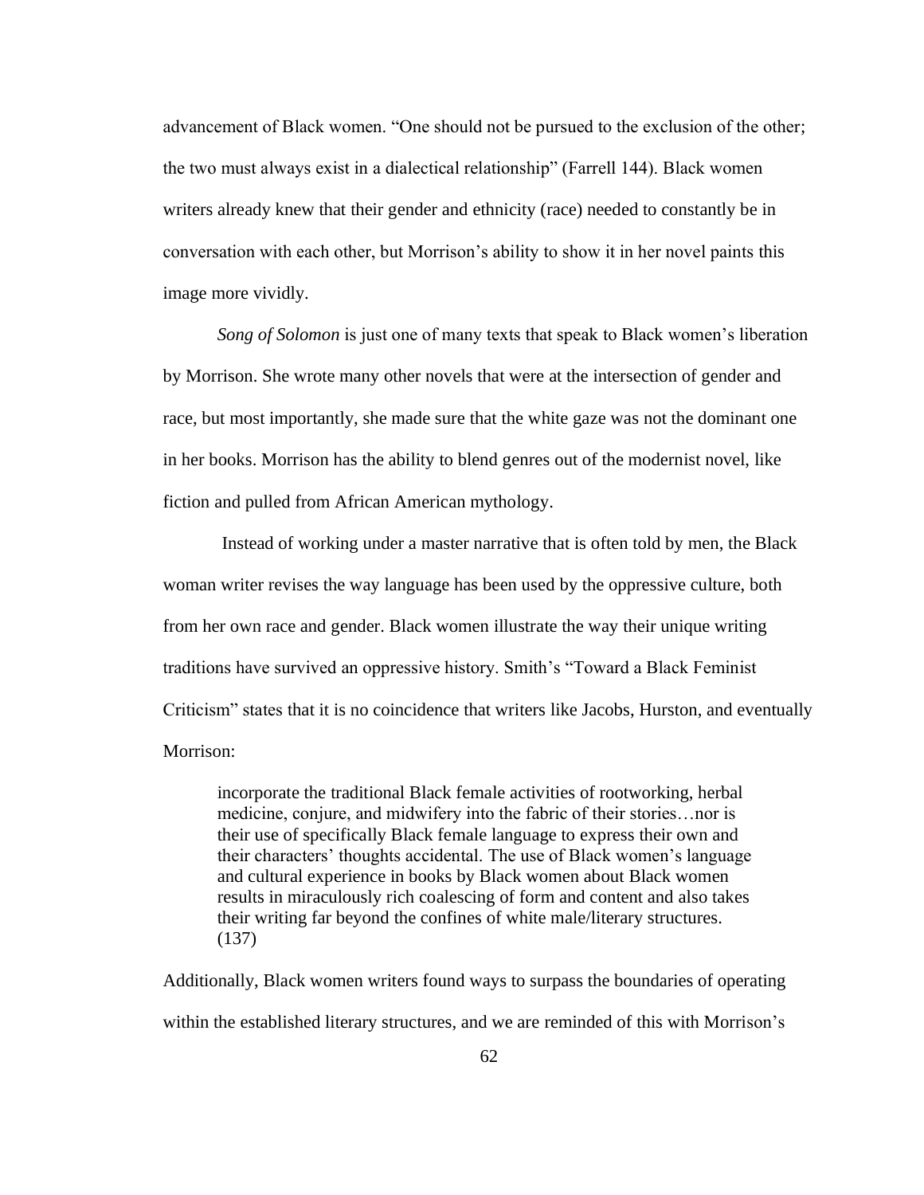advancement of Black women. "One should not be pursued to the exclusion of the other; the two must always exist in a dialectical relationship" (Farrell 144). Black women writers already knew that their gender and ethnicity (race) needed to constantly be in conversation with each other, but Morrison's ability to show it in her novel paints this image more vividly.

*Song of Solomon* is just one of many texts that speak to Black women's liberation by Morrison. She wrote many other novels that were at the intersection of gender and race, but most importantly, she made sure that the white gaze was not the dominant one in her books. Morrison has the ability to blend genres out of the modernist novel, like fiction and pulled from African American mythology.

Instead of working under a master narrative that is often told by men, the Black woman writer revises the way language has been used by the oppressive culture, both from her own race and gender. Black women illustrate the way their unique writing traditions have survived an oppressive history. Smith's "Toward a Black Feminist Criticism" states that it is no coincidence that writers like Jacobs, Hurston, and eventually Morrison:

> incorporate the traditional Black female activities of rootworking, herbal medicine, conjure, and midwifery into the fabric of their stories…nor is their use of specifically Black female language to express their own and their characters' thoughts accidental. The use of Black women's language and cultural experience in books by Black women about Black women results in miraculously rich coalescing of form and content and also takes their writing far beyond the confines of white male/literary structures. (137)

Additionally, Black women writers found ways to surpass the boundaries of operating within the established literary structures, and we are reminded of this with Morrison's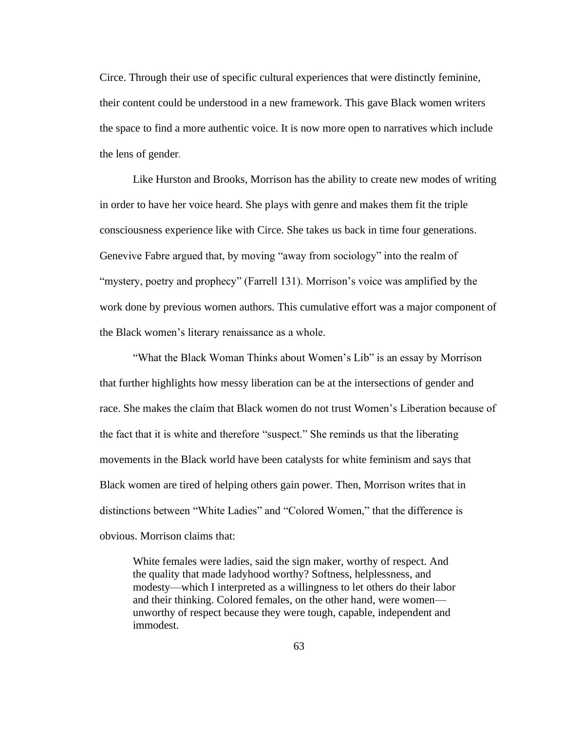Circe. Through their use of specific cultural experiences that were distinctly feminine, their content could be understood in a new framework. This gave Black women writers the space to find a more authentic voice. It is now more open to narratives which include the lens of gender.

Like Hurston and Brooks, Morrison has the ability to create new modes of writing in order to have her voice heard. She plays with genre and makes them fit the triple consciousness experience like with Circe. She takes us back in time four generations. Genevive Fabre argued that, by moving "away from sociology" into the realm of "mystery, poetry and prophecy" (Farrell 131). Morrison's voice was amplified by the work done by previous women authors. This cumulative effort was a major component of the Black women's literary renaissance as a whole.

"What the Black Woman Thinks about Women's Lib" is an essay by Morrison that further highlights how messy liberation can be at the intersections of gender and race. She makes the claim that Black women do not trust Women's Liberation because of the fact that it is white and therefore "suspect." She reminds us that the liberating movements in the Black world have been catalysts for white feminism and says that Black women are tired of helping others gain power. Then, Morrison writes that in distinctions between "White Ladies" and "Colored Women," that the difference is obvious. Morrison claims that:

> White females were ladies, said the sign maker, worthy of respect. And the quality that made ladyhood worthy? Softness, helplessness, and modesty—which I interpreted as a willingness to let others do their labor and their thinking. Colored females, on the other hand, were women—unworthy of respect because they were tough, capable, independent and immodest.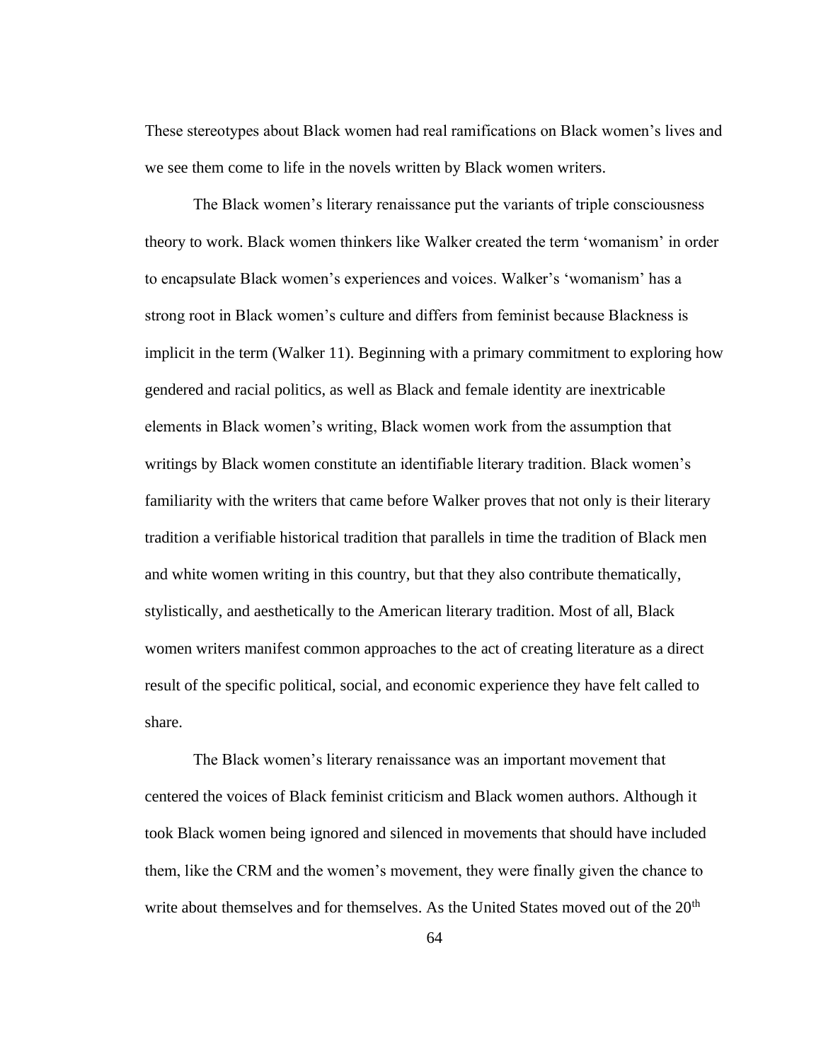These stereotypes about Black women had real ramifications on Black women's lives and we see them come to life in the novels written by Black women writers.

The Black women's literary renaissance put the variants of triple consciousness theory to work. Black women thinkers like Walker created the term 'womanism' in order to encapsulate Black women's experiences and voices. Walker's 'womanism' has a strong root in Black women's culture and differs from feminist because Blackness is implicit in the term (Walker 11). Beginning with a primary commitment to exploring how gendered and racial politics, as well as Black and female identity are inextricable elements in Black women's writing, Black women work from the assumption that writings by Black women constitute an identifiable literary tradition. Black women's familiarity with the writers that came before Walker proves that not only is their literary tradition a verifiable historical tradition that parallels in time the tradition of Black men and white women writing in this country, but that they also contribute thematically, stylistically, and aesthetically to the American literary tradition. Most of all, Black women writers manifest common approaches to the act of creating literature as a direct result of the specific political, social, and economic experience they have felt called to share.

The Black women's literary renaissance was an important movement that centered the voices of Black feminist criticism and Black women authors. Although it took Black women being ignored and silenced in movements that should have included them, like the CRM and the women's movement, they were finally given the chance to write about themselves and for themselves. As the United States moved out of the 20th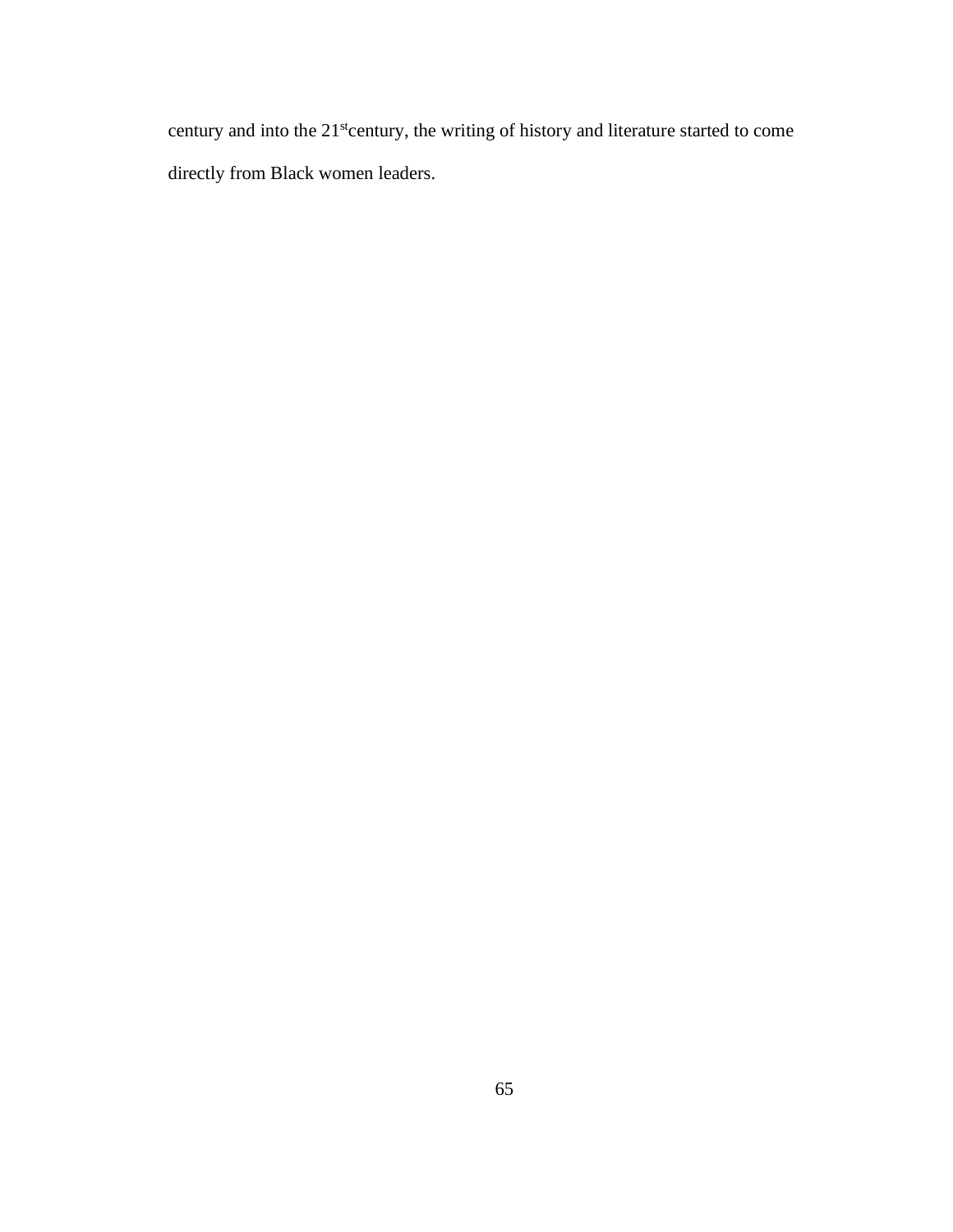century and into the 21st century, the writing of history and literature started to come directly from Black women leaders.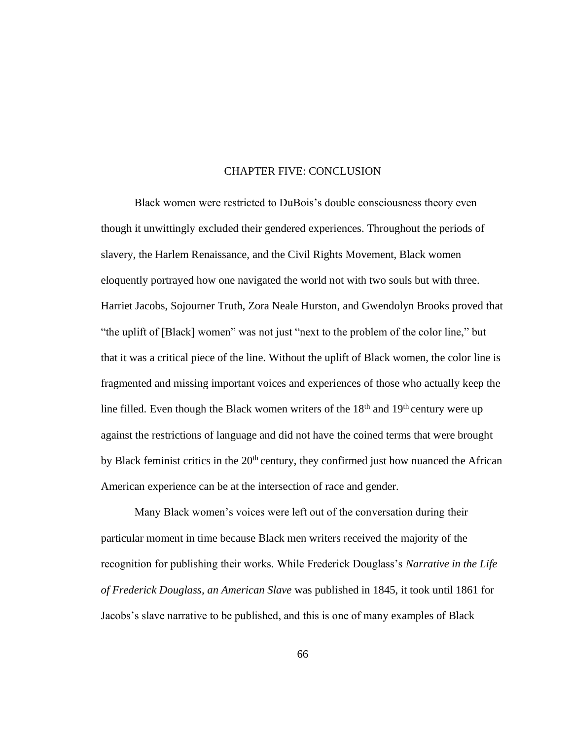# CHAPTER FIVE: CONCLUSION

Black women were restricted to DuBois's double consciousness theory even though it unwittingly excluded their gendered experiences. Throughout the periods of slavery, the Harlem Renaissance, and the Civil Rights Movement, Black women eloquently portrayed how one navigated the world not with two souls but with three. Harriet Jacobs, Sojourner Truth, Zora Neale Hurston, and Gwendolyn Brooks proved that "the uplift of [Black] women" was not just "next to the problem of the color line," but that it was a critical piece of the line. Without the uplift of Black women, the color line is fragmented and missing important voices and experiences of those who actually keep the line filled. Even though the Black women writers of the 18th and 19th century were up against the restrictions of language and did not have the coined terms that were brought by Black feminist critics in the 20th century, they confirmed just how nuanced the African American experience can be at the intersection of race and gender.

Many Black women's voices were left out of the conversation during their particular moment in time because Black men writers received the majority of the recognition for publishing their works. While Frederick Douglass's *Narrative in the Life of Frederick Douglass, an American Slave* was published in 1845, it took until 1861 for Jacobs's slave narrative to be published, and this is one of many examples of Black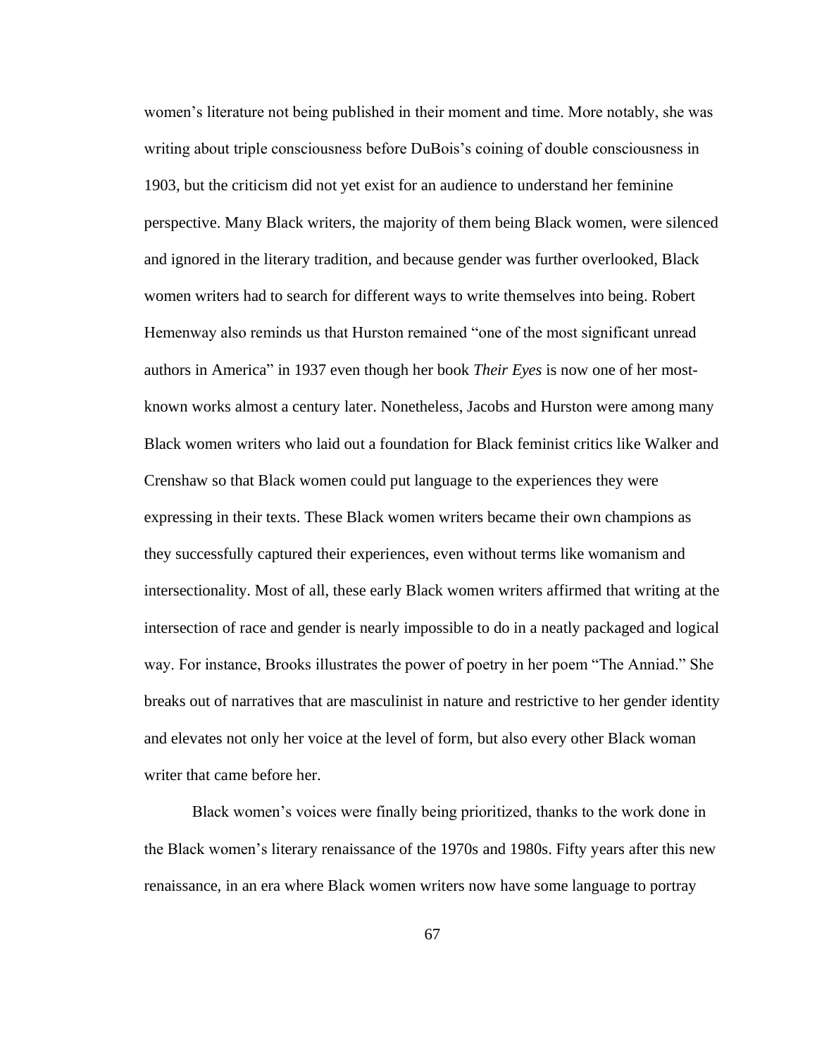women's literature not being published in their moment and time. More notably, she was writing about triple consciousness before DuBois's coining of double consciousness in 1903, but the criticism did not yet exist for an audience to understand her feminine perspective. Many Black writers, the majority of them being Black women, were silenced and ignored in the literary tradition, and because gender was further overlooked, Black women writers had to search for different ways to write themselves into being. Robert Hemenway also reminds us that Hurston remained "one of the most significant unread authors in America" in 1937 even though her book *Their Eyes* is now one of her most-known works almost a century later. Nonetheless, Jacobs and Hurston were among many Black women writers who laid out a foundation for Black feminist critics like Walker and Crenshaw so that Black women could put language to the experiences they were expressing in their texts. These Black women writers became their own champions as they successfully captured their experiences, even without terms like womanism and intersectionality. Most of all, these early Black women writers affirmed that writing at the intersection of race and gender is nearly impossible to do in a neatly packaged and logical way. For instance, Brooks illustrates the power of poetry in her poem "The Anniad." She breaks out of narratives that are masculinist in nature and restrictive to her gender identity and elevates not only her voice at the level of form, but also every other Black woman writer that came before her.

Black women's voices were finally being prioritized, thanks to the work done in the Black women's literary renaissance of the 1970s and 1980s. Fifty years after this new renaissance, in an era where Black women writers now have some language to portray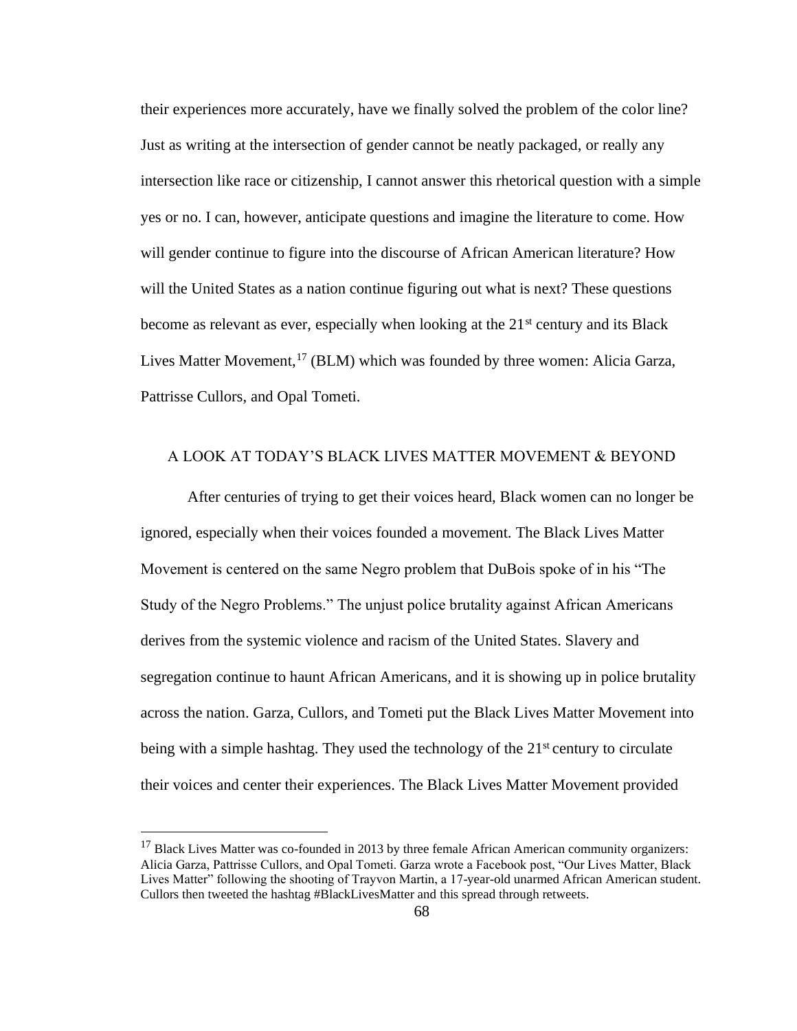their experiences more accurately, have we finally solved the problem of the color line? Just as writing at the intersection of gender cannot be neatly packaged, or really any intersection like race or citizenship, I cannot answer this rhetorical question with a simple yes or no. I can, however, anticipate questions and imagine the literature to come. How will gender continue to figure into the discourse of African American literature? How will the United States as a nation continue figuring out what is next? These questions become as relevant as ever, especially when looking at the 21st century and its Black Lives Matter Movement,[17] (BLM) which was founded by three women: Alicia Garza, Pattrisse Cullors, and Opal Tometi.

## A LOOK AT TODAY'S BLACK LIVES MATTER MOVEMENT & BEYOND

After centuries of trying to get their voices heard, Black women can no longer be ignored, especially when their voices founded a movement. The Black Lives Matter Movement is centered on the same Negro problem that DuBois spoke of in his "The Study of the Negro Problems." The unjust police brutality against African Americans derives from the systemic violence and racism of the United States. Slavery and segregation continue to haunt African Americans, and it is showing up in police brutality across the nation. Garza, Cullors, and Tometi put the Black Lives Matter Movement into being with a simple hashtag. They used the technology of the 21st century to circulate their voices and center their experiences. The Black Lives Matter Movement provided

---

[17] Black Lives Matter was co-founded in 2013 by three female African American community organizers: Alicia Garza, Pattrisse Cullors, and Opal Tometi. Garza wrote a Facebook post, "Our Lives Matter, Black Lives Matter" following the shooting of Trayvon Martin, a 17-year-old unarmed African American student. Cullors then tweeted the hashtag #BlackLivesMatter and this spread through retweets.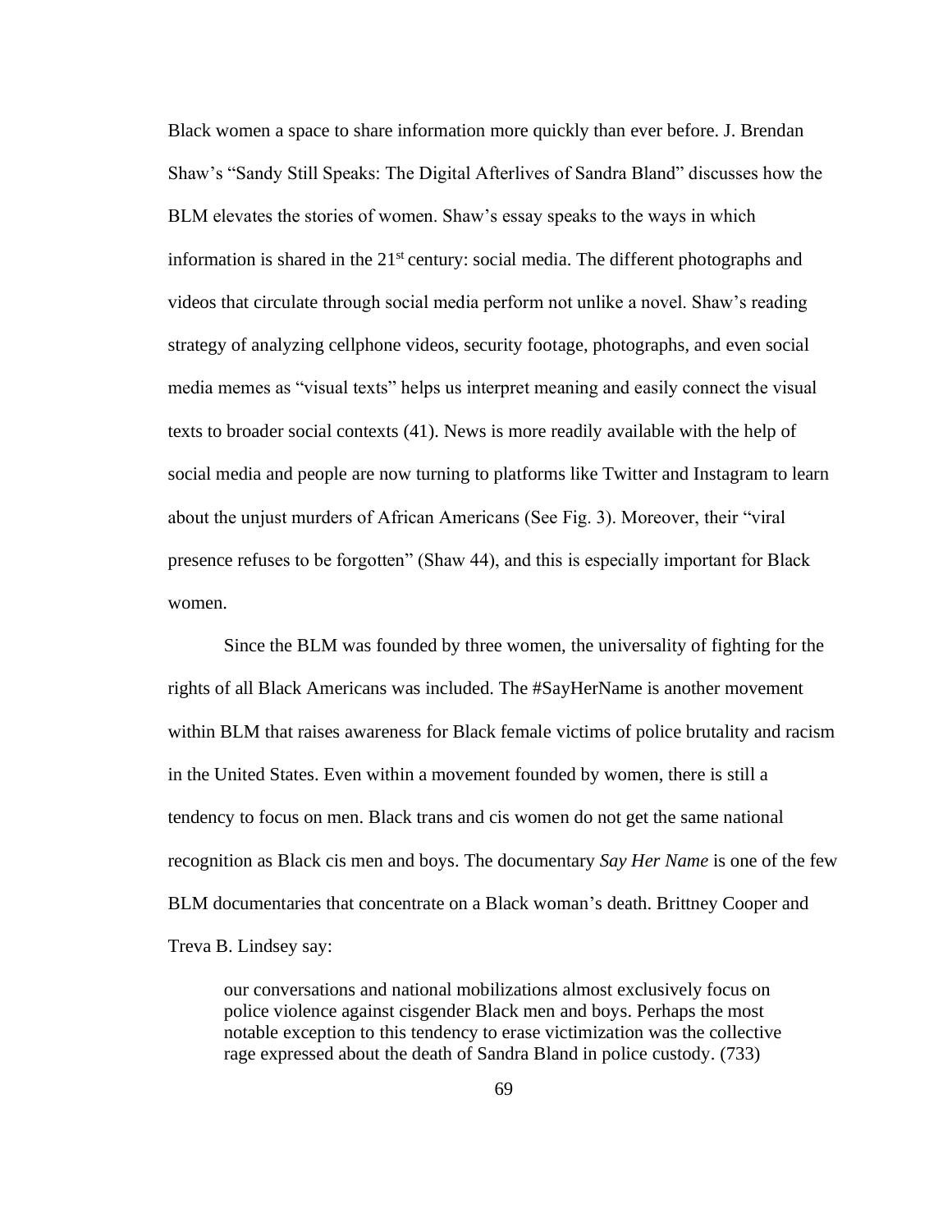Black women a space to share information more quickly than ever before. J. Brendan Shaw's "Sandy Still Speaks: The Digital Afterlives of Sandra Bland" discusses how the BLM elevates the stories of women. Shaw's essay speaks to the ways in which information is shared in the 21st century: social media. The different photographs and videos that circulate through social media perform not unlike a novel. Shaw's reading strategy of analyzing cellphone videos, security footage, photographs, and even social media memes as "visual texts" helps us interpret meaning and easily connect the visual texts to broader social contexts (41). News is more readily available with the help of social media and people are now turning to platforms like Twitter and Instagram to learn about the unjust murders of African Americans (See Fig. 3). Moreover, their "viral presence refuses to be forgotten" (Shaw 44), and this is especially important for Black women.

Since the BLM was founded by three women, the universality of fighting for the rights of all Black Americans was included. The #SayHerName is another movement within BLM that raises awareness for Black female victims of police brutality and racism in the United States. Even within a movement founded by women, there is still a tendency to focus on men. Black trans and cis women do not get the same national recognition as Black cis men and boys. The documentary *Say Her Name* is one of the few BLM documentaries that concentrate on a Black woman's death. Brittney Cooper and Treva B. Lindsey say:

> our conversations and national mobilizations almost exclusively focus on police violence against cisgender Black men and boys. Perhaps the most notable exception to this tendency to erase victimization was the collective rage expressed about the death of Sandra Bland in police custody. (733)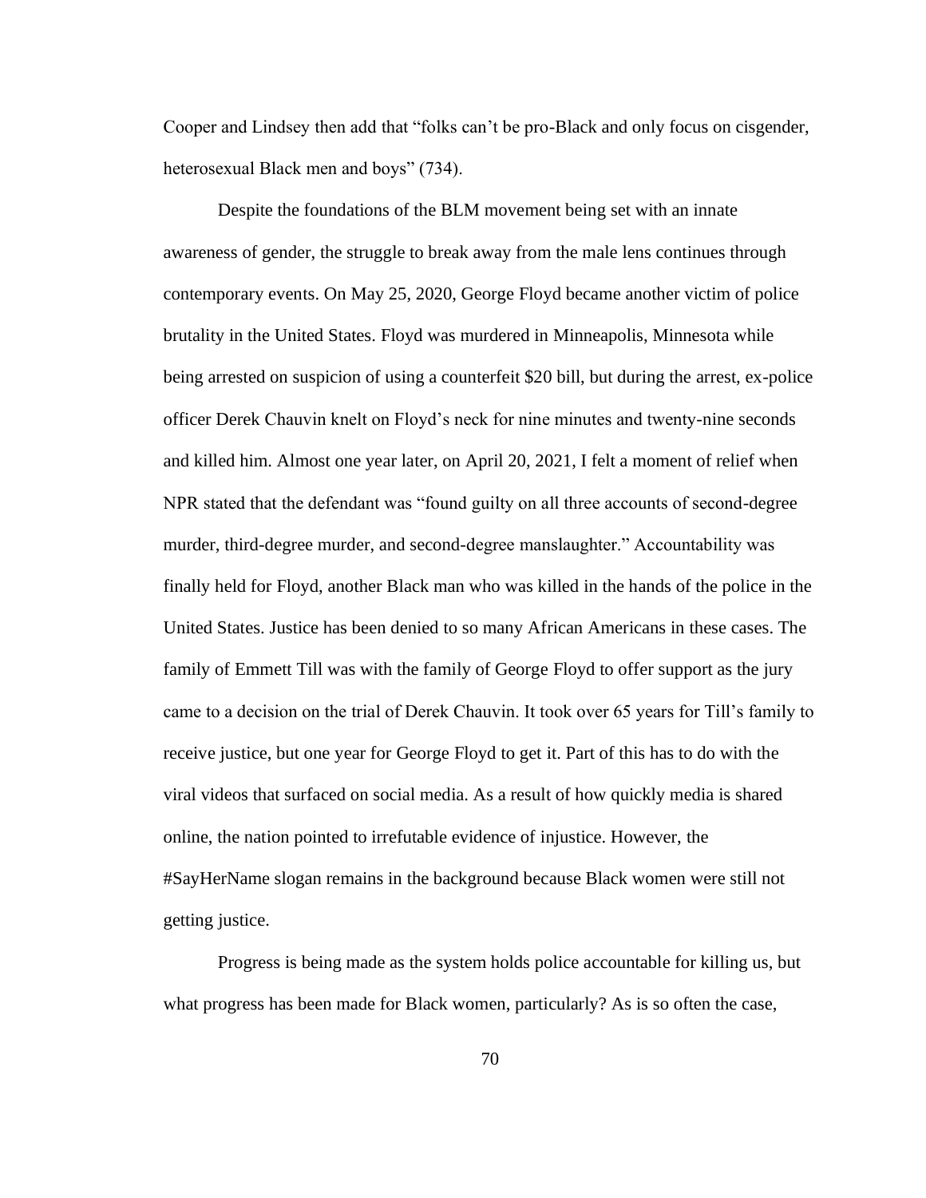Cooper and Lindsey then add that "folks can't be pro-Black and only focus on cisgender, heterosexual Black men and boys" (734).

Despite the foundations of the BLM movement being set with an innate awareness of gender, the struggle to break away from the male lens continues through contemporary events. On May 25, 2020, George Floyd became another victim of police brutality in the United States. Floyd was murdered in Minneapolis, Minnesota while being arrested on suspicion of using a counterfeit $20 bill, but during the arrest, ex-police officer Derek Chauvin knelt on Floyd's neck for nine minutes and twenty-nine seconds and killed him. Almost one year later, on April 20, 2021, I felt a moment of relief when NPR stated that the defendant was "found guilty on all three accounts of second-degree murder, third-degree murder, and second-degree manslaughter." Accountability was finally held for Floyd, another Black man who was killed in the hands of the police in the United States. Justice has been denied to so many African Americans in these cases. The family of Emmett Till was with the family of George Floyd to offer support as the jury came to a decision on the trial of Derek Chauvin. It took over 65 years for Till's family to receive justice, but one year for George Floyd to get it. Part of this has to do with the viral videos that surfaced on social media. As a result of how quickly media is shared online, the nation pointed to irrefutable evidence of injustice. However, the #SayHerName slogan remains in the background because Black women were still not getting justice.

Progress is being made as the system holds police accountable for killing us, but what progress has been made for Black women, particularly? As is so often the case,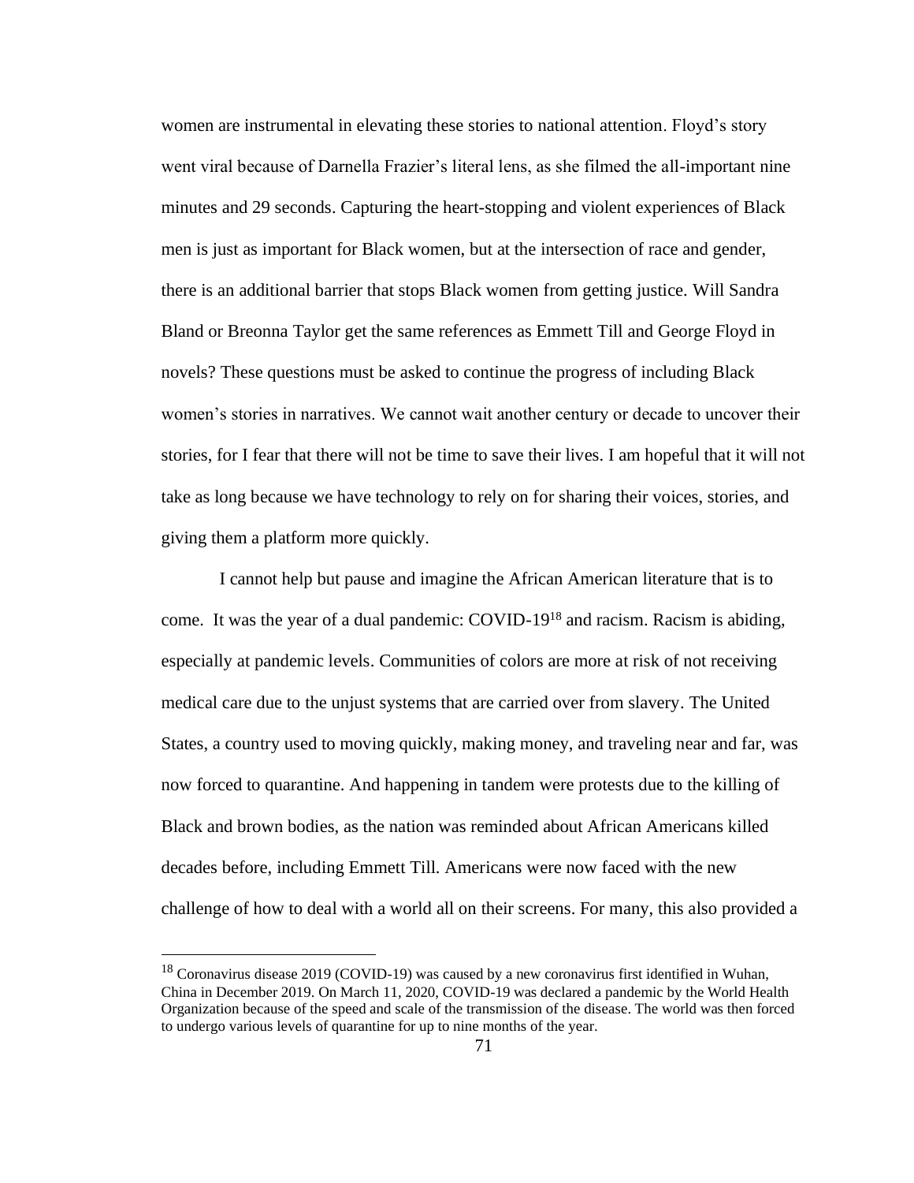women are instrumental in elevating these stories to national attention. Floyd's story went viral because of Darnella Frazier's literal lens, as she filmed the all-important nine minutes and 29 seconds. Capturing the heart-stopping and violent experiences of Black men is just as important for Black women, but at the intersection of race and gender, there is an additional barrier that stops Black women from getting justice. Will Sandra Bland or Breonna Taylor get the same references as Emmett Till and George Floyd in novels? These questions must be asked to continue the progress of including Black women's stories in narratives. We cannot wait another century or decade to uncover their stories, for I fear that there will not be time to save their lives. I am hopeful that it will not take as long because we have technology to rely on for sharing their voices, stories, and giving them a platform more quickly.

I cannot help but pause and imagine the African American literature that is to come. It was the year of a dual pandemic: COVID-19[18] and racism. Racism is abiding, especially at pandemic levels. Communities of colors are more at risk of not receiving medical care due to the unjust systems that are carried over from slavery. The United States, a country used to moving quickly, making money, and traveling near and far, was now forced to quarantine. And happening in tandem were protests due to the killing of Black and brown bodies, as the nation was reminded about African Americans killed decades before, including Emmett Till. Americans were now faced with the new challenge of how to deal with a world all on their screens. For many, this also provided a

---

[18] Coronavirus disease 2019 (COVID-19) was caused by a new coronavirus first identified in Wuhan, China in December 2019. On March 11, 2020, COVID-19 was declared a pandemic by the World Health Organization because of the speed and scale of the transmission of the disease. The world was then forced to undergo various levels of quarantine for up to nine months of the year.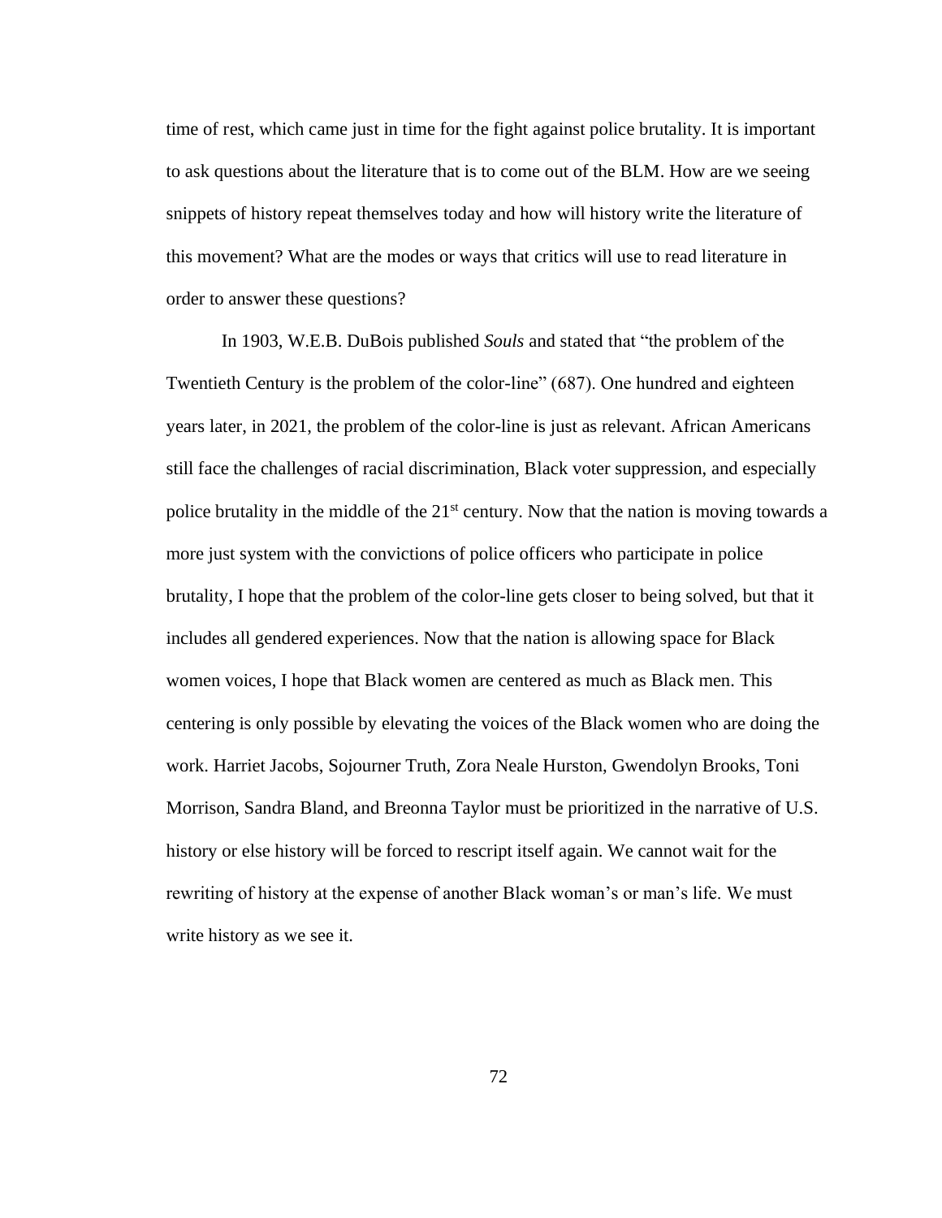time of rest, which came just in time for the fight against police brutality. It is important to ask questions about the literature that is to come out of the BLM. How are we seeing snippets of history repeat themselves today and how will history write the literature of this movement? What are the modes or ways that critics will use to read literature in order to answer these questions?

In 1903, W.E.B. DuBois published *Souls* and stated that "the problem of the Twentieth Century is the problem of the color-line" (687). One hundred and eighteen years later, in 2021, the problem of the color-line is just as relevant. African Americans still face the challenges of racial discrimination, Black voter suppression, and especially police brutality in the middle of the 21st century. Now that the nation is moving towards a more just system with the convictions of police officers who participate in police brutality, I hope that the problem of the color-line gets closer to being solved, but that it includes all gendered experiences. Now that the nation is allowing space for Black women voices, I hope that Black women are centered as much as Black men. This centering is only possible by elevating the voices of the Black women who are doing the work. Harriet Jacobs, Sojourner Truth, Zora Neale Hurston, Gwendolyn Brooks, Toni Morrison, Sandra Bland, and Breonna Taylor must be prioritized in the narrative of U.S. history or else history will be forced to rescript itself again. We cannot wait for the rewriting of history at the expense of another Black woman's or man's life. We must write history as we see it.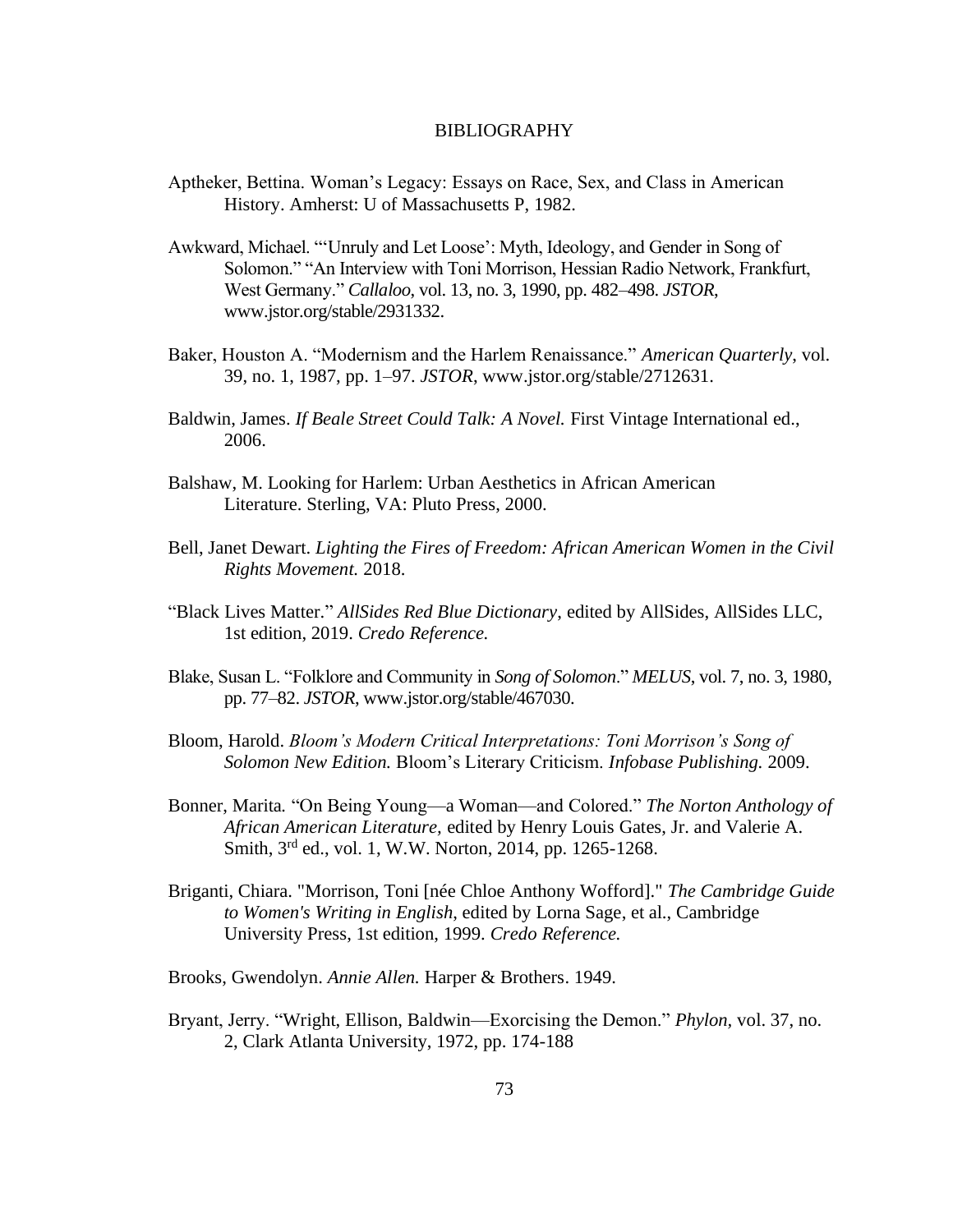# BIBLIOGRAPHY

Aptheker, Bettina. Woman's Legacy: Essays on Race, Sex, and Class in American History. Amherst: U of Massachusetts P, 1982.

Awkward, Michael. "'Unruly and Let Loose': Myth, Ideology, and Gender in Song of Solomon." "An Interview with Toni Morrison, Hessian Radio Network, Frankfurt, West Germany." *Callaloo*, vol. 13, no. 3, 1990, pp. 482–498. *JSTOR*, www.jstor.org/stable/2931332.

Baker, Houston A. "Modernism and the Harlem Renaissance." *American Quarterly*, vol. 39, no. 1, 1987, pp. 1–97. *JSTOR*, www.jstor.org/stable/2712631.

Baldwin, James. *If Beale Street Could Talk: A Novel.* First Vintage International ed., 2006.

Balshaw, M. Looking for Harlem: Urban Aesthetics in African American Literature. Sterling, VA: Pluto Press, 2000.

Bell, Janet Dewart. *Lighting the Fires of Freedom: African American Women in the Civil Rights Movement.* 2018.

"Black Lives Matter." *AllSides Red Blue Dictionary*, edited by AllSides, AllSides LLC, 1st edition, 2019. *Credo Reference.*

Blake, Susan L. "Folklore and Community in *Song of Solomon*." *MELUS*, vol. 7, no. 3, 1980, pp. 77–82. *JSTOR*, www.jstor.org/stable/467030.

Bloom, Harold. *Bloom's Modern Critical Interpretations: Toni Morrison's Song of Solomon New Edition.* Bloom's Literary Criticism. *Infobase Publishing.* 2009.

Bonner, Marita. "On Being Young—a Woman—and Colored." *The Norton Anthology of African American Literature,* edited by Henry Louis Gates, Jr. and Valerie A. Smith, 3rd ed., vol. 1, W.W. Norton, 2014, pp. 1265-1268.

Briganti, Chiara. "Morrison, Toni [née Chloe Anthony Wofford]." *The Cambridge Guide to Women's Writing in English*, edited by Lorna Sage, et al., Cambridge University Press, 1st edition, 1999. *Credo Reference.*

Brooks, Gwendolyn. *Annie Allen.* Harper & Brothers. 1949.

Bryant, Jerry. "Wright, Ellison, Baldwin—Exorcising the Demon." *Phylon,* vol. 37, no. 2, Clark Atlanta University, 1972, pp. 174-188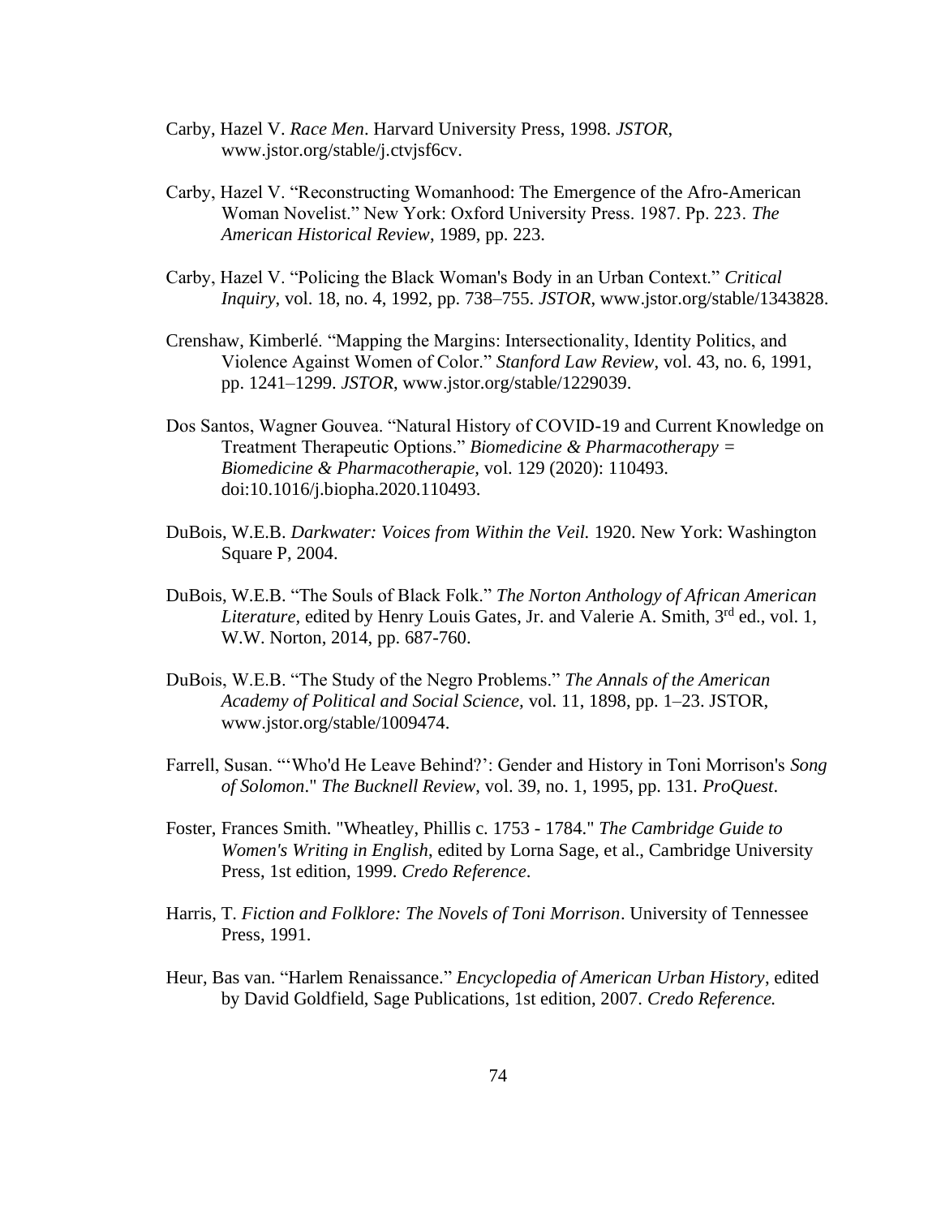Carby, Hazel V. *Race Men*. Harvard University Press, 1998. *JSTOR*, www.jstor.org/stable/j.ctvjsf6cv.

Carby, Hazel V. "Reconstructing Womanhood: The Emergence of the Afro-American Woman Novelist." New York: Oxford University Press. 1987. Pp. 223. *The American Historical Review*, 1989, pp. 223.

Carby, Hazel V. "Policing the Black Woman's Body in an Urban Context." *Critical Inquiry*, vol. 18, no. 4, 1992, pp. 738–755. *JSTOR*, www.jstor.org/stable/1343828.

Crenshaw, Kimberlé. "Mapping the Margins: Intersectionality, Identity Politics, and Violence Against Women of Color." *Stanford Law Review*, vol. 43, no. 6, 1991, pp. 1241–1299. *JSTOR*, www.jstor.org/stable/1229039.

Dos Santos, Wagner Gouvea. "Natural History of COVID-19 and Current Knowledge on Treatment Therapeutic Options." *Biomedicine & Pharmacotherapy = Biomedicine & Pharmacotherapie,* vol. 129 (2020): 110493. doi:10.1016/j.biopha.2020.110493.

DuBois, W.E.B. *Darkwater: Voices from Within the Veil.* 1920. New York: Washington Square P, 2004.

DuBois, W.E.B. "The Souls of Black Folk." *The Norton Anthology of African American Literature,* edited by Henry Louis Gates, Jr. and Valerie A. Smith, 3rd ed., vol. 1, W.W. Norton, 2014, pp. 687-760.

DuBois, W.E.B. "The Study of the Negro Problems." *The Annals of the American Academy of Political and Social Science,* vol. 11, 1898, pp. 1–23. JSTOR, www.jstor.org/stable/1009474.

Farrell, Susan. "'Who'd He Leave Behind?': Gender and History in Toni Morrison's *Song of Solomon*." *The Bucknell Review,* vol. 39, no. 1, 1995, pp. 131. *ProQuest*.

Foster, Frances Smith. "Wheatley, Phillis c. 1753 - 1784." *The Cambridge Guide to Women's Writing in English*, edited by Lorna Sage, et al., Cambridge University Press, 1st edition, 1999. *Credo Reference*.

Harris, T. *Fiction and Folklore: The Novels of Toni Morrison*. University of Tennessee Press, 1991.

Heur, Bas van. "Harlem Renaissance." *Encyclopedia of American Urban History*, edited by David Goldfield, Sage Publications, 1st edition, 2007. *Credo Reference.*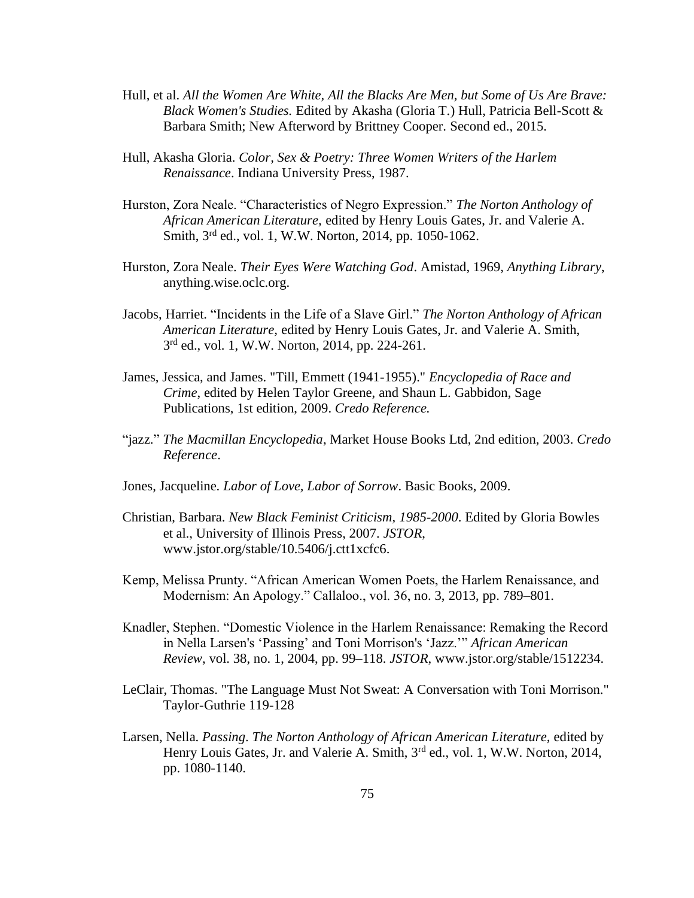Hull, et al. *All the Women Are White, All the Blacks Are Men, but Some of Us Are Brave: Black Women's Studies.* Edited by Akasha (Gloria T.) Hull, Patricia Bell-Scott & Barbara Smith; New Afterword by Brittney Cooper. Second ed., 2015.

Hull, Akasha Gloria. *Color, Sex & Poetry: Three Women Writers of the Harlem Renaissance*. Indiana University Press, 1987.

Hurston, Zora Neale. "Characteristics of Negro Expression." *The Norton Anthology of African American Literature,* edited by Henry Louis Gates, Jr. and Valerie A. Smith, 3rd ed., vol. 1, W.W. Norton, 2014, pp. 1050-1062.

Hurston, Zora Neale. *Their Eyes Were Watching God*. Amistad, 1969, *Anything Library*, anything.wise.oclc.org.

Jacobs, Harriet. "Incidents in the Life of a Slave Girl." *The Norton Anthology of African American Literature,* edited by Henry Louis Gates, Jr. and Valerie A. Smith, 3rd ed., vol. 1, W.W. Norton, 2014, pp. 224-261.

James, Jessica, and James. "Till, Emmett (1941-1955)." *Encyclopedia of Race and Crime*, edited by Helen Taylor Greene, and Shaun L. Gabbidon, Sage Publications, 1st edition, 2009. *Credo Reference.*

"jazz." *The Macmillan Encyclopedia*, Market House Books Ltd, 2nd edition, 2003. *Credo Reference*.

Jones, Jacqueline. *Labor of Love, Labor of Sorrow*. Basic Books, 2009.

Christian, Barbara. *New Black Feminist Criticism, 1985-2000*. Edited by Gloria Bowles et al., University of Illinois Press, 2007. *JSTOR*, www.jstor.org/stable/10.5406/j.ctt1xcfc6.

Kemp, Melissa Prunty. "African American Women Poets, the Harlem Renaissance, and Modernism: An Apology." Callaloo., vol. 36, no. 3, 2013, pp. 789–801.

Knadler, Stephen. "Domestic Violence in the Harlem Renaissance: Remaking the Record in Nella Larsen's 'Passing' and Toni Morrison's 'Jazz.'" *African American Review*, vol. 38, no. 1, 2004, pp. 99–118. *JSTOR*, www.jstor.org/stable/1512234.

LeClair, Thomas. "The Language Must Not Sweat: A Conversation with Toni Morrison." Taylor-Guthrie 119-128

Larsen, Nella. *Passing*. *The Norton Anthology of African American Literature,* edited by Henry Louis Gates, Jr. and Valerie A. Smith, 3rd ed., vol. 1, W.W. Norton, 2014, pp. 1080-1140.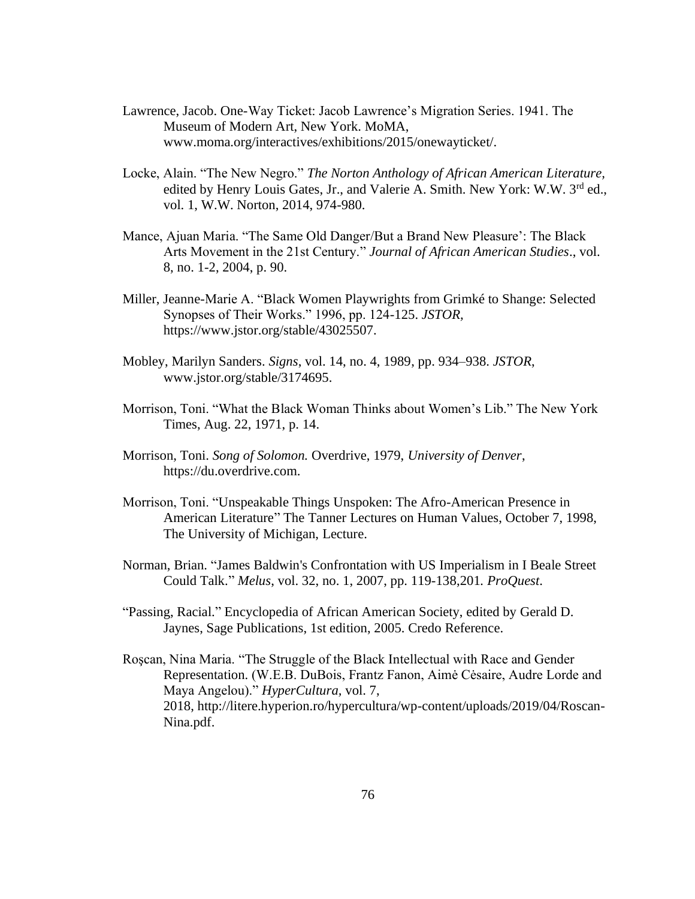Lawrence, Jacob. One-Way Ticket: Jacob Lawrence's Migration Series. 1941. The Museum of Modern Art, New York. MoMA, www.moma.org/interactives/exhibitions/2015/onewayticket/.

Locke, Alain. "The New Negro." *The Norton Anthology of African American Literature,* edited by Henry Louis Gates, Jr., and Valerie A. Smith. New York: W.W. 3rd ed., vol. 1, W.W. Norton, 2014, 974-980.

Mance, Ajuan Maria. "The Same Old Danger/But a Brand New Pleasure': The Black Arts Movement in the 21st Century." *Journal of African American Studies*., vol. 8, no. 1-2, 2004, p. 90.

Miller, Jeanne-Marie A. "Black Women Playwrights from Grimké to Shange: Selected Synopses of Their Works." 1996, pp. 124-125. *JSTOR*, https://www.jstor.org/stable/43025507.

Mobley, Marilyn Sanders. *Signs*, vol. 14, no. 4, 1989, pp. 934–938. *JSTOR*, www.jstor.org/stable/3174695.

Morrison, Toni. "What the Black Woman Thinks about Women's Lib." The New York Times, Aug. 22, 1971, p. 14.

Morrison, Toni. *Song of Solomon.* Overdrive, 1979, *University of Denver*, https://du.overdrive.com.

Morrison, Toni. "Unspeakable Things Unspoken: The Afro-American Presence in American Literature" The Tanner Lectures on Human Values, October 7, 1998, The University of Michigan, Lecture.

Norman, Brian. "James Baldwin's Confrontation with US Imperialism in I Beale Street Could Talk." *Melus*, vol. 32, no. 1, 2007, pp. 119-138,201. *ProQuest*.

"Passing, Racial." Encyclopedia of African American Society, edited by Gerald D. Jaynes, Sage Publications, 1st edition, 2005. Credo Reference.

Roşcan, Nina Maria. "The Struggle of the Black Intellectual with Race and Gender Representation. (W.E.B. DuBois, Frantz Fanon, Aimė Cėsaire, Audre Lorde and Maya Angelou)." *HyperCultura,* vol. 7, 2018, http://litere.hyperion.ro/hypercultura/wp-content/uploads/2019/04/Roscan-Nina.pdf.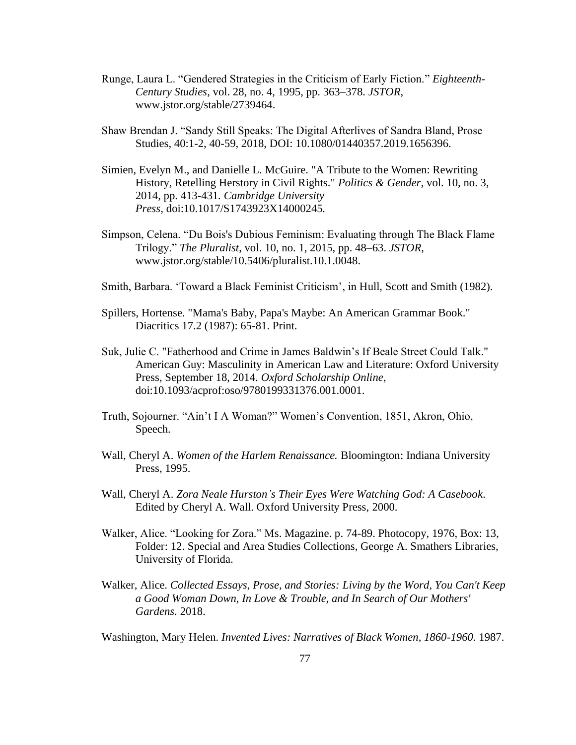Runge, Laura L. “Gendered Strategies in the Criticism of Early Fiction.” *Eighteenth-Century Studies*, vol. 28, no. 4, 1995, pp. 363–378. *JSTOR*, www.jstor.org/stable/2739464.

Shaw Brendan J. “Sandy Still Speaks: The Digital Afterlives of Sandra Bland, Prose Studies, 40:1-2, 40-59, 2018, DOI: 10.1080/01440357.2019.1656396.

Simien, Evelyn M., and Danielle L. McGuire. "A Tribute to the Women: Rewriting History, Retelling Herstory in Civil Rights." *Politics & Gender*, vol. 10, no. 3, 2014, pp. 413-431. *Cambridge University Press*, doi:10.1017/S1743923X14000245.

Simpson, Celena. “Du Bois's Dubious Feminism: Evaluating through The Black Flame Trilogy.” *The Pluralist*, vol. 10, no. 1, 2015, pp. 48–63. *JSTOR*, www.jstor.org/stable/10.5406/pluralist.10.1.0048.

Smith, Barbara. ‘Toward a Black Feminist Criticism’, in Hull, Scott and Smith (1982).

Spillers, Hortense. "Mama's Baby, Papa's Maybe: An American Grammar Book." Diacritics 17.2 (1987): 65-81. Print.

Suk, Julie C. "Fatherhood and Crime in James Baldwin’s If Beale Street Could Talk." American Guy: Masculinity in American Law and Literature: Oxford University Press, September 18, 2014. *Oxford Scholarship Online*, doi:10.1093/acprof:oso/9780199331376.001.0001.

Truth, Sojourner. “Ain’t I A Woman?” Women’s Convention, 1851, Akron, Ohio, Speech.

Wall, Cheryl A. *Women of the Harlem Renaissance.* Bloomington: Indiana University Press, 1995.

Wall, Cheryl A. *Zora Neale Hurston’s Their Eyes Were Watching God: A Casebook*. Edited by Cheryl A. Wall. Oxford University Press, 2000.

Walker, Alice. “Looking for Zora.” Ms. Magazine. p. 74-89. Photocopy, 1976, Box: 13, Folder: 12. Special and Area Studies Collections, George A. Smathers Libraries, University of Florida.

Walker, Alice. *Collected Essays, Prose, and Stories: Living by the Word, You Can't Keep a Good Woman Down, In Love & Trouble, and In Search of Our Mothers' Gardens.* 2018.

Washington, Mary Helen. *Invented Lives: Narratives of Black Women, 1860-1960.* 1987.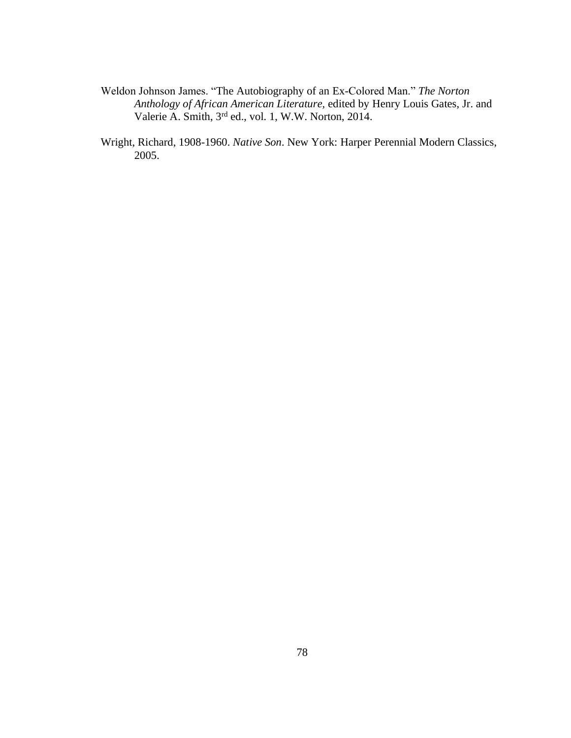Weldon Johnson James. "The Autobiography of an Ex-Colored Man." *The Norton Anthology of African American Literature,* edited by Henry Louis Gates, Jr. and Valerie A. Smith, 3rd ed., vol. 1, W.W. Norton, 2014.

Wright, Richard, 1908-1960. *Native Son*. New York: Harper Perennial Modern Classics, 2005.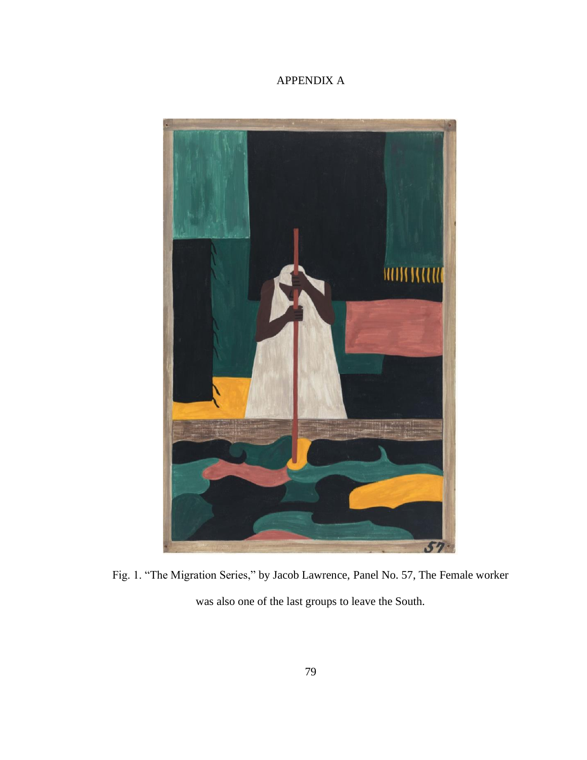# APPENDIX A

Fig. 1. "The Migration Series," by Jacob Lawrence, Panel No. 57, The Female worker was also one of the last groups to leave the South.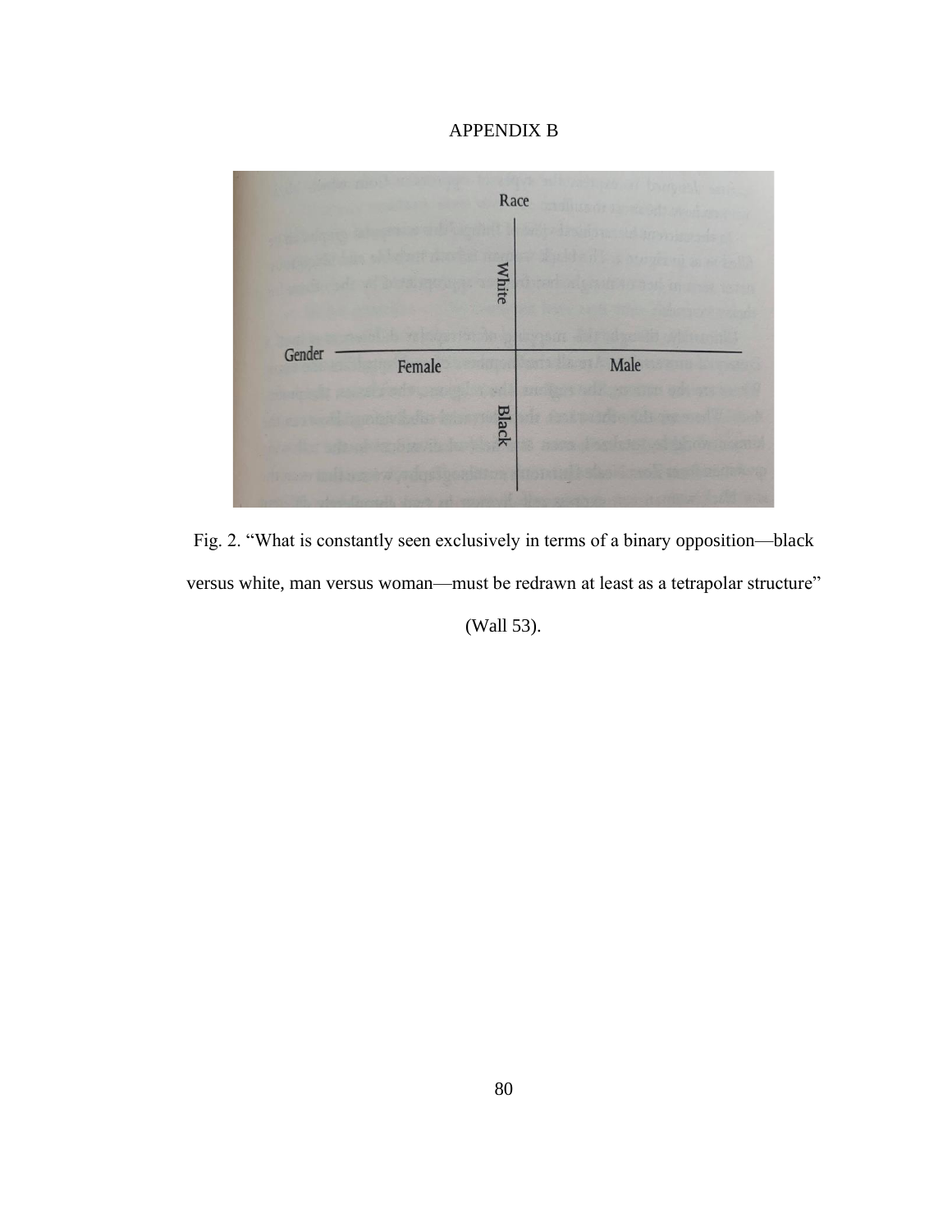# APPENDIX B

Race

White

Gender — Female — Male

Black

Fig. 2. “What is constantly seen exclusively in terms of a binary opposition—black versus white, man versus woman—must be redrawn at least as a tetrapolar structure” (Wall 53).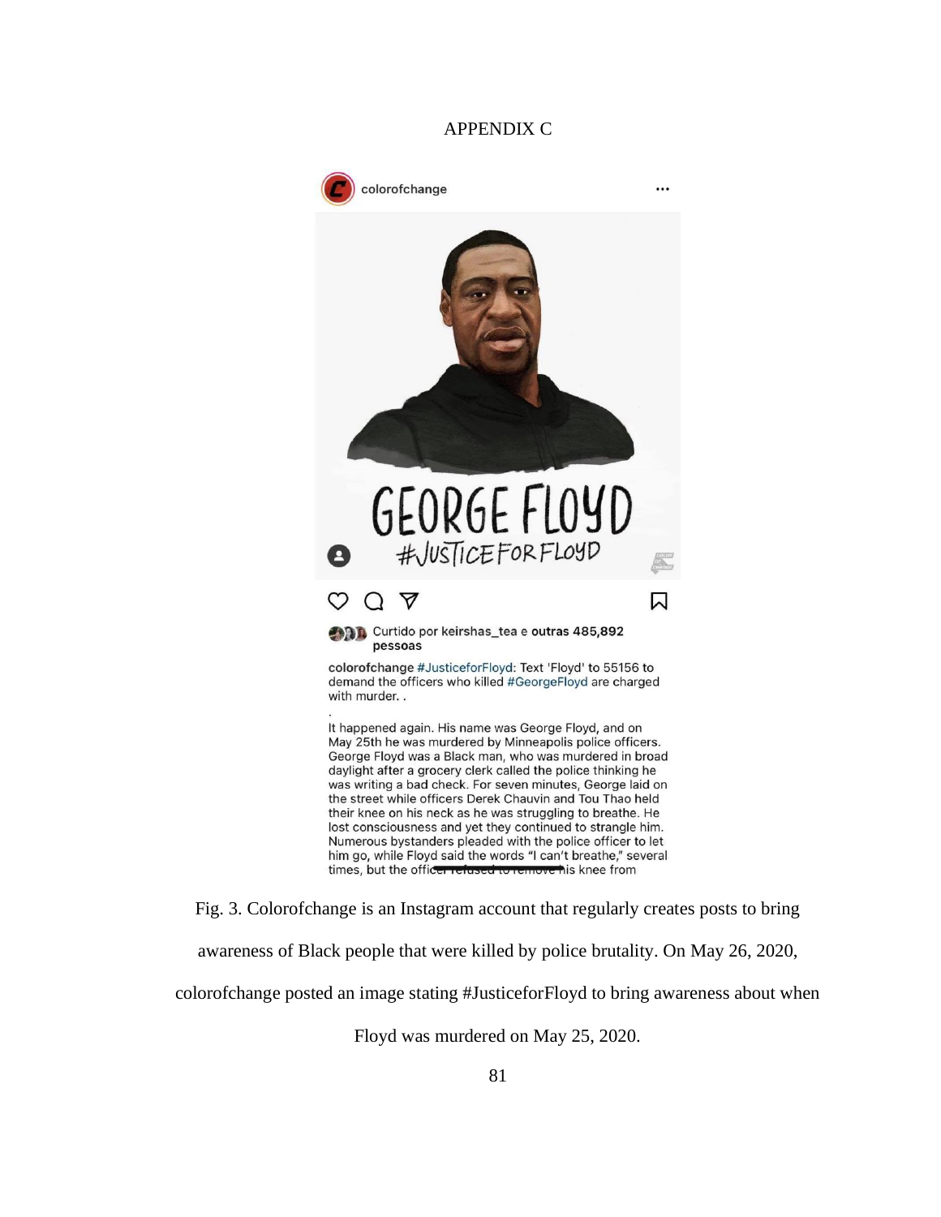# APPENDIX C

colorofchange

GEORGE FLOYD
#JUSTICEFORFLOYD

Curtido por keirshas_tea e outras 485,892 pessoas

colorofchange #JusticeforFloyd: Text 'Floyd' to 55156 to demand the officers who killed #GeorgeFloyd are charged with murder. .

.

It happened again. His name was George Floyd, and on May 25th he was murdered by Minneapolis police officers. George Floyd was a Black man, who was murdered in broad daylight after a grocery clerk called the police thinking he was writing a bad check. For seven minutes, George laid on the street while officers Derek Chauvin and Tou Thao held their knee on his neck as he was struggling to breathe. He lost consciousness and yet they continued to strangle him. Numerous bystanders pleaded with the police officer to let him go, while Floyd said the words "I can't breathe," several times, but the officer refused to remove his knee from

Fig. 3. Colorofchange is an Instagram account that regularly creates posts to bring awareness of Black people that were killed by police brutality. On May 26, 2020, colorofchange posted an image stating #JusticeforFloyd to bring awareness about when Floyd was murdered on May 25, 2020.